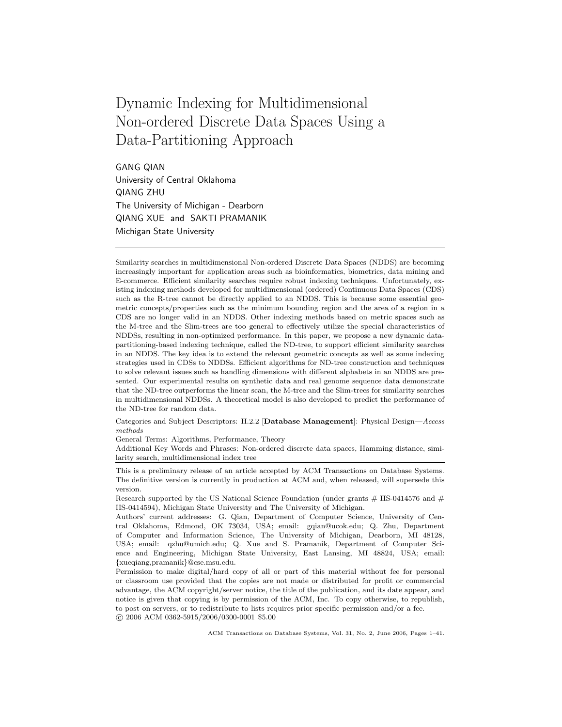# Dynamic Indexing for Multidimensional Non-ordered Discrete Data Spaces Using a Data-Partitioning Approach

GANG QIAN
University of Central Oklahoma
QIANG ZHU
The University of Michigan - Dearborn
QIANG XUE and SAKTI PRAMANIK
Michigan State University

---

Similarity searches in multidimensional Non-ordered Discrete Data Spaces (NDDS) are becoming increasingly important for application areas such as bioinformatics, biometrics, data mining and E-commerce. Efficient similarity searches require robust indexing techniques. Unfortunately, existing indexing methods developed for multidimensional (ordered) Continuous Data Spaces (CDS) such as the R-tree cannot be directly applied to an NDDS. This is because some essential geometric concepts/properties such as the minimum bounding region and the area of a region in a CDS are no longer valid in an NDDS. Other indexing methods based on metric spaces such as the M-tree and the Slim-trees are too general to effectively utilize the special characteristics of NDDSs, resulting in non-optimized performance. In this paper, we propose a new dynamic data-partitioning-based indexing technique, called the ND-tree, to support efficient similarity searches in an NDDS. The key idea is to extend the relevant geometric concepts as well as some indexing strategies used in CDSs to NDDSs. Efficient algorithms for ND-tree construction and techniques to solve relevant issues such as handling dimensions with different alphabets in an NDDS are presented. Our experimental results on synthetic data and real genome sequence data demonstrate that the ND-tree outperforms the linear scan, the M-tree and the Slim-trees for similarity searches in multidimensional NDDSs. A theoretical model is also developed to predict the performance of the ND-tree for random data.

Categories and Subject Descriptors: H.2.2 [**Database Management**]: Physical Design—*Access methods*

General Terms: Algorithms, Performance, Theory

Additional Key Words and Phrases: Non-ordered discrete data spaces, Hamming distance, similarity search, multidimensional index tree

---

This is a preliminary release of an article accepted by ACM Transactions on Database Systems. The definitive version is currently in production at ACM and, when released, will supersede this version.

Research supported by the US National Science Foundation (under grants # IIS-0414576 and # IIS-0414594), Michigan State University and The University of Michigan.

Authors' current addresses: G. Qian, Department of Computer Science, University of Central Oklahoma, Edmond, OK 73034, USA; email: gqian@ucok.edu; Q. Zhu, Department of Computer and Information Science, The University of Michigan, Dearborn, MI 48128, USA; email: qzhu@umich.edu; Q. Xue and S. Pramanik, Department of Computer Science and Engineering, Michigan State University, East Lansing, MI 48824, USA; email: {xueqiang,pramanik}@cse.msu.edu.

Permission to make digital/hard copy of all or part of this material without fee for personal or classroom use provided that the copies are not made or distributed for profit or commercial advantage, the ACM copyright/server notice, the title of the publication, and its date appear, and notice is given that copying is by permission of the ACM, Inc. To copy otherwise, to republish, to post on servers, or to redistribute to lists requires prior specific permission and/or a fee.
© 2006 ACM 0362-5915/2006/0300-0001 $5.00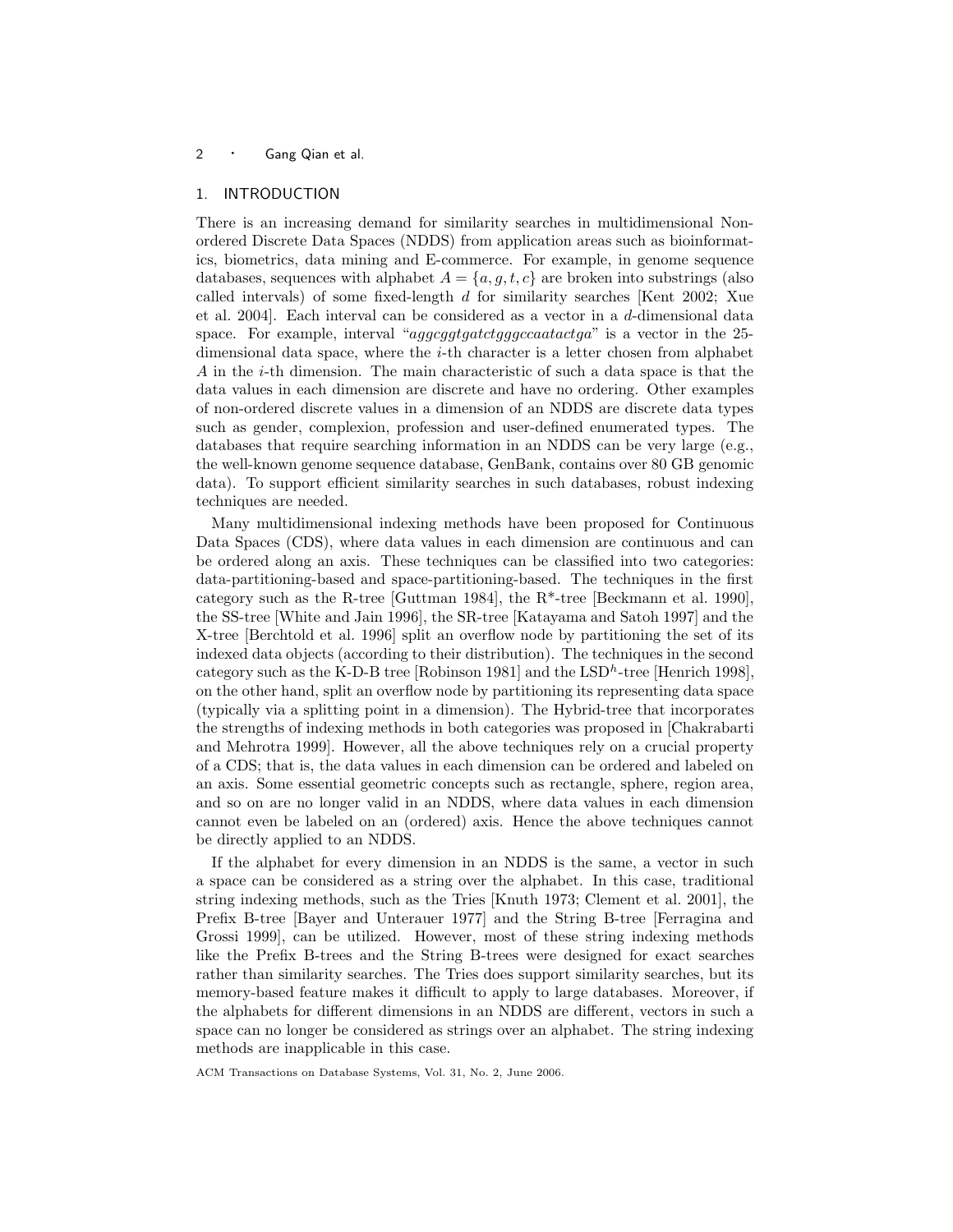## 1. INTRODUCTION

There is an increasing demand for similarity searches in multidimensional Non-ordered Discrete Data Spaces (NDDS) from application areas such as bioinformatics, biometrics, data mining and E-commerce. For example, in genome sequence databases, sequences with alphabet $A = \{a, g, t, c\}$ are broken into substrings (also called intervals) of some fixed-length $d$ for similarity searches [Kent 2002; Xue et al. 2004]. Each interval can be considered as a vector in a $d$-dimensional data space. For example, interval "*aggcggtgatctgggccaatactga*" is a vector in the 25-dimensional data space, where the $i$-th character is a letter chosen from alphabet $A$ in the $i$-th dimension. The main characteristic of such a data space is that the data values in each dimension are discrete and have no ordering. Other examples of non-ordered discrete values in a dimension of an NDDS are discrete data types such as gender, complexion, profession and user-defined enumerated types. The databases that require searching information in an NDDS can be very large (e.g., the well-known genome sequence database, GenBank, contains over 80 GB genomic data). To support efficient similarity searches in such databases, robust indexing techniques are needed.

Many multidimensional indexing methods have been proposed for Continuous Data Spaces (CDS), where data values in each dimension are continuous and can be ordered along an axis. These techniques can be classified into two categories: data-partitioning-based and space-partitioning-based. The techniques in the first category such as the R-tree [Guttman 1984], the R*-tree [Beckmann et al. 1990], the SS-tree [White and Jain 1996], the SR-tree [Katayama and Satoh 1997] and the X-tree [Berchtold et al. 1996] split an overflow node by partitioning the set of its indexed data objects (according to their distribution). The techniques in the second category such as the K-D-B tree [Robinson 1981] and the LSD$^h$-tree [Henrich 1998], on the other hand, split an overflow node by partitioning its representing data space (typically via a splitting point in a dimension). The Hybrid-tree that incorporates the strengths of indexing methods in both categories was proposed in [Chakrabarti and Mehrotra 1999]. However, all the above techniques rely on a crucial property of a CDS; that is, the data values in each dimension can be ordered and labeled on an axis. Some essential geometric concepts such as rectangle, sphere, region area, and so on are no longer valid in an NDDS, where data values in each dimension cannot even be labeled on an (ordered) axis. Hence the above techniques cannot be directly applied to an NDDS.

If the alphabet for every dimension in an NDDS is the same, a vector in such a space can be considered as a string over the alphabet. In this case, traditional string indexing methods, such as the Tries [Knuth 1973; Clement et al. 2001], the Prefix B-tree [Bayer and Unterauer 1977] and the String B-tree [Ferragina and Grossi 1999], can be utilized. However, most of these string indexing methods like the Prefix B-trees and the String B-trees were designed for exact searches rather than similarity searches. The Tries does support similarity searches, but its memory-based feature makes it difficult to apply to large databases. Moreover, if the alphabets for different dimensions in an NDDS are different, vectors in such a space can no longer be considered as strings over an alphabet. The string indexing methods are inapplicable in this case.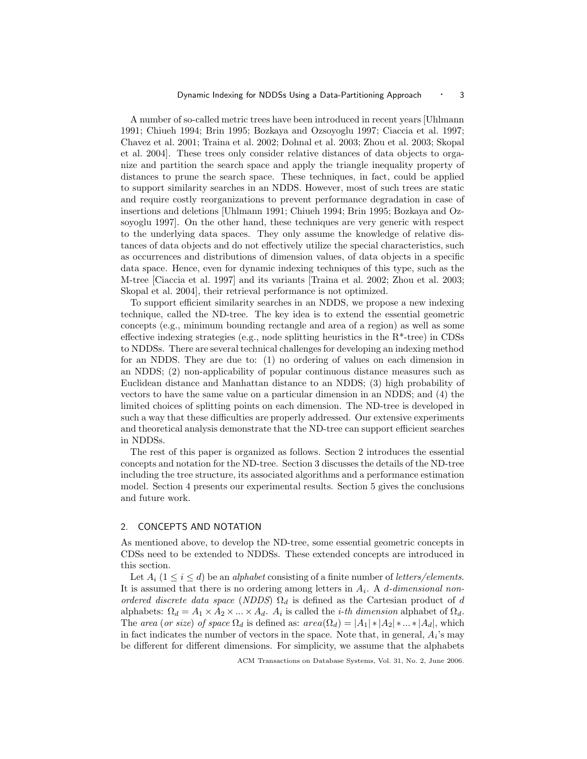A number of so-called metric trees have been introduced in recent years [Uhlmann 1991; Chiueh 1994; Brin 1995; Bozkaya and Ozsoyoglu 1997; Ciaccia et al. 1997; Chavez et al. 2001; Traina et al. 2002; Dohnal et al. 2003; Zhou et al. 2003; Skopal et al. 2004]. These trees only consider relative distances of data objects to organize and partition the search space and apply the triangle inequality property of distances to prune the search space. These techniques, in fact, could be applied to support similarity searches in an NDDS. However, most of such trees are static and require costly reorganizations to prevent performance degradation in case of insertions and deletions [Uhlmann 1991; Chiueh 1994; Brin 1995; Bozkaya and Ozsoyoglu 1997]. On the other hand, these techniques are very generic with respect to the underlying data spaces. They only assume the knowledge of relative distances of data objects and do not effectively utilize the special characteristics, such as occurrences and distributions of dimension values, of data objects in a specific data space. Hence, even for dynamic indexing techniques of this type, such as the M-tree [Ciaccia et al. 1997] and its variants [Traina et al. 2002; Zhou et al. 2003; Skopal et al. 2004], their retrieval performance is not optimized.

To support efficient similarity searches in an NDDS, we propose a new indexing technique, called the ND-tree. The key idea is to extend the essential geometric concepts (e.g., minimum bounding rectangle and area of a region) as well as some effective indexing strategies (e.g., node splitting heuristics in the R*-tree) in CDSs to NDDSs. There are several technical challenges for developing an indexing method for an NDDS. They are due to: (1) no ordering of values on each dimension in an NDDS; (2) non-applicability of popular continuous distance measures such as Euclidean distance and Manhattan distance to an NDDS; (3) high probability of vectors to have the same value on a particular dimension in an NDDS; and (4) the limited choices of splitting points on each dimension. The ND-tree is developed in such a way that these difficulties are properly addressed. Our extensive experiments and theoretical analysis demonstrate that the ND-tree can support efficient searches in NDDSs.

The rest of this paper is organized as follows. Section 2 introduces the essential concepts and notation for the ND-tree. Section 3 discusses the details of the ND-tree including the tree structure, its associated algorithms and a performance estimation model. Section 4 presents our experimental results. Section 5 gives the conclusions and future work.

## 2. CONCEPTS AND NOTATION

As mentioned above, to develop the ND-tree, some essential geometric concepts in CDSs need to be extended to NDDSs. These extended concepts are introduced in this section.

Let $A_i$ ($1 \leq i \leq d$) be an *alphabet* consisting of a finite number of *letters/elements*. It is assumed that there is no ordering among letters in $A_i$. A *d-dimensional non-ordered discrete data space* (*NDDS*) $\Omega_d$ is defined as the Cartesian product of $d$ alphabets: $\Omega_d = A_1 \times A_2 \times ... \times A_d$. $A_i$ is called the *i-th dimension* alphabet of $\Omega_d$. The *area* (*or size*) *of space* $\Omega_d$ is defined as: $area(\Omega_d) = |A_1| * |A_2| * ... * |A_d|$, which in fact indicates the number of vectors in the space. Note that, in general, $A_i$'s may be different for different dimensions. For simplicity, we assume that the alphabets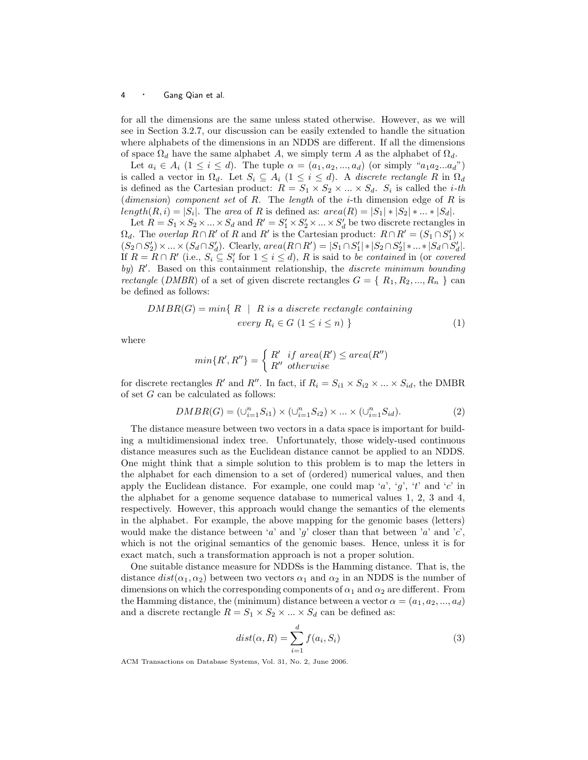for all the dimensions are the same unless stated otherwise. However, as we will see in Section 3.2.7, our discussion can be easily extended to handle the situation where alphabets of the dimensions in an NDDS are different. If all the dimensions of space $\Omega_d$ have the same alphabet $A$, we simply term $A$ as the alphabet of $\Omega_d$.

Let $a_i \in A_i$ $(1 \le i \le d)$. The tuple $\alpha = (a_1, a_2, ..., a_d)$ (or simply "$a_1 a_2 ... a_d$") is called a vector in $\Omega_d$. Let $S_i \subseteq A_i$ $(1 \le i \le d)$. A *discrete rectangle* $R$ in $\Omega_d$ is defined as the Cartesian product: $R = S_1 \times S_2 \times ... \times S_d$. $S_i$ is called the *i-th* (*dimension*) *component set* of $R$. The *length* of the $i$-th dimension edge of $R$ is $length(R, i) = |S_i|$. The *area* of $R$ is defined as: $area(R) = |S_1| * |S_2| * ... * |S_d|$.

Let $R = S_1 \times S_2 \times ... \times S_d$ and $R' = S'_1 \times S'_2 \times ... \times S'_d$ be two discrete rectangles in $\Omega_d$. The *overlap* $R \cap R'$ of $R$ and $R'$ is the Cartesian product: $R \cap R' = (S_1 \cap S'_1) \times (S_2 \cap S'_2) \times ... \times (S_d \cap S'_d)$. Clearly, $area(R \cap R') = |S_1 \cap S'_1| * |S_2 \cap S'_2| * ... * |S_d \cap S'_d|$. If $R = R \cap R'$ (i.e., $S_i \subseteq S'_i$ for $1 \le i \le d$), $R$ is said to *be contained* in (or *covered by*) $R'$. Based on this containment relationship, the *discrete minimum bounding rectangle* (*DMBR*) of a set of given discrete rectangles $G = \{ R_1, R_2, ..., R_n \}$ can be defined as follows:

$$DMBR(G) = min\{ R \mid R \text{ is a discrete rectangle containing every } R_i \in G \ (1 \le i \le n) \} \tag{1}$$

where

$$min\{R', R''\} = \begin{cases} R' & if \ area(R') \le area(R'') \\ R'' & otherwise \end{cases}$$

for discrete rectangles $R'$ and $R''$. In fact, if $R_i = S_{i1} \times S_{i2} \times ... \times S_{id}$, the DMBR of set $G$ can be calculated as follows:

$$DMBR(G) = (\cup_{i=1}^{n} S_{i1}) \times (\cup_{i=1}^{n} S_{i2}) \times ... \times (\cup_{i=1}^{n} S_{id}). \tag{2}$$

The distance measure between two vectors in a data space is important for building a multidimensional index tree. Unfortunately, those widely-used continuous distance measures such as the Euclidean distance cannot be applied to an NDDS. One might think that a simple solution to this problem is to map the letters in the alphabet for each dimension to a set of (ordered) numerical values, and then apply the Euclidean distance. For example, one could map '$a$', '$g$', '$t$' and '$c$' in the alphabet for a genome sequence database to numerical values 1, 2, 3 and 4, respectively. However, this approach would change the semantics of the elements in the alphabet. For example, the above mapping for the genomic bases (letters) would make the distance between '$a$' and '$g$' closer than that between '$a$' and '$c$', which is not the original semantics of the genomic bases. Hence, unless it is for exact match, such a transformation approach is not a proper solution.

One suitable distance measure for NDDSs is the Hamming distance. That is, the distance $dist(\alpha_1, \alpha_2)$ between two vectors $\alpha_1$ and $\alpha_2$ in an NDDS is the number of dimensions on which the corresponding components of $\alpha_1$ and $\alpha_2$ are different. From the Hamming distance, the (minimum) distance between a vector $\alpha = (a_1, a_2, ..., a_d)$ and a discrete rectangle $R = S_1 \times S_2 \times ... \times S_d$ can be defined as:

$$dist(\alpha, R) = \sum_{i=1}^{d} f(a_i, S_i) \tag{3}$$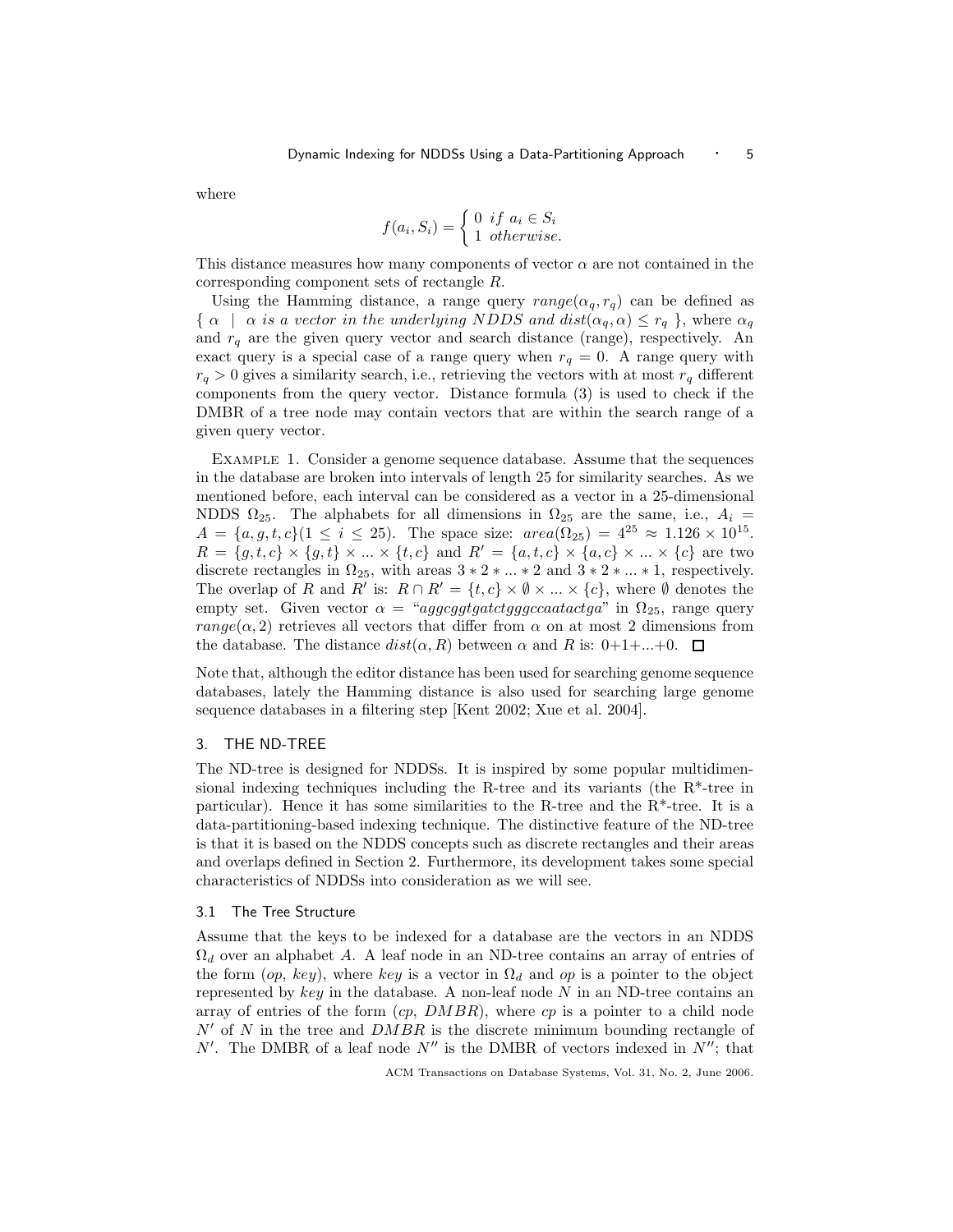where

$$f(a_i, S_i) = \begin{cases} 0 & if\ a_i \in S_i \\ 1 & otherwise. \end{cases}$$

This distance measures how many components of vector $\alpha$ are not contained in the corresponding component sets of rectangle $R$.

Using the Hamming distance, a range query $range(\alpha_q, r_q)$ can be defined as $\{ \alpha \mid \alpha\ is\ a\ vector\ in\ the\ underlying\ NDDS\ and\ dist(\alpha_q, \alpha) \le r_q \}$, where $\alpha_q$ and $r_q$ are the given query vector and search distance (range), respectively. An exact query is a special case of a range query when $r_q = 0$. A range query with $r_q > 0$ gives a similarity search, i.e., retrieving the vectors with at most $r_q$ different components from the query vector. Distance formula (3) is used to check if the DMBR of a tree node may contain vectors that are within the search range of a given query vector.

EXAMPLE 1. Consider a genome sequence database. Assume that the sequences in the database are broken into intervals of length 25 for similarity searches. As we mentioned before, each interval can be considered as a vector in a 25-dimensional NDDS $\Omega_{25}$. The alphabets for all dimensions in $\Omega_{25}$ are the same, i.e., $A_i = A = \{a, g, t, c\}(1 \le i \le 25)$. The space size: $area(\Omega_{25}) = 4^{25} \approx 1.126 \times 10^{15}$. $R = \{g, t, c\} \times \{g, t\} \times ... \times \{t, c\}$ and $R' = \{a, t, c\} \times \{a, c\} \times ... \times \{c\}$ are two discrete rectangles in $\Omega_{25}$, with areas $3 * 2 * ... * 2$ and $3 * 2 * ... * 1$, respectively. The overlap of $R$ and $R'$ is: $R \cap R' = \{t, c\} \times \emptyset \times ... \times \{c\}$, where $\emptyset$ denotes the empty set. Given vector $\alpha$ = "*aggcggtgatctgggccaatactga*" in $\Omega_{25}$, range query $range(\alpha, 2)$ retrieves all vectors that differ from $\alpha$ on at most 2 dimensions from the database. The distance $dist(\alpha, R)$ between $\alpha$ and $R$ is: $0+1+...+0$. □

Note that, although the editor distance has been used for searching genome sequence databases, lately the Hamming distance is also used for searching large genome sequence databases in a filtering step [Kent 2002; Xue et al. 2004].

## 3. THE ND-TREE

The ND-tree is designed for NDDSs. It is inspired by some popular multidimensional indexing techniques including the R-tree and its variants (the R*-tree in particular). Hence it has some similarities to the R-tree and the R*-tree. It is a data-partitioning-based indexing technique. The distinctive feature of the ND-tree is that it is based on the NDDS concepts such as discrete rectangles and their areas and overlaps defined in Section 2. Furthermore, its development takes some special characteristics of NDDSs into consideration as we will see.

### 3.1 The Tree Structure

Assume that the keys to be indexed for a database are the vectors in an NDDS $\Omega_d$ over an alphabet $A$. A leaf node in an ND-tree contains an array of entries of the form (*op*, *key*), where *key* is a vector in $\Omega_d$ and *op* is a pointer to the object represented by *key* in the database. A non-leaf node $N$ in an ND-tree contains an array of entries of the form (*cp*, *DMBR*), where *cp* is a pointer to a child node $N'$ of $N$ in the tree and *DMBR* is the discrete minimum bounding rectangle of $N'$. The DMBR of a leaf node $N''$ is the DMBR of vectors indexed in $N''$; that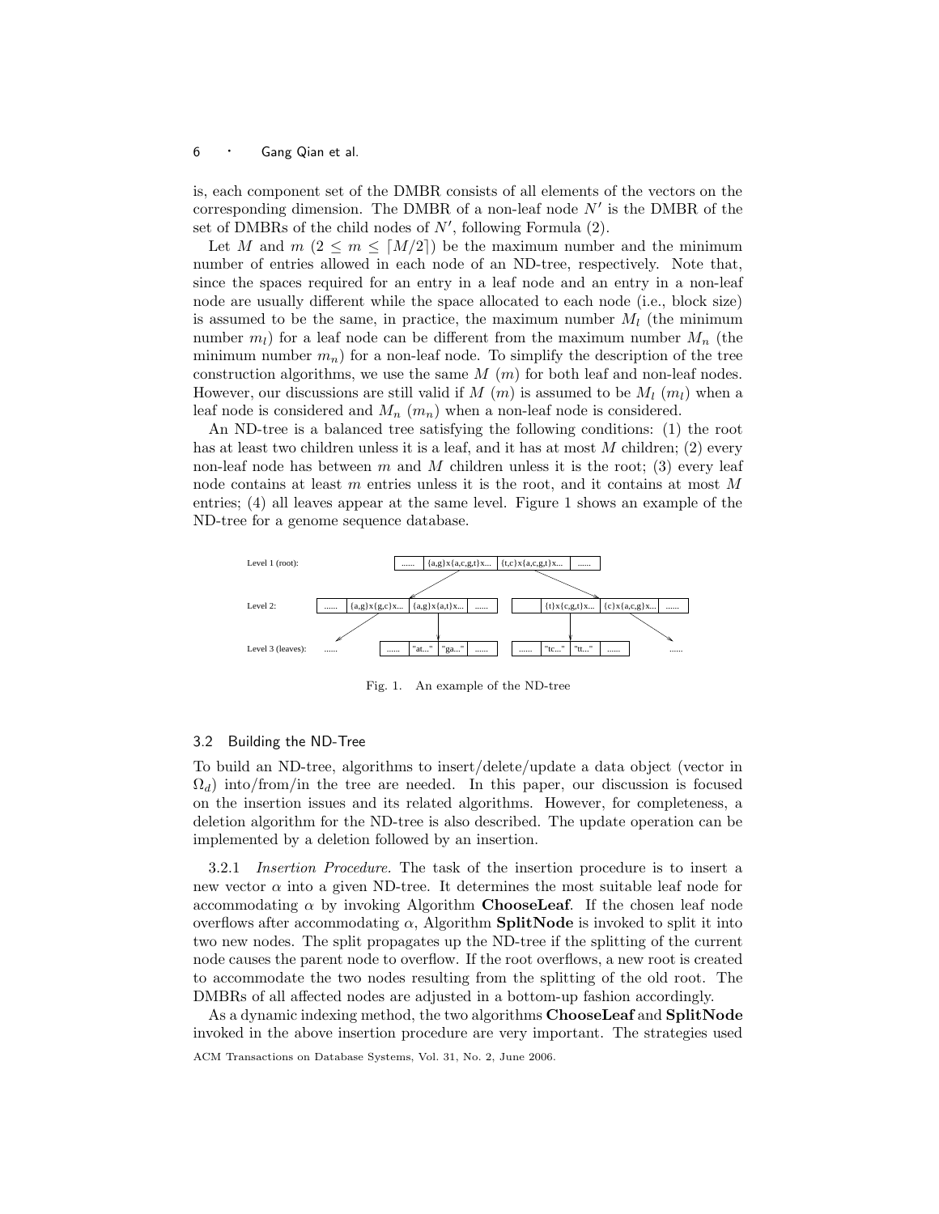is, each component set of the DMBR consists of all elements of the vectors on the corresponding dimension. The DMBR of a non-leaf node $N'$ is the DMBR of the set of DMBRs of the child nodes of $N'$, following Formula (2).

Let $M$ and $m$ ($2 \leq m \leq \lceil M/2 \rceil$) be the maximum number and the minimum number of entries allowed in each node of an ND-tree, respectively. Note that, since the spaces required for an entry in a leaf node and an entry in a non-leaf node are usually different while the space allocated to each node (i.e., block size) is assumed to be the same, in practice, the maximum number $M_l$ (the minimum number $m_l$) for a leaf node can be different from the maximum number $M_n$ (the minimum number $m_n$) for a non-leaf node. To simplify the description of the tree construction algorithms, we use the same $M$ ($m$) for both leaf and non-leaf nodes. However, our discussions are still valid if $M$ ($m$) is assumed to be $M_l$ ($m_l$) when a leaf node is considered and $M_n$ ($m_n$) when a non-leaf node is considered.

An ND-tree is a balanced tree satisfying the following conditions: (1) the root has at least two children unless it is a leaf, and it has at most $M$ children; (2) every non-leaf node has between $m$ and $M$ children unless it is the root; (3) every leaf node contains at least $m$ entries unless it is the root, and it contains at most $M$ entries; (4) all leaves appear at the same level. Figure 1 shows an example of the ND-tree for a genome sequence database.

Fig. 1. An example of the ND-tree

### 3.2 Building the ND-Tree

To build an ND-tree, algorithms to insert/delete/update a data object (vector in $\Omega_d$) into/from/in the tree are needed. In this paper, our discussion is focused on the insertion issues and its related algorithms. However, for completeness, a deletion algorithm for the ND-tree is also described. The update operation can be implemented by a deletion followed by an insertion.

3.2.1 *Insertion Procedure.* The task of the insertion procedure is to insert a new vector $\alpha$ into a given ND-tree. It determines the most suitable leaf node for accommodating $\alpha$ by invoking Algorithm **ChooseLeaf**. If the chosen leaf node overflows after accommodating $\alpha$, Algorithm **SplitNode** is invoked to split it into two new nodes. The split propagates up the ND-tree if the splitting of the current node causes the parent node to overflow. If the root overflows, a new root is created to accommodate the two nodes resulting from the splitting of the old root. The DMBRs of all affected nodes are adjusted in a bottom-up fashion accordingly.

As a dynamic indexing method, the two algorithms **ChooseLeaf** and **SplitNode** invoked in the above insertion procedure are very important. The strategies used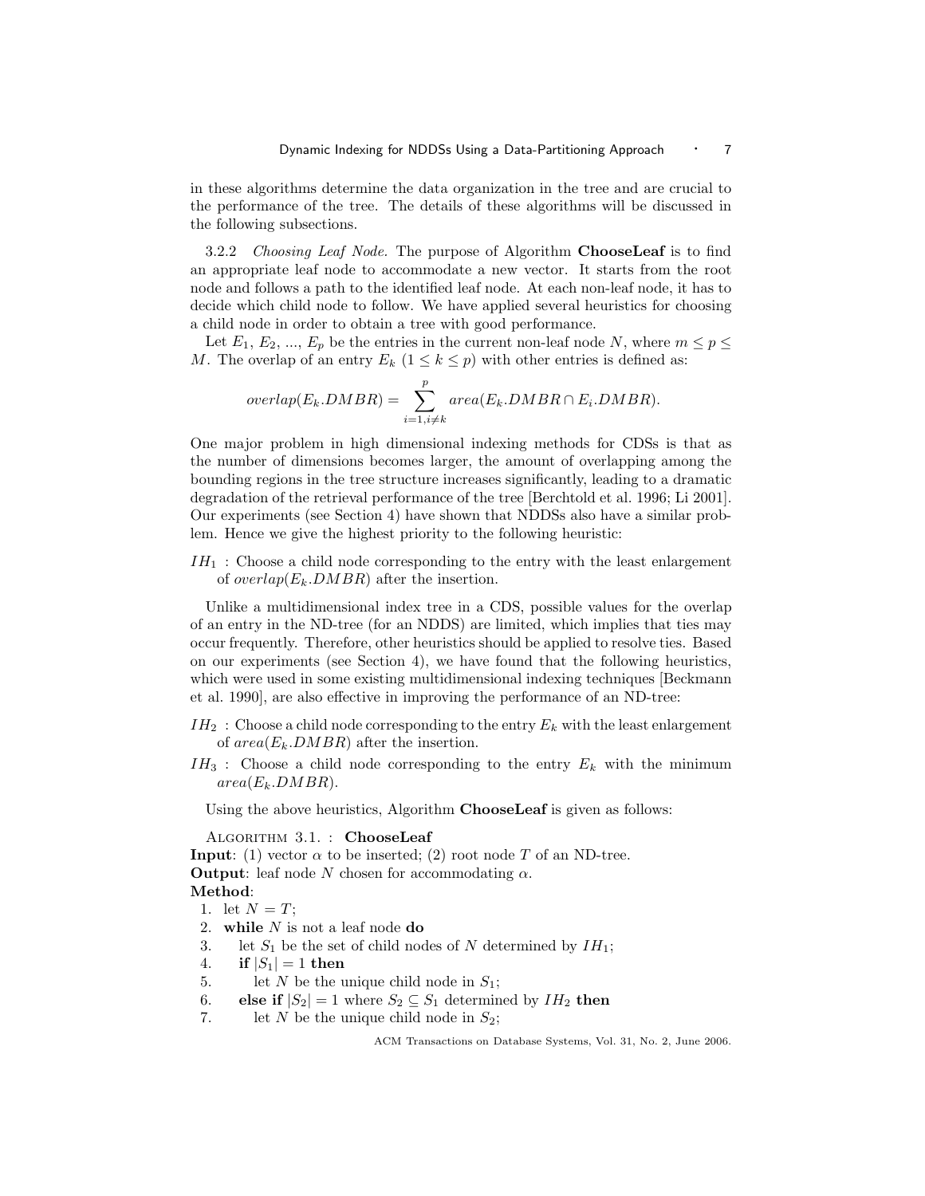in these algorithms determine the data organization in the tree and are crucial to the performance of the tree. The details of these algorithms will be discussed in the following subsections.

3.2.2 *Choosing Leaf Node.* The purpose of Algorithm **ChooseLeaf** is to find an appropriate leaf node to accommodate a new vector. It starts from the root node and follows a path to the identified leaf node. At each non-leaf node, it has to decide which child node to follow. We have applied several heuristics for choosing a child node in order to obtain a tree with good performance.

Let $E_1$, $E_2$, ..., $E_p$ be the entries in the current non-leaf node $N$, where $m \leq p \leq M$. The overlap of an entry $E_k$ ($1 \leq k \leq p$) with other entries is defined as:

$$overlap(E_k.DMBR) = \sum_{i=1, i \neq k}^{p} area(E_k.DMBR \cap E_i.DMBR).$$

One major problem in high dimensional indexing methods for CDSs is that as the number of dimensions becomes larger, the amount of overlapping among the bounding regions in the tree structure increases significantly, leading to a dramatic degradation of the retrieval performance of the tree [Berchtold et al. 1996; Li 2001]. Our experiments (see Section 4) have shown that NDDSs also have a similar problem. Hence we give the highest priority to the following heuristic:

$IH_1$ : Choose a child node corresponding to the entry with the least enlargement of $overlap(E_k.DMBR)$ after the insertion.

Unlike a multidimensional index tree in a CDS, possible values for the overlap of an entry in the ND-tree (for an NDDS) are limited, which implies that ties may occur frequently. Therefore, other heuristics should be applied to resolve ties. Based on our experiments (see Section 4), we have found that the following heuristics, which were used in some existing multidimensional indexing techniques [Beckmann et al. 1990], are also effective in improving the performance of an ND-tree:

$IH_2$ : Choose a child node corresponding to the entry $E_k$ with the least enlargement of $area(E_k.DMBR)$ after the insertion.

$IH_3$ : Choose a child node corresponding to the entry $E_k$ with the minimum $area(E_k.DMBR)$.

Using the above heuristics, Algorithm **ChooseLeaf** is given as follows:

ALGORITHM 3.1. : **ChooseLeaf**
**Input**: (1) vector $\alpha$ to be inserted; (2) root node $T$ of an ND-tree.
**Output**: leaf node $N$ chosen for accommodating $\alpha$.
**Method**:

1. let $N = T$;
2. **while** $N$ is not a leaf node **do**
3. let $S_1$ be the set of child nodes of $N$ determined by $IH_1$;
4. **if** $|S_1| = 1$ **then**
5. let $N$ be the unique child node in $S_1$;
6. **else if** $|S_2| = 1$ where $S_2 \subseteq S_1$ determined by $IH_2$ **then**
7. let $N$ be the unique child node in $S_2$;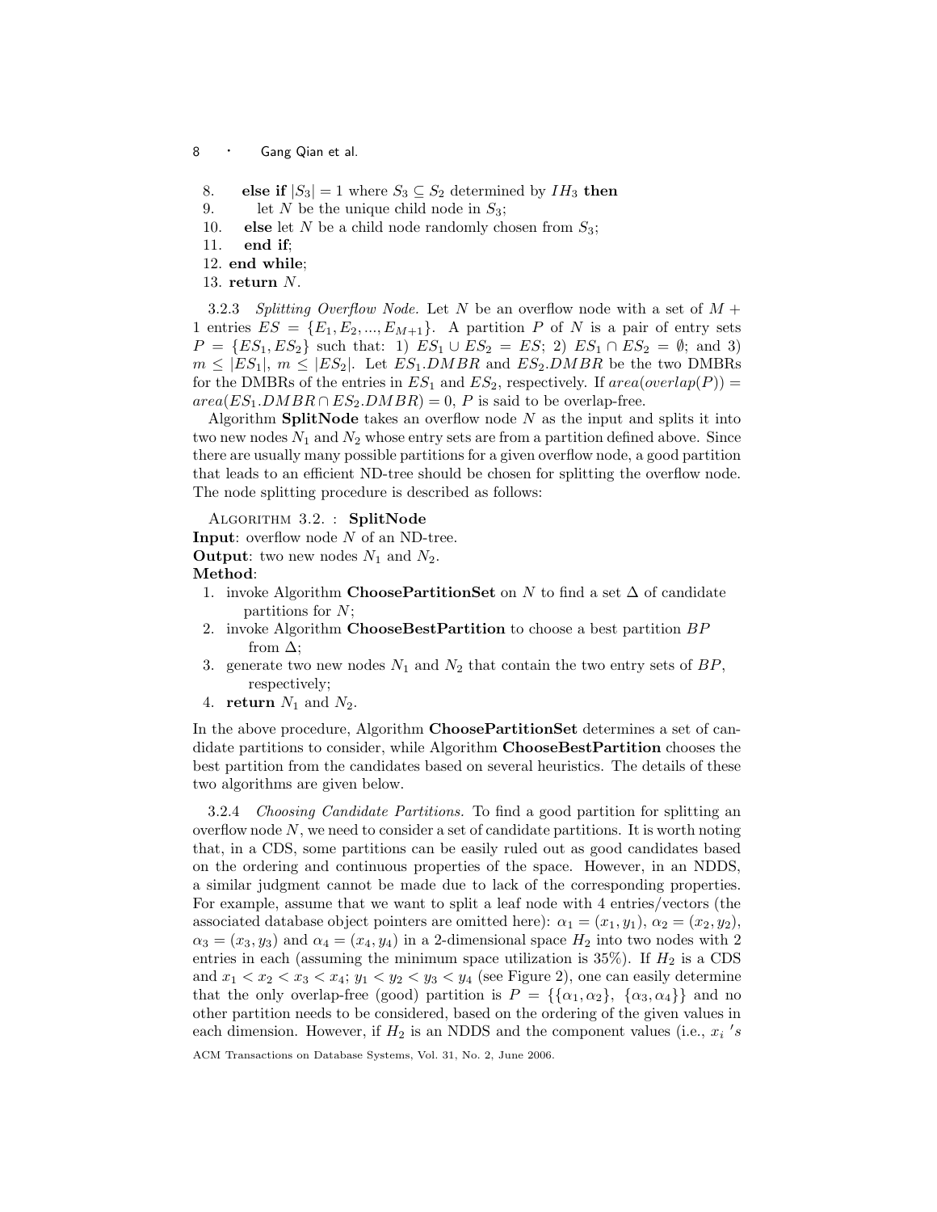8. **else if** $|S_3| = 1$ where $S_3 \subseteq S_2$ determined by $IH_3$ **then**
9. let $N$ be the unique child node in $S_3$;
10. **else** let $N$ be a child node randomly chosen from $S_3$;
11. **end if**;
12. **end while**;
13. **return** $N$.

3.2.3 *Splitting Overflow Node.* Let $N$ be an overflow node with a set of $M+1$ entries $ES = \{E_1, E_2, ..., E_{M+1}\}$. A partition $P$ of $N$ is a pair of entry sets $P = \{ES_1, ES_2\}$ such that: 1) $ES_1 \cup ES_2 = ES$; 2) $ES_1 \cap ES_2 = \emptyset$; and 3) $m \leq |ES_1|$, $m \leq |ES_2|$. Let $ES_1.DMBR$ and $ES_2.DMBR$ be the two DMBRs for the DMBRs of the entries in $ES_1$ and $ES_2$, respectively. If $area(overlap(P)) = area(ES_1.DMBR \cap ES_2.DMBR) = 0$, $P$ is said to be overlap-free.

Algorithm **SplitNode** takes an overflow node $N$ as the input and splits it into two new nodes $N_1$ and $N_2$ whose entry sets are from a partition defined above. Since there are usually many possible partitions for a given overflow node, a good partition that leads to an efficient ND-tree should be chosen for splitting the overflow node. The node splitting procedure is described as follows:

Algorithm 3.2. : **SplitNode**
**Input**: overflow node $N$ of an ND-tree.
**Output**: two new nodes $N_1$ and $N_2$.
**Method**:

1. invoke Algorithm **ChoosePartitionSet** on $N$ to find a set $\Delta$ of candidate partitions for $N$;
2. invoke Algorithm **ChooseBestPartition** to choose a best partition $BP$ from $\Delta$;
3. generate two new nodes $N_1$ and $N_2$ that contain the two entry sets of $BP$, respectively;
4. **return** $N_1$ and $N_2$.

In the above procedure, Algorithm **ChoosePartitionSet** determines a set of candidate partitions to consider, while Algorithm **ChooseBestPartition** chooses the best partition from the candidates based on several heuristics. The details of these two algorithms are given below.

3.2.4 *Choosing Candidate Partitions.* To find a good partition for splitting an overflow node $N$, we need to consider a set of candidate partitions. It is worth noting that, in a CDS, some partitions can be easily ruled out as good candidates based on the ordering and continuous properties of the space. However, in an NDDS, a similar judgment cannot be made due to lack of the corresponding properties. For example, assume that we want to split a leaf node with 4 entries/vectors (the associated database object pointers are omitted here): $\alpha_1 = (x_1, y_1)$, $\alpha_2 = (x_2, y_2)$, $\alpha_3 = (x_3, y_3)$ and $\alpha_4 = (x_4, y_4)$ in a 2-dimensional space $H_2$ into two nodes with 2 entries in each (assuming the minimum space utilization is 35%). If $H_2$ is a CDS and $x_1 < x_2 < x_3 < x_4$; $y_1 < y_2 < y_3 < y_4$ (see Figure 2), one can easily determine that the only overlap-free (good) partition is $P = \{\{\alpha_1, \alpha_2\}, \{\alpha_3, \alpha_4\}\}$ and no other partition needs to be considered, based on the ordering of the given values in each dimension. However, if $H_2$ is an NDDS and the component values (i.e., $x_i$ $'s$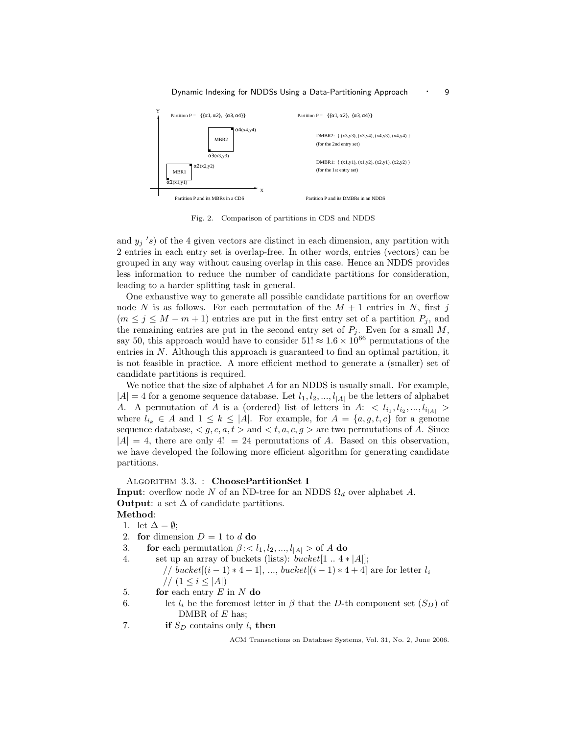Fig. 2. Comparison of partitions in CDS and NDDS

and $y_j$ 's) of the 4 given vectors are distinct in each dimension, any partition with 2 entries in each entry set is overlap-free. In other words, entries (vectors) can be grouped in any way without causing overlap in this case. Hence an NDDS provides less information to reduce the number of candidate partitions for consideration, leading to a harder splitting task in general.

One exhaustive way to generate all possible candidate partitions for an overflow node $N$ is as follows. For each permutation of the $M+1$ entries in $N$, first $j$ ($m \leq j \leq M-m+1$) entries are put in the first entry set of a partition $P_j$, and the remaining entries are put in the second entry set of $P_j$. Even for a small $M$, say 50, this approach would have to consider $51! \approx 1.6 \times 10^{66}$ permutations of the entries in $N$. Although this approach is guaranteed to find an optimal partition, it is not feasible in practice. A more efficient method to generate a (smaller) set of candidate partitions is required.

We notice that the size of alphabet $A$ for an NDDS is usually small. For example, $|A| = 4$ for a genome sequence database. Let $l_1, l_2, ..., l_{|A|}$ be the letters of alphabet $A$. A permutation of $A$ is a (ordered) list of letters in $A$: $< l_{i_1}, l_{i_2}, ..., l_{i_{|A|}} >$ where $l_{i_k} \in A$ and $1 \leq k \leq |A|$. For example, for $A = \{a, g, t, c\}$ for a genome sequence database, $< g, c, a, t >$ and $< t, a, c, g >$ are two permutations of $A$. Since $|A| = 4$, there are only $4! = 24$ permutations of $A$. Based on this observation, we have developed the following more efficient algorithm for generating candidate partitions.

Algorithm 3.3. : **ChoosePartitionSet I**

**Input**: overflow node $N$ of an ND-tree for an NDDS $\Omega_d$ over alphabet $A$.
**Output**: a set $\Delta$ of candidate partitions.
**Method**:

1. let $\Delta = \emptyset$;
2. **for** dimension $D = 1$ to $d$ **do**
3. &nbsp;&nbsp;&nbsp;&nbsp;**for** each permutation $\beta$: $< l_1, l_2, ..., l_{|A|} >$ of $A$ **do**
4. &nbsp;&nbsp;&nbsp;&nbsp;&nbsp;&nbsp;&nbsp;&nbsp;set up an array of buckets (lists): $bucket[1 .. 4 * |A|]$;
&nbsp;&nbsp;&nbsp;&nbsp;&nbsp;&nbsp;&nbsp;&nbsp;&nbsp;&nbsp;// $bucket[(i-1)*4+1]$, ..., $bucket[(i-1)*4+4]$ are for letter $l_i$
&nbsp;&nbsp;&nbsp;&nbsp;&nbsp;&nbsp;&nbsp;&nbsp;&nbsp;&nbsp;// $(1 \leq i \leq |A|)$
5. &nbsp;&nbsp;&nbsp;&nbsp;&nbsp;&nbsp;&nbsp;&nbsp;**for** each entry $E$ in $N$ **do**
6. &nbsp;&nbsp;&nbsp;&nbsp;&nbsp;&nbsp;&nbsp;&nbsp;&nbsp;&nbsp;&nbsp;&nbsp;let $l_i$ be the foremost letter in $\beta$ that the $D$-th component set ($S_D$) of DMBR of $E$ has;
7. &nbsp;&nbsp;&nbsp;&nbsp;&nbsp;&nbsp;&nbsp;&nbsp;&nbsp;&nbsp;&nbsp;&nbsp;**if** $S_D$ contains only $l_i$ **then**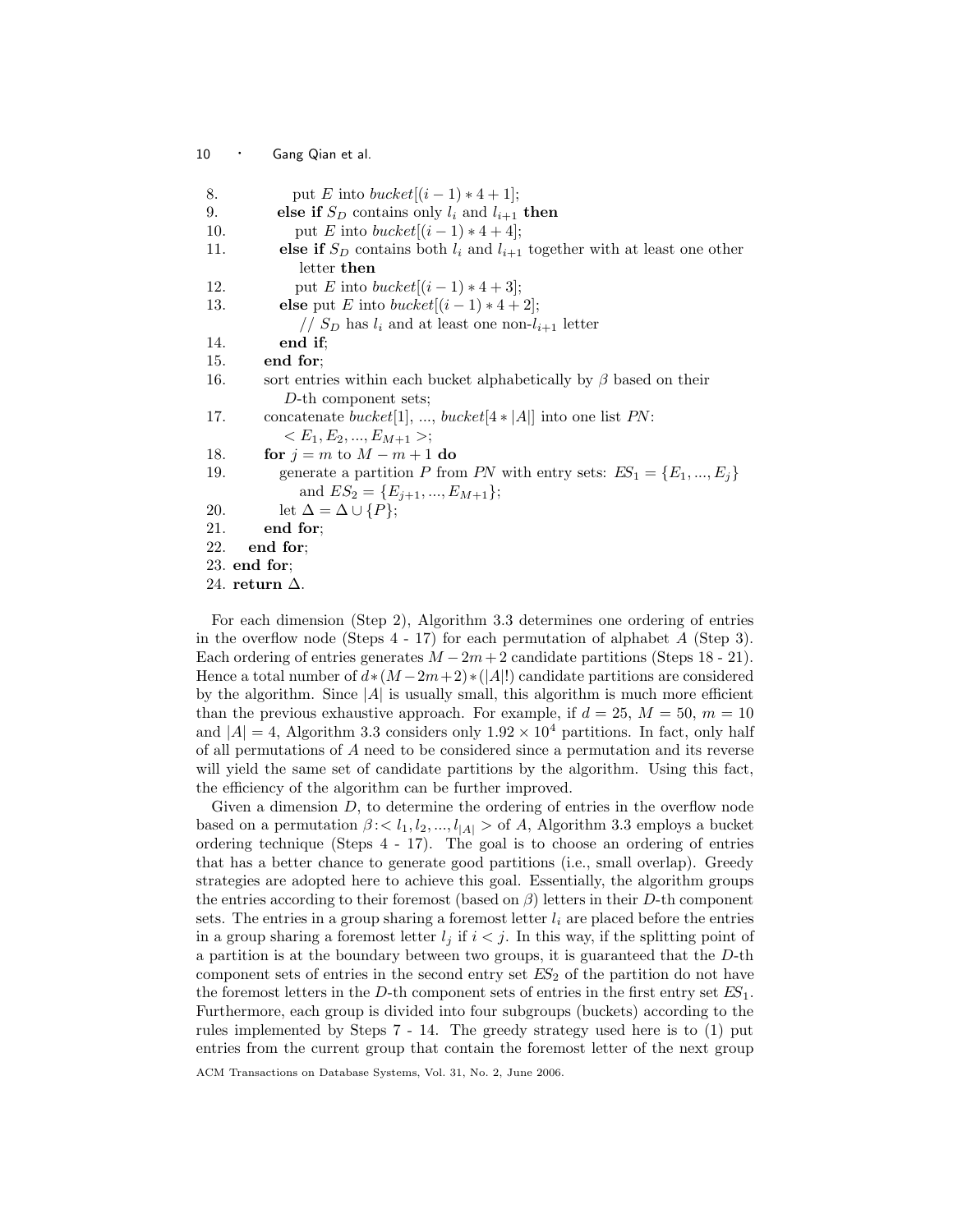```
8.            put E into bucket[(i − 1) ∗ 4 + 1];
9.         else if S_D contains only l_i and l_{i+1} then
10.           put E into bucket[(i − 1) ∗ 4 + 4];
11.        else if S_D contains both l_i and l_{i+1} together with at least one other
              letter then
12.           put E into bucket[(i − 1) ∗ 4 + 3];
13.        else put E into bucket[(i − 1) ∗ 4 + 2];
              // S_D has l_i and at least one non-l_{i+1} letter
14.        end if;
15.     end for;
16.     sort entries within each bucket alphabetically by β based on their
           D-th component sets;
17.     concatenate bucket[1], ..., bucket[4 ∗ |A|] into one list PN:
           < E_1, E_2, ..., E_{M+1} >;
18.     for j = m to M − m + 1 do
19.        generate a partition P from PN with entry sets: ES_1 = {E_1, ..., E_j}
              and ES_2 = {E_{j+1}, ..., E_{M+1}};
20.        let Δ = Δ ∪ {P};
21.     end for;
22.   end for;
23. end for;
24. return Δ.
```

For each dimension (Step 2), Algorithm 3.3 determines one ordering of entries in the overflow node (Steps 4 - 17) for each permutation of alphabet $A$ (Step 3). Each ordering of entries generates $M-2m+2$ candidate partitions (Steps 18 - 21). Hence a total number of $d*(M-2m+2)*(|A|!)$ candidate partitions are considered by the algorithm. Since $|A|$ is usually small, this algorithm is much more efficient than the previous exhaustive approach. For example, if $d = 25$, $M = 50$, $m = 10$ and $|A| = 4$, Algorithm 3.3 considers only $1.92 \times 10^4$ partitions. In fact, only half of all permutations of $A$ need to be considered since a permutation and its reverse will yield the same set of candidate partitions by the algorithm. Using this fact, the efficiency of the algorithm can be further improved.

Given a dimension $D$, to determine the ordering of entries in the overflow node based on a permutation $\beta$: $< l_1, l_2, ..., l_{|A|} >$ of $A$, Algorithm 3.3 employs a bucket ordering technique (Steps 4 - 17). The goal is to choose an ordering of entries that has a better chance to generate good partitions (i.e., small overlap). Greedy strategies are adopted here to achieve this goal. Essentially, the algorithm groups the entries according to their foremost (based on $\beta$) letters in their $D$-th component sets. The entries in a group sharing a foremost letter $l_i$ are placed before the entries in a group sharing a foremost letter $l_j$ if $i < j$. In this way, if the splitting point of a partition is at the boundary between two groups, it is guaranteed that the $D$-th component sets of entries in the second entry set $ES_2$ of the partition do not have the foremost letters in the $D$-th component sets of entries in the first entry set $ES_1$. Furthermore, each group is divided into four subgroups (buckets) according to the rules implemented by Steps 7 - 14. The greedy strategy used here is to (1) put entries from the current group that contain the foremost letter of the next group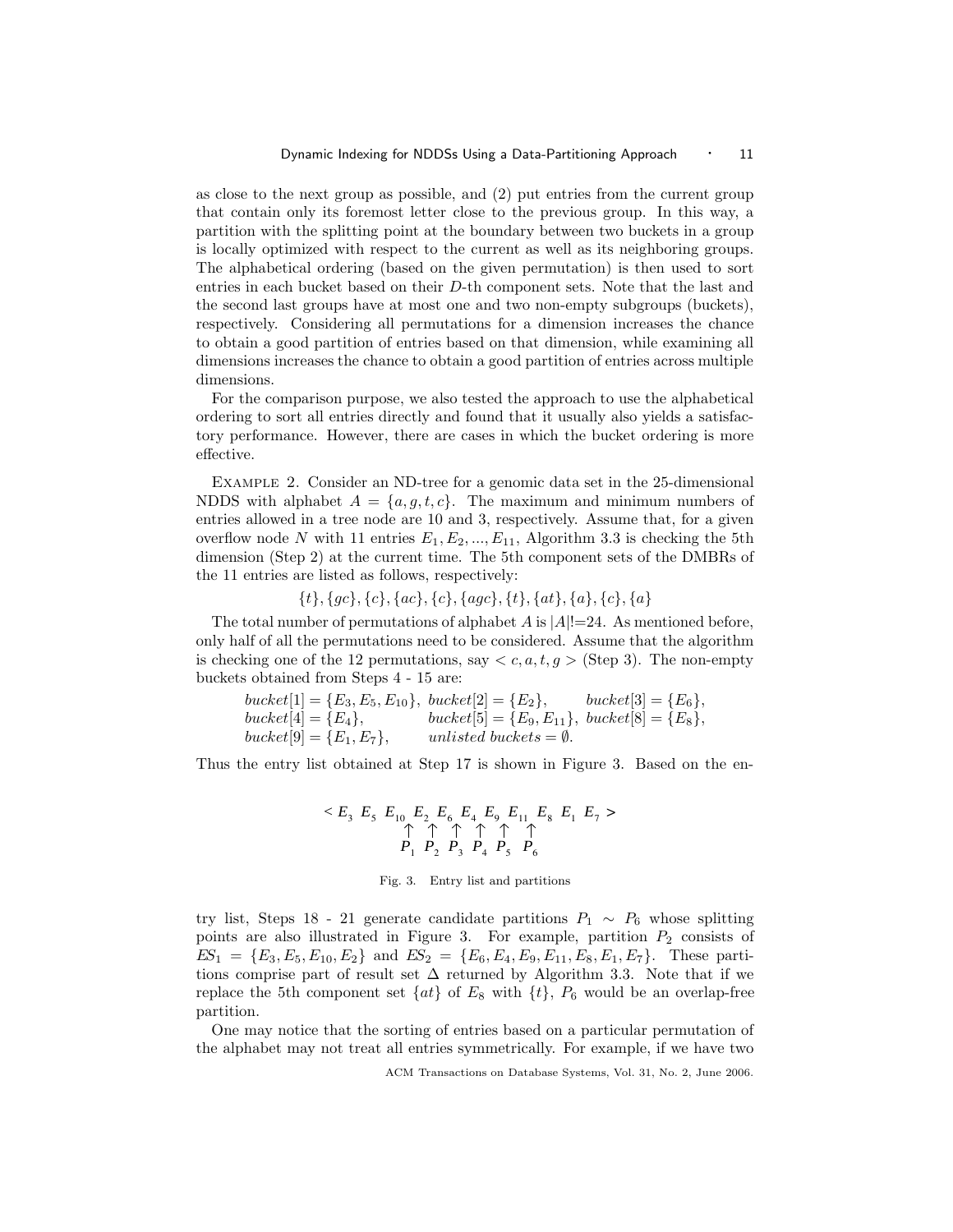as close to the next group as possible, and (2) put entries from the current group that contain only its foremost letter close to the previous group. In this way, a partition with the splitting point at the boundary between two buckets in a group is locally optimized with respect to the current as well as its neighboring groups. The alphabetical ordering (based on the given permutation) is then used to sort entries in each bucket based on their $D$-th component sets. Note that the last and the second last groups have at most one and two non-empty subgroups (buckets), respectively. Considering all permutations for a dimension increases the chance to obtain a good partition of entries based on that dimension, while examining all dimensions increases the chance to obtain a good partition of entries across multiple dimensions.

For the comparison purpose, we also tested the approach to use the alphabetical ordering to sort all entries directly and found that it usually also yields a satisfactory performance. However, there are cases in which the bucket ordering is more effective.

Example 2. Consider an ND-tree for a genomic data set in the 25-dimensional NDDS with alphabet $A = \{a, g, t, c\}$. The maximum and minimum numbers of entries allowed in a tree node are 10 and 3, respectively. Assume that, for a given overflow node $N$ with 11 entries $E_1, E_2, ..., E_{11}$, Algorithm 3.3 is checking the 5th dimension (Step 2) at the current time. The 5th component sets of the DMBRs of the 11 entries are listed as follows, respectively:

$$\{t\}, \{gc\}, \{c\}, \{ac\}, \{c\}, \{agc\}, \{t\}, \{at\}, \{a\}, \{c\}, \{a\}$$

The total number of permutations of alphabet $A$ is $|A|!$=24. As mentioned before, only half of all the permutations need to be considered. Assume that the algorithm is checking one of the 12 permutations, say $< c, a, t, g >$ (Step 3). The non-empty buckets obtained from Steps 4 - 15 are:

$bucket[1] = \{E_3, E_5, E_{10}\}$, $bucket[2] = \{E_2\}$, $bucket[3] = \{E_6\}$,
$bucket[4] = \{E_4\}$, $bucket[5] = \{E_9, E_{11}\}$, $bucket[8] = \{E_8\}$,
$bucket[9] = \{E_1, E_7\}$, *unlisted buckets* $= \emptyset$.

Thus the entry list obtained at Step 17 is shown in Figure 3. Based on the entry list, Steps 18 - 21 generate candidate partitions $P_1 \sim P_6$ whose splitting points are also illustrated in Figure 3. For example, partition $P_2$ consists of $ES_1 = \{E_3, E_5, E_{10}, E_2\}$ and $ES_2 = \{E_6, E_4, E_9, E_{11}, E_8, E_1, E_7\}$. These partitions comprise part of result set $\Delta$ returned by Algorithm 3.3. Note that if we replace the 5th component set $\{at\}$ of $E_8$ with $\{t\}$, $P_6$ would be an overlap-free partition.

$$< E_3 \ E_5 \ E_{10} \ E_2 \ E_6 \ E_4 \ E_9 \ E_{11} \ E_8 \ E_1 \ E_7 >$$

(splitting points $P_1, P_2, P_3, P_4, P_5, P_6$ after $E_{10}, E_2, E_6, E_4, E_{11}, E_8$ respectively)

Fig. 3. Entry list and partitions

One may notice that the sorting of entries based on a particular permutation of the alphabet may not treat all entries symmetrically. For example, if we have two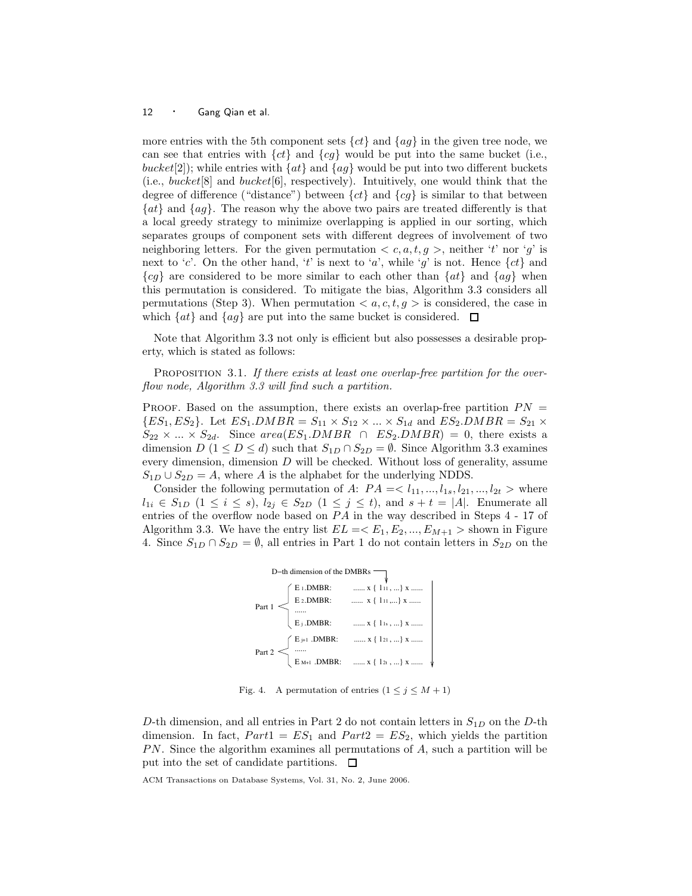more entries with the 5th component sets $\{ct\}$ and $\{ag\}$ in the given tree node, we can see that entries with $\{ct\}$ and $\{cg\}$ would be put into the same bucket (i.e., *bucket*[2]); while entries with $\{at\}$ and $\{ag\}$ would be put into two different buckets (i.e., *bucket*[8] and *bucket*[6], respectively). Intuitively, one would think that the degree of difference ("distance") between $\{ct\}$ and $\{cg\}$ is similar to that between $\{at\}$ and $\{ag\}$. The reason why the above two pairs are treated differently is that a local greedy strategy to minimize overlapping is applied in our sorting, which separates groups of component sets with different degrees of involvement of two neighboring letters. For the given permutation $< c, a, t, g >$, neither '$t$' nor '$g$' is next to '$c$'. On the other hand, '$t$' is next to '$a$', while '$g$' is not. Hence $\{ct\}$ and $\{cg\}$ are considered to be more similar to each other than $\{at\}$ and $\{ag\}$ when this permutation is considered. To mitigate the bias, Algorithm 3.3 considers all permutations (Step 3). When permutation $< a, c, t, g >$ is considered, the case in which $\{at\}$ and $\{ag\}$ are put into the same bucket is considered. □

Note that Algorithm 3.3 not only is efficient but also possesses a desirable property, which is stated as follows:

PROPOSITION 3.1. *If there exists at least one overlap-free partition for the overflow node, Algorithm 3.3 will find such a partition.*

PROOF. Based on the assumption, there exists an overlap-free partition $PN = \{ES_1, ES_2\}$. Let $ES_1.DMBR = S_{11} \times S_{12} \times ... \times S_{1d}$ and $ES_2.DMBR = S_{21} \times S_{22} \times ... \times S_{2d}$. Since $area(ES_1.DMBR \cap ES_2.DMBR) = 0$, there exists a dimension $D$ ($1 \leq D \leq d$) such that $S_{1D} \cap S_{2D} = \emptyset$. Since Algorithm 3.3 examines every dimension, dimension $D$ will be checked. Without loss of generality, assume $S_{1D} \cup S_{2D} = A$, where $A$ is the alphabet for the underlying NDDS.

Consider the following permutation of $A$: $PA =< l_{11}, ..., l_{1s}, l_{21}, ..., l_{2t} >$ where $l_{1i} \in S_{1D}$ ($1 \leq i \leq s$), $l_{2j} \in S_{2D}$ ($1 \leq j \leq t$), and $s + t = |A|$. Enumerate all entries of the overflow node based on $PA$ in the way described in Steps 4 - 17 of Algorithm 3.3. We have the entry list $EL =< E_1, E_2, ..., E_{M+1} >$ shown in Figure 4. Since $S_{1D} \cap S_{2D} = \emptyset$, all entries in Part 1 do not contain letters in $S_{2D}$ on the

D–th dimension of the DMBRs

Part 1:
- $E_1$.DMBR: ...... x { $l_{11}$, ...} x ......
- $E_2$.DMBR: ...... x { $l_{11}$,...} x ......
- ......
- $E_j$.DMBR: ...... x { $l_{1s}$, ...} x ......

Part 2:
- $E_{j+1}$.DMBR: ...... x { $l_{21}$, ...} x ......
- ......
- $E_{M+1}$.DMBR: ...... x { $l_{2t}$, ...} x ......

Fig. 4. A permutation of entries ($1 \leq j \leq M + 1$)

$D$-th dimension, and all entries in Part 2 do not contain letters in $S_{1D}$ on the $D$-th dimension. In fact, $Part1 = ES_1$ and $Part2 = ES_2$, which yields the partition $PN$. Since the algorithm examines all permutations of $A$, such a partition will be put into the set of candidate partitions. □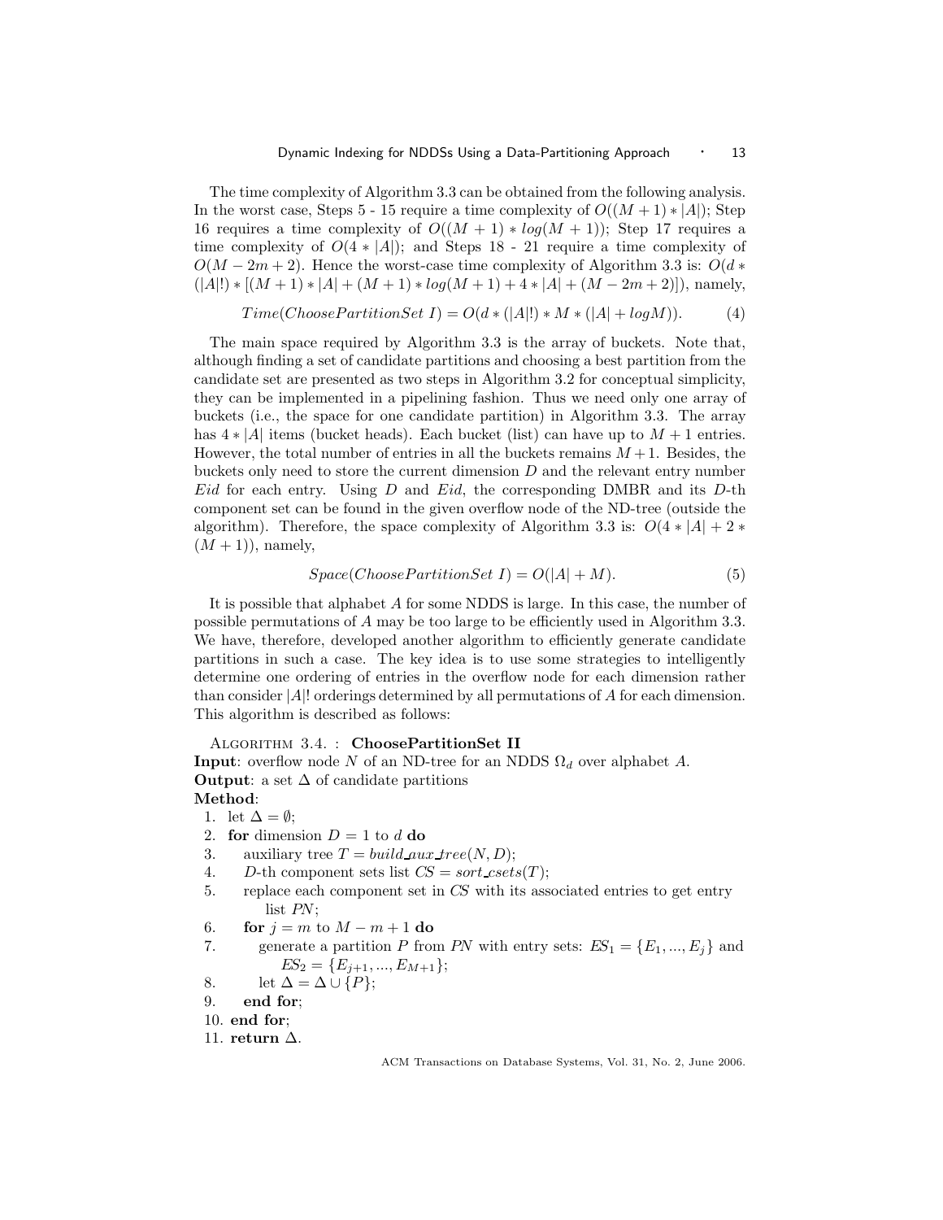The time complexity of Algorithm 3.3 can be obtained from the following analysis. In the worst case, Steps 5 - 15 require a time complexity of $O((M+1)*|A|)$; Step 16 requires a time complexity of $O((M+1)*log(M+1))$; Step 17 requires a time complexity of $O(4*|A|)$; and Steps 18 - 21 require a time complexity of $O(M-2m+2)$. Hence the worst-case time complexity of Algorithm 3.3 is: $O(d*(|A|!)*[(M+1)*|A|+(M+1)*log(M+1)+4*|A|+(M-2m+2)])$, namely,

$$Time(ChoosePartitionSet\ I) = O(d*(|A|!)*M*(|A|+logM)). \tag{4}$$

The main space required by Algorithm 3.3 is the array of buckets. Note that, although finding a set of candidate partitions and choosing a best partition from the candidate set are presented as two steps in Algorithm 3.2 for conceptual simplicity, they can be implemented in a pipelining fashion. Thus we need only one array of buckets (i.e., the space for one candidate partition) in Algorithm 3.3. The array has $4*|A|$ items (bucket heads). Each bucket (list) can have up to $M+1$ entries. However, the total number of entries in all the buckets remains $M+1$. Besides, the buckets only need to store the current dimension $D$ and the relevant entry number $Eid$ for each entry. Using $D$ and $Eid$, the corresponding DMBR and its $D$-th component set can be found in the given overflow node of the ND-tree (outside the algorithm). Therefore, the space complexity of Algorithm 3.3 is: $O(4*|A|+2*(M+1))$, namely,

$$Space(ChoosePartitionSet\ I) = O(|A|+M). \tag{5}$$

It is possible that alphabet $A$ for some NDDS is large. In this case, the number of possible permutations of $A$ may be too large to be efficiently used in Algorithm 3.3. We have, therefore, developed another algorithm to efficiently generate candidate partitions in such a case. The key idea is to use some strategies to intelligently determine one ordering of entries in the overflow node for each dimension rather than consider $|A|!$ orderings determined by all permutations of $A$ for each dimension. This algorithm is described as follows:

Algorithm 3.4. : **ChoosePartitionSet II**
**Input**: overflow node $N$ of an ND-tree for an NDDS $\Omega_d$ over alphabet $A$.
**Output**: a set $\Delta$ of candidate partitions
**Method**:

1. let $\Delta = \emptyset$;
2. **for** dimension $D = 1$ to $d$ **do**
3. auxiliary tree $T = build\_aux\_tree(N, D)$;
4. $D$-th component sets list $CS = sort\_csets(T)$;
5. replace each component set in $CS$ with its associated entries to get entry list $PN$;
6. **for** $j = m$ to $M - m + 1$ **do**
7. generate a partition $P$ from $PN$ with entry sets: $ES_1 = \{E_1, ..., E_j\}$ and $ES_2 = \{E_{j+1}, ..., E_{M+1}\}$;
8. let $\Delta = \Delta \cup \{P\}$;
9. **end for**;
10. **end for**;
11. **return** $\Delta$.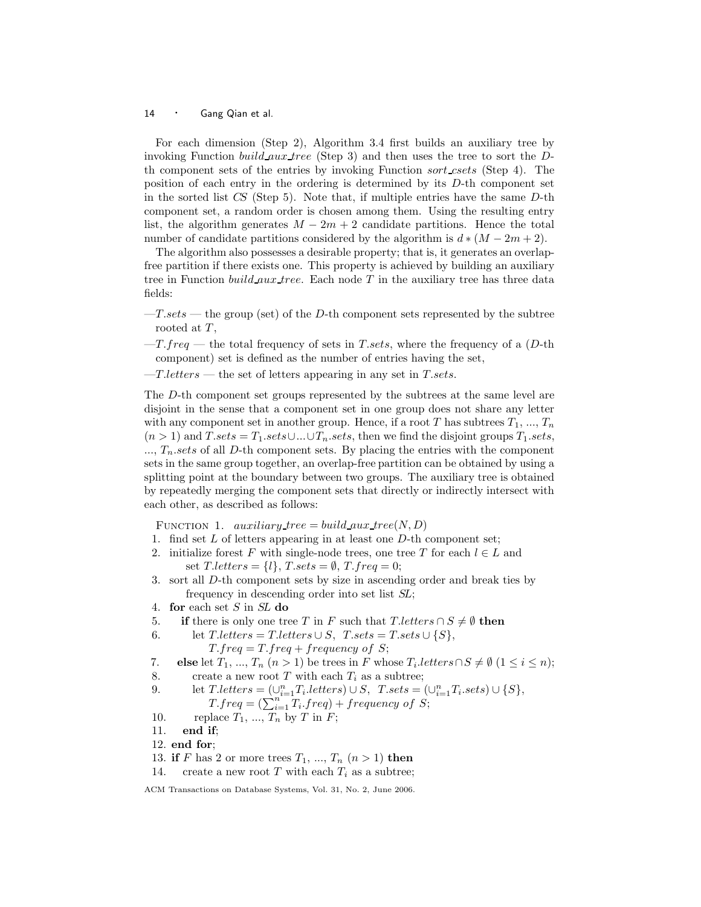For each dimension (Step 2), Algorithm 3.4 first builds an auxiliary tree by invoking Function *build_aux_tree* (Step 3) and then uses the tree to sort the $D$-th component sets of the entries by invoking Function *sort_csets* (Step 4). The position of each entry in the ordering is determined by its $D$-th component set in the sorted list *CS* (Step 5). Note that, if multiple entries have the same $D$-th component set, a random order is chosen among them. Using the resulting entry list, the algorithm generates $M - 2m + 2$ candidate partitions. Hence the total number of candidate partitions considered by the algorithm is $d * (M - 2m + 2)$.

The algorithm also possesses a desirable property; that is, it generates an overlap-free partition if there exists one. This property is achieved by building an auxiliary tree in Function *build_aux_tree*. Each node $T$ in the auxiliary tree has three data fields:

—$T.sets$ — the group (set) of the $D$-th component sets represented by the subtree rooted at $T$,

—$T.freq$ — the total frequency of sets in $T.sets$, where the frequency of a ($D$-th component) set is defined as the number of entries having the set,

—$T.letters$ — the set of letters appearing in any set in $T.sets$.

The $D$-th component set groups represented by the subtrees at the same level are disjoint in the sense that a component set in one group does not share any letter with any component set in another group. Hence, if a root $T$ has subtrees $T_1$, ..., $T_n$ ($n > 1$) and $T.sets = T_1.sets \cup ... \cup T_n.sets$, then we find the disjoint groups $T_1.sets$, ..., $T_n.sets$ of all $D$-th component sets. By placing the entries with the component sets in the same group together, an overlap-free partition can be obtained by using a splitting point at the boundary between two groups. The auxiliary tree is obtained by repeatedly merging the component sets that directly or indirectly intersect with each other, as described as follows:

FUNCTION 1. $auxiliary\_tree = build\_aux\_tree(N, D)$

1. find set $L$ of letters appearing in at least one $D$-th component set;
2. initialize forest $F$ with single-node trees, one tree $T$ for each $l \in L$ and set $T.letters = \{l\}$, $T.sets = \emptyset$, $T.freq = 0$;
3. sort all $D$-th component sets by size in ascending order and break ties by frequency in descending order into set list *SL*;
4. **for** each set $S$ in *SL* **do**
5. &nbsp;&nbsp;&nbsp;&nbsp;**if** there is only one tree $T$ in $F$ such that $T.letters \cap S \neq \emptyset$ **then**
6. &nbsp;&nbsp;&nbsp;&nbsp;&nbsp;&nbsp;&nbsp;&nbsp;let $T.letters = T.letters \cup S$, $T.sets = T.sets \cup \{S\}$, $T.freq = T.freq + frequency\ of\ S$;
7. &nbsp;&nbsp;&nbsp;&nbsp;**else** let $T_1$, ..., $T_n$ ($n > 1$) be trees in $F$ whose $T_i.letters \cap S \neq \emptyset$ ($1 \leq i \leq n$);
8. &nbsp;&nbsp;&nbsp;&nbsp;&nbsp;&nbsp;&nbsp;&nbsp;create a new root $T$ with each $T_i$ as a subtree;
9. &nbsp;&nbsp;&nbsp;&nbsp;&nbsp;&nbsp;&nbsp;&nbsp;let $T.letters = (\cup_{i=1}^{n} T_i.letters) \cup S$, $T.sets = (\cup_{i=1}^{n} T_i.sets) \cup \{S\}$, $T.freq = (\sum_{i=1}^{n} T_i.freq) + frequency\ of\ S$;
10. &nbsp;&nbsp;&nbsp;&nbsp;&nbsp;&nbsp;&nbsp;&nbsp;replace $T_1$, ..., $T_n$ by $T$ in $F$;
11. &nbsp;&nbsp;&nbsp;&nbsp;**end if**;
12. **end for**;
13. **if** $F$ has 2 or more trees $T_1$, ..., $T_n$ ($n > 1$) **then**
14. &nbsp;&nbsp;&nbsp;&nbsp;create a new root $T$ with each $T_i$ as a subtree;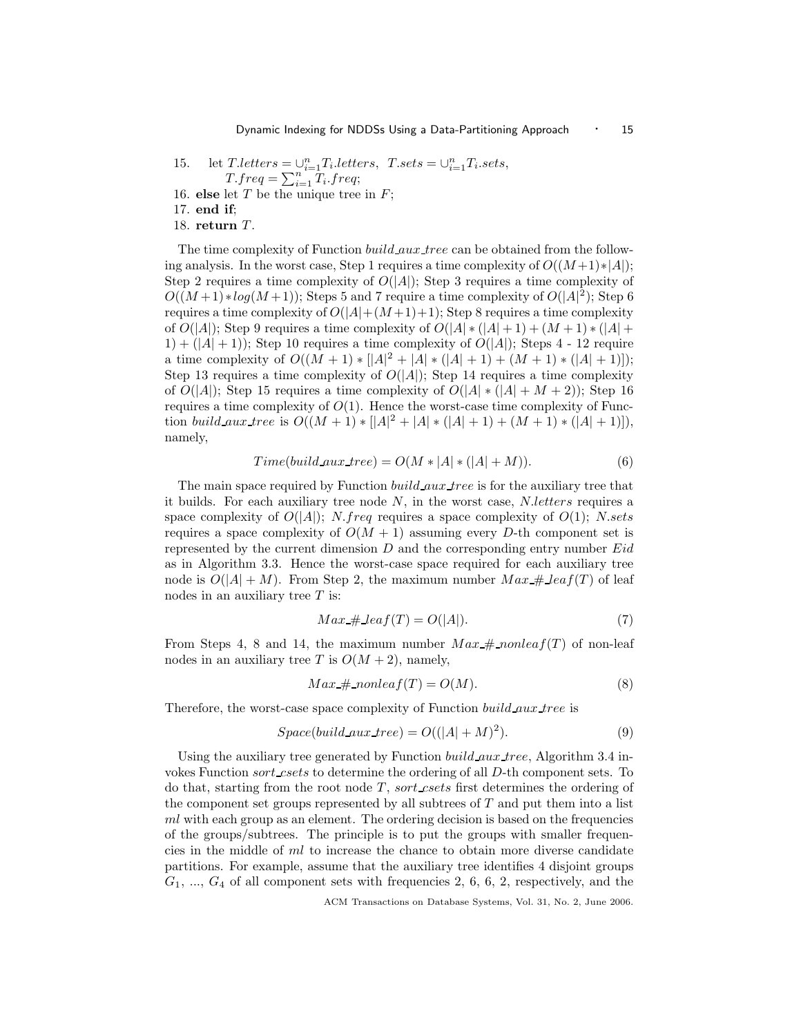15. let $T.letters = \cup_{i=1}^{n} T_i.letters$, $T.sets = \cup_{i=1}^{n} T_i.sets$, $T.freq = \sum_{i=1}^{n} T_i.freq$;
16. **else** let $T$ be the unique tree in $F$;
17. **end if**;
18. **return** $T$.

The time complexity of Function *build_aux_tree* can be obtained from the following analysis. In the worst case, Step 1 requires a time complexity of $O((M+1)*|A|)$; Step 2 requires a time complexity of $O(|A|)$; Step 3 requires a time complexity of $O((M+1)*log(M+1))$; Steps 5 and 7 require a time complexity of $O(|A|^2)$; Step 6 requires a time complexity of $O(|A|+(M+1)+1)$; Step 8 requires a time complexity of $O(|A|)$; Step 9 requires a time complexity of $O(|A|*(|A|+1)+(M+1)*(|A|+1)+(|A|+1))$; Step 10 requires a time complexity of $O(|A|)$; Steps 4 - 12 require a time complexity of $O((M+1)*[|A|^2+|A|*(|A|+1)+(M+1)*(|A|+1)])$; Step 13 requires a time complexity of $O(|A|)$; Step 14 requires a time complexity of $O(|A|)$; Step 15 requires a time complexity of $O(|A|*(|A|+M+2))$; Step 16 requires a time complexity of $O(1)$. Hence the worst-case time complexity of Function *build_aux_tree* is $O((M+1)*[|A|^2+|A|*(|A|+1)+(M+1)*(|A|+1)])$, namely,

$$Time(build\_aux\_tree) = O(M*|A|*(|A|+M)). \tag{6}$$

The main space required by Function *build_aux_tree* is for the auxiliary tree that it builds. For each auxiliary tree node $N$, in the worst case, $N.letters$ requires a space complexity of $O(|A|)$; $N.freq$ requires a space complexity of $O(1)$; $N.sets$ requires a space complexity of $O(M+1)$ assuming every $D$-th component set is represented by the current dimension $D$ and the corresponding entry number $Eid$ as in Algorithm 3.3. Hence the worst-case space required for each auxiliary tree node is $O(|A|+M)$. From Step 2, the maximum number $Max\_\#\_leaf(T)$ of leaf nodes in an auxiliary tree $T$ is:

$$Max\_\#\_leaf(T) = O(|A|). \tag{7}$$

From Steps 4, 8 and 14, the maximum number $Max\_\#\_nonleaf(T)$ of non-leaf nodes in an auxiliary tree $T$ is $O(M+2)$, namely,

$$Max\_\#\_nonleaf(T) = O(M). \tag{8}$$

Therefore, the worst-case space complexity of Function *build_aux_tree* is

$$Space(build\_aux\_tree) = O((|A|+M)^2). \tag{9}$$

Using the auxiliary tree generated by Function *build_aux_tree*, Algorithm 3.4 invokes Function *sort_csets* to determine the ordering of all $D$-th component sets. To do that, starting from the root node $T$, *sort_csets* first determines the ordering of the component set groups represented by all subtrees of $T$ and put them into a list $ml$ with each group as an element. The ordering decision is based on the frequencies of the groups/subtrees. The principle is to put the groups with smaller frequencies in the middle of $ml$ to increase the chance to obtain more diverse candidate partitions. For example, assume that the auxiliary tree identifies 4 disjoint groups $G_1$, ..., $G_4$ of all component sets with frequencies 2, 6, 6, 2, respectively, and the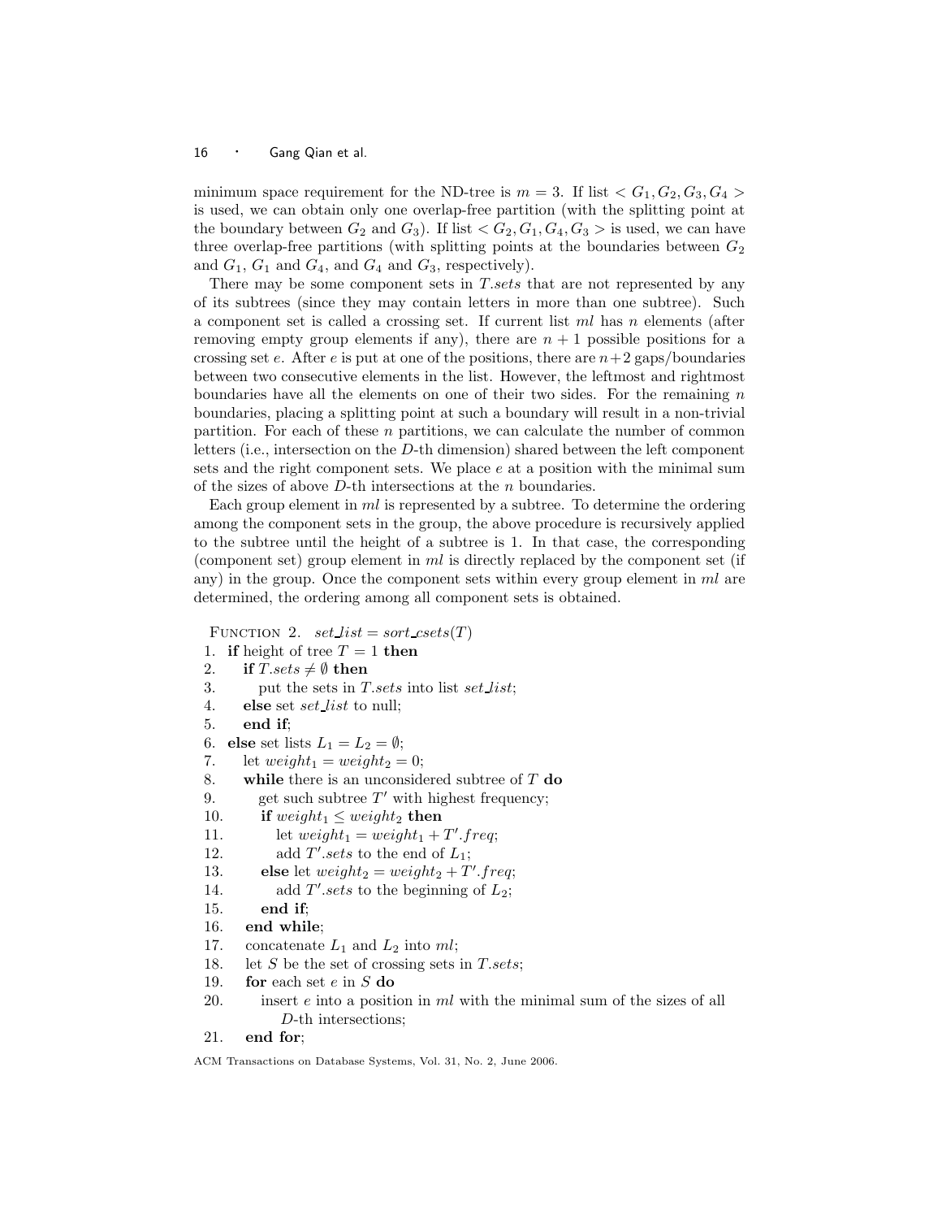minimum space requirement for the ND-tree is $m = 3$. If list $< G_1, G_2, G_3, G_4 >$ is used, we can obtain only one overlap-free partition (with the splitting point at the boundary between $G_2$ and $G_3$). If list $< G_2, G_1, G_4, G_3 >$ is used, we can have three overlap-free partitions (with splitting points at the boundaries between $G_2$ and $G_1$, $G_1$ and $G_4$, and $G_4$ and $G_3$, respectively).

There may be some component sets in *T.sets* that are not represented by any of its subtrees (since they may contain letters in more than one subtree). Such a component set is called a crossing set. If current list *ml* has $n$ elements (after removing empty group elements if any), there are $n+1$ possible positions for a crossing set $e$. After $e$ is put at one of the positions, there are $n+2$ gaps/boundaries between two consecutive elements in the list. However, the leftmost and rightmost boundaries have all the elements on one of their two sides. For the remaining $n$ boundaries, placing a splitting point at such a boundary will result in a non-trivial partition. For each of these $n$ partitions, we can calculate the number of common letters (i.e., intersection on the $D$-th dimension) shared between the left component sets and the right component sets. We place $e$ at a position with the minimal sum of the sizes of above $D$-th intersections at the $n$ boundaries.

Each group element in *ml* is represented by a subtree. To determine the ordering among the component sets in the group, the above procedure is recursively applied to the subtree until the height of a subtree is 1. In that case, the corresponding (component set) group element in *ml* is directly replaced by the component set (if any) in the group. Once the component sets within every group element in *ml* are determined, the ordering among all component sets is obtained.

FUNCTION 2. *set_list* = *sort_csets*(*T*)

1. **if** height of tree $T = 1$ **then**
2. &nbsp;&nbsp;&nbsp;&nbsp;**if** $T.sets \neq \emptyset$ **then**
3. &nbsp;&nbsp;&nbsp;&nbsp;&nbsp;&nbsp;&nbsp;&nbsp;put the sets in *T.sets* into list *set_list*;
4. &nbsp;&nbsp;&nbsp;&nbsp;**else** set *set_list* to null;
5. &nbsp;&nbsp;&nbsp;&nbsp;**end if**;
6. **else** set lists $L_1 = L_2 = \emptyset$;
7. &nbsp;&nbsp;&nbsp;&nbsp;let $weight_1 = weight_2 = 0$;
8. &nbsp;&nbsp;&nbsp;&nbsp;**while** there is an unconsidered subtree of $T$ **do**
9. &nbsp;&nbsp;&nbsp;&nbsp;&nbsp;&nbsp;&nbsp;&nbsp;get such subtree $T'$ with highest frequency;
10. &nbsp;&nbsp;&nbsp;&nbsp;&nbsp;&nbsp;&nbsp;&nbsp;**if** $weight_1 \leq weight_2$ **then**
11. &nbsp;&nbsp;&nbsp;&nbsp;&nbsp;&nbsp;&nbsp;&nbsp;&nbsp;&nbsp;&nbsp;&nbsp;let $weight_1 = weight_1 + T'.freq$;
12. &nbsp;&nbsp;&nbsp;&nbsp;&nbsp;&nbsp;&nbsp;&nbsp;&nbsp;&nbsp;&nbsp;&nbsp;add $T'.sets$ to the end of $L_1$;
13. &nbsp;&nbsp;&nbsp;&nbsp;&nbsp;&nbsp;&nbsp;&nbsp;**else** let $weight_2 = weight_2 + T'.freq$;
14. &nbsp;&nbsp;&nbsp;&nbsp;&nbsp;&nbsp;&nbsp;&nbsp;&nbsp;&nbsp;&nbsp;&nbsp;add $T'.sets$ to the beginning of $L_2$;
15. &nbsp;&nbsp;&nbsp;&nbsp;&nbsp;&nbsp;&nbsp;&nbsp;**end if**;
16. &nbsp;&nbsp;&nbsp;&nbsp;**end while**;
17. &nbsp;&nbsp;&nbsp;&nbsp;concatenate $L_1$ and $L_2$ into *ml*;
18. &nbsp;&nbsp;&nbsp;&nbsp;let $S$ be the set of crossing sets in *T.sets*;
19. &nbsp;&nbsp;&nbsp;&nbsp;**for** each set $e$ in $S$ **do**
20. &nbsp;&nbsp;&nbsp;&nbsp;&nbsp;&nbsp;&nbsp;&nbsp;insert $e$ into a position in *ml* with the minimal sum of the sizes of all $D$-th intersections;
21. &nbsp;&nbsp;&nbsp;&nbsp;**end for**;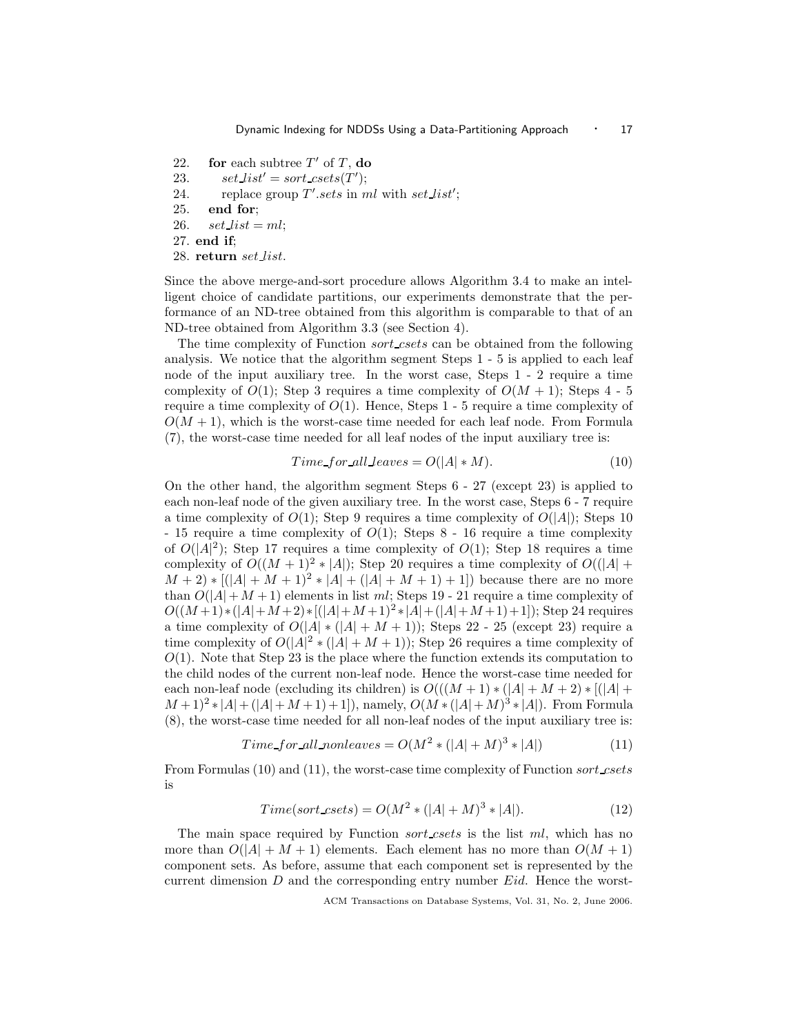```
22.   for each subtree T' of T, do
23.      set_list' = sort_csets(T');
24.      replace group T'.sets in ml with set_list';
25.   end for;
26.   set_list = ml;
27. end if;
28. return set_list.
```

Since the above merge-and-sort procedure allows Algorithm 3.4 to make an intelligent choice of candidate partitions, our experiments demonstrate that the performance of an ND-tree obtained from this algorithm is comparable to that of an ND-tree obtained from Algorithm 3.3 (see Section 4).

The time complexity of Function *sort_csets* can be obtained from the following analysis. We notice that the algorithm segment Steps 1 - 5 is applied to each leaf node of the input auxiliary tree. In the worst case, Steps 1 - 2 require a time complexity of $O(1)$; Step 3 requires a time complexity of $O(M+1)$; Steps 4 - 5 require a time complexity of $O(1)$. Hence, Steps 1 - 5 require a time complexity of $O(M+1)$, which is the worst-case time needed for each leaf node. From Formula (7), the worst-case time needed for all leaf nodes of the input auxiliary tree is:

$$Time\_for\_all\_leaves = O(|A| * M). \tag{10}$$

On the other hand, the algorithm segment Steps 6 - 27 (except 23) is applied to each non-leaf node of the given auxiliary tree. In the worst case, Steps 6 - 7 require a time complexity of $O(1)$; Step 9 requires a time complexity of $O(|A|)$; Steps 10 - 15 require a time complexity of $O(1)$; Steps 8 - 16 require a time complexity of $O(|A|^2)$; Step 17 requires a time complexity of $O(1)$; Step 18 requires a time complexity of $O((M+1)^2 * |A|)$; Step 20 requires a time complexity of $O((|A| + M + 2) * [(|A| + M + 1)^2 * |A| + (|A| + M + 1) + 1])$ because there are no more than $O(|A| + M + 1)$ elements in list *ml*; Steps 19 - 21 require a time complexity of $O((M+1)*(|A|+M+2)*[(|A|+M+1)^2*|A|+(|A|+M+1)+1])$; Step 24 requires a time complexity of $O(|A| * (|A| + M + 1))$; Steps 22 - 25 (except 23) require a time complexity of $O(|A|^2 * (|A| + M + 1))$; Step 26 requires a time complexity of $O(1)$. Note that Step 23 is the place where the function extends its computation to the child nodes of the current non-leaf node. Hence the worst-case time needed for each non-leaf node (excluding its children) is $O(((M+1)*(|A|+M+2)*[(|A|+M+1)^2*|A|+(|A|+M+1)+1])$, namely, $O(M*(|A|+M)^3*|A|)$. From Formula (8), the worst-case time needed for all non-leaf nodes of the input auxiliary tree is:

$$Time\_for\_all\_nonleaves = O(M^2 * (|A| + M)^3 * |A|) \tag{11}$$

From Formulas (10) and (11), the worst-case time complexity of Function *sort_csets* is

$$Time(sort\_csets) = O(M^2 * (|A| + M)^3 * |A|). \tag{12}$$

The main space required by Function *sort_csets* is the list *ml*, which has no more than $O(|A| + M + 1)$ elements. Each element has no more than $O(M+1)$ component sets. As before, assume that each component set is represented by the current dimension $D$ and the corresponding entry number $Eid$. Hence the worst-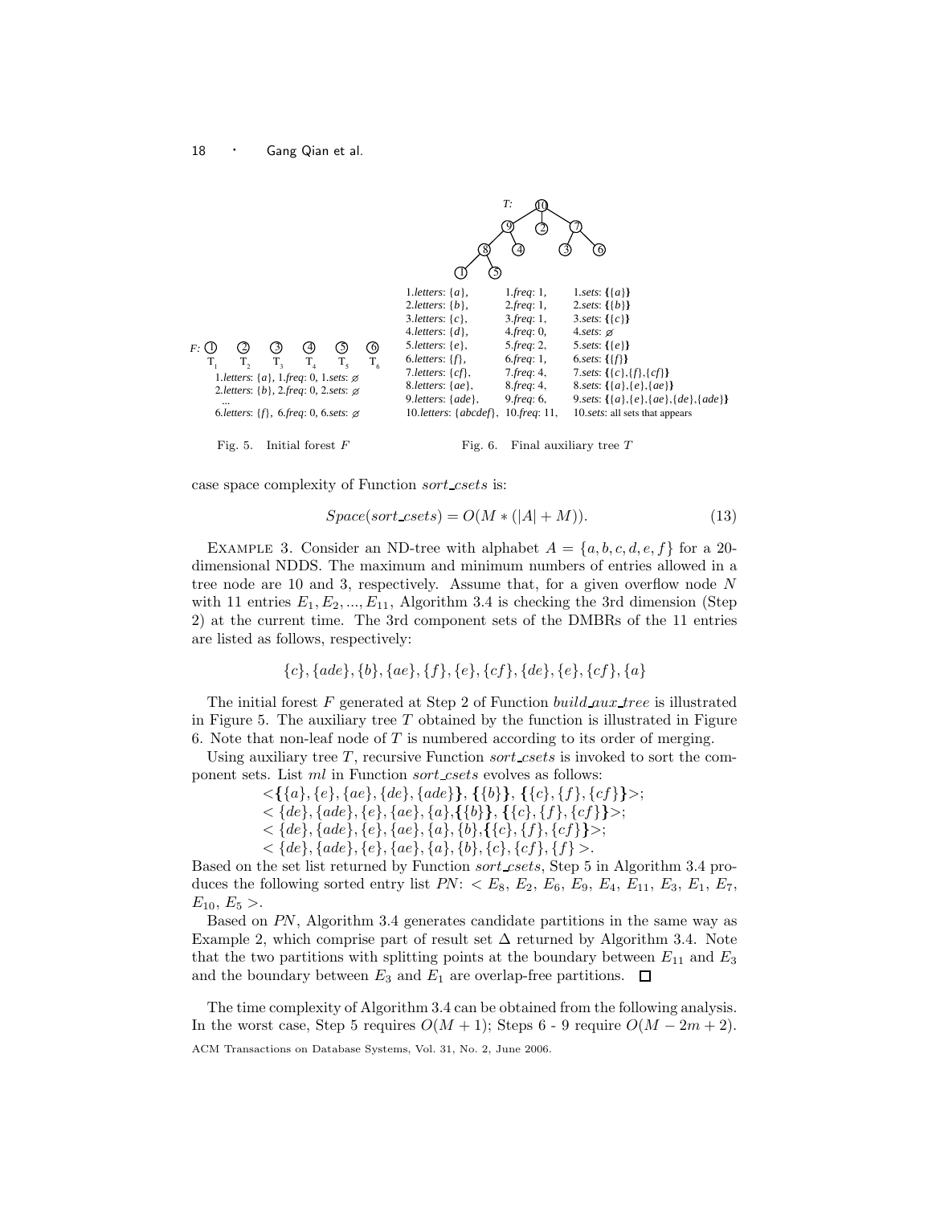F: ① ② ③ ④ ⑤ ⑥

$T_1$ $T_2$ $T_3$ $T_4$ $T_5$ $T_6$

1.*letters*: {*a*}, 1.*freq*: 0, 1.*sets*: ∅
2.*letters*: {*b*}, 2.*freq*: 0, 2.*sets*: ∅
...
6.*letters*: {*f*}, 6.*freq*: 0, 6.*sets*: ∅

Fig. 5. Initial forest $F$

T: ⑩ (children: ⑨, ②, ⑦); ⑨ (children: ⑧, ④); ⑦ (children: ③, ⑥); ⑧ (children: ①, ⑤)

1.*letters*: {*a*}, 1.*freq*: 1, 1.*sets*: {{*a*}}
2.*letters*: {*b*}, 2.*freq*: 1, 2.*sets*: {{*b*}}
3.*letters*: {*c*}, 3.*freq*: 1, 3.*sets*: {{*c*}}
4.*letters*: {*d*}, 4.*freq*: 0, 4.*sets*: ∅
5.*letters*: {*e*}, 5.*freq*: 2, 5.*sets*: {{*e*}}
6.*letters*: {*f*}, 6.*freq*: 1, 6.*sets*: {{*f*}}
7.*letters*: {*cf*}, 7.*freq*: 4, 7.*sets*: {{*c*},{*f*},{*cf*}}
8.*letters*: {*ae*}, 8.*freq*: 4, 8.*sets*: {{*a*},{*e*},{*ae*}}
9.*letters*: {*ade*}, 9.*freq*: 6, 9.*sets*: {{*a*},{*e*},{*ae*},{*de*},{*ade*}}
10.*letters*: {*abcdef*}, 10.*freq*: 11, 10.*sets*: all sets that appears

Fig. 6. Final auxiliary tree $T$

case space complexity of Function *sort_csets* is:

$$Space(sort\_csets) = O(M * (|A| + M)). \tag{13}$$

EXAMPLE 3. Consider an ND-tree with alphabet $A = \{a, b, c, d, e, f\}$ for a 20-dimensional NDDS. The maximum and minimum numbers of entries allowed in a tree node are 10 and 3, respectively. Assume that, for a given overflow node $N$ with 11 entries $E_1, E_2, ..., E_{11}$, Algorithm 3.4 is checking the 3rd dimension (Step 2) at the current time. The 3rd component sets of the DMBRs of the 11 entries are listed as follows, respectively:

$$\{c\}, \{ade\}, \{b\}, \{ae\}, \{f\}, \{e\}, \{cf\}, \{de\}, \{e\}, \{cf\}, \{a\}$$

The initial forest $F$ generated at Step 2 of Function *build_aux_tree* is illustrated in Figure 5. The auxiliary tree $T$ obtained by the function is illustrated in Figure 6. Note that non-leaf node of $T$ is numbered according to its order of merging.

Using auxiliary tree $T$, recursive Function *sort_csets* is invoked to sort the component sets. List *ml* in Function *sort_csets* evolves as follows:

$<\mathbf{\{}\{a\}, \{e\}, \{ae\}, \{de\}, \{ade\}\mathbf{\}}, \mathbf{\{}\{b\}\mathbf{\}}, \mathbf{\{}\{c\}, \{f\}, \{cf\}\mathbf{\}}>$;
$< \{de\}, \{ade\}, \{e\}, \{ae\}, \{a\}, \mathbf{\{}\{b\}\mathbf{\}}, \mathbf{\{}\{c\}, \{f\}, \{cf\}\mathbf{\}}>$;
$< \{de\}, \{ade\}, \{e\}, \{ae\}, \{a\}, \{b\}, \mathbf{\{}\{c\}, \{f\}, \{cf\}\mathbf{\}}>$;
$< \{de\}, \{ade\}, \{e\}, \{ae\}, \{a\}, \{b\}, \{c\}, \{cf\}, \{f\} >$.

Based on the set list returned by Function *sort_csets*, Step 5 in Algorithm 3.4 produces the following sorted entry list *PN*: $< E_8, E_2, E_6, E_9, E_4, E_{11}, E_3, E_1, E_7, E_{10}, E_5 >$.

Based on *PN*, Algorithm 3.4 generates candidate partitions in the same way as Example 2, which comprise part of result set $\Delta$ returned by Algorithm 3.4. Note that the two partitions with splitting points at the boundary between $E_{11}$ and $E_3$ and the boundary between $E_3$ and $E_1$ are overlap-free partitions. □

The time complexity of Algorithm 3.4 can be obtained from the following analysis. In the worst case, Step 5 requires $O(M + 1)$; Steps 6 - 9 require $O(M - 2m + 2)$.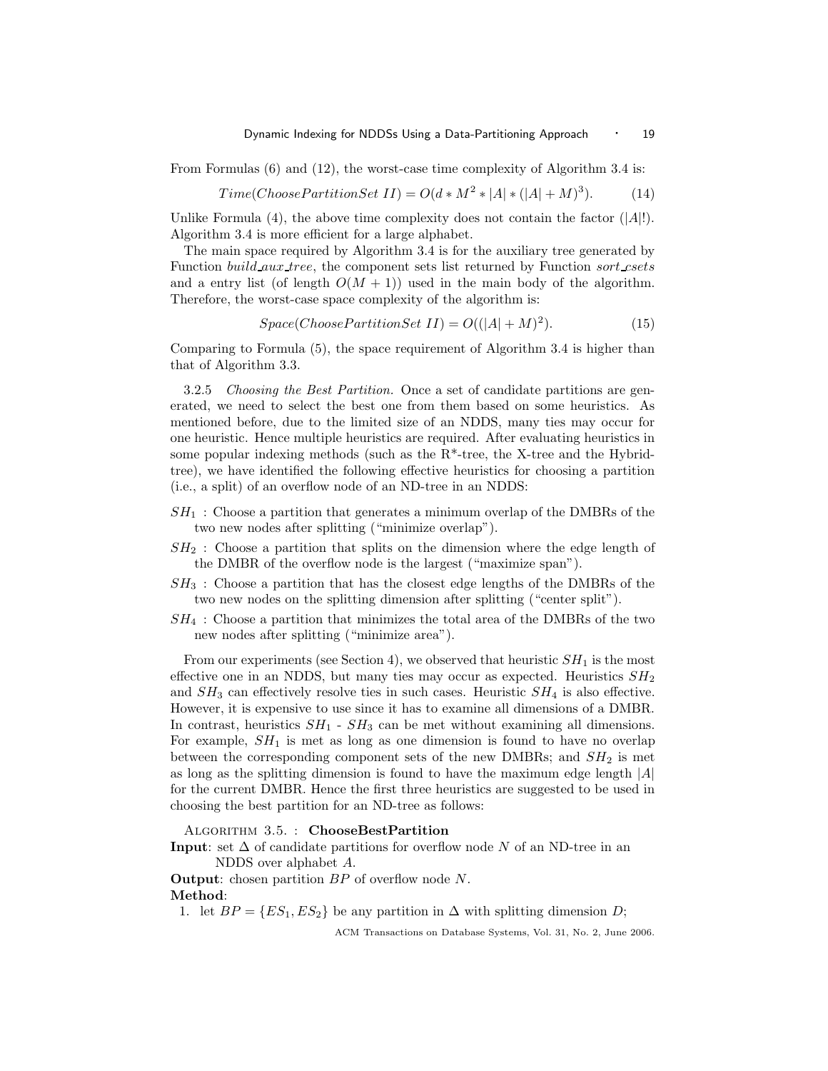From Formulas (6) and (12), the worst-case time complexity of Algorithm 3.4 is:

$$Time(ChoosePartitionSet\ II) = O(d * M^2 * |A| * (|A| + M)^3). \tag{14}$$

Unlike Formula (4), the above time complexity does not contain the factor ($|A|!$). Algorithm 3.4 is more efficient for a large alphabet.

The main space required by Algorithm 3.4 is for the auxiliary tree generated by Function *build_aux_tree*, the component sets list returned by Function *sort_csets* and a entry list (of length $O(M + 1)$) used in the main body of the algorithm. Therefore, the worst-case space complexity of the algorithm is:

$$Space(ChoosePartitionSet\ II) = O((|A| + M)^2). \tag{15}$$

Comparing to Formula (5), the space requirement of Algorithm 3.4 is higher than that of Algorithm 3.3.

3.2.5 *Choosing the Best Partition.* Once a set of candidate partitions are generated, we need to select the best one from them based on some heuristics. As mentioned before, due to the limited size of an NDDS, many ties may occur for one heuristic. Hence multiple heuristics are required. After evaluating heuristics in some popular indexing methods (such as the R*-tree, the X-tree and the Hybrid-tree), we have identified the following effective heuristics for choosing a partition (i.e., a split) of an overflow node of an ND-tree in an NDDS:

- $SH_1$ : Choose a partition that generates a minimum overlap of the DMBRs of the two new nodes after splitting ("minimize overlap").
- $SH_2$ : Choose a partition that splits on the dimension where the edge length of the DMBR of the overflow node is the largest ("maximize span").
- $SH_3$ : Choose a partition that has the closest edge lengths of the DMBRs of the two new nodes on the splitting dimension after splitting ("center split").
- $SH_4$ : Choose a partition that minimizes the total area of the DMBRs of the two new nodes after splitting ("minimize area").

From our experiments (see Section 4), we observed that heuristic $SH_1$ is the most effective one in an NDDS, but many ties may occur as expected. Heuristics $SH_2$ and $SH_3$ can effectively resolve ties in such cases. Heuristic $SH_4$ is also effective. However, it is expensive to use since it has to examine all dimensions of a DMBR. In contrast, heuristics $SH_1$ - $SH_3$ can be met without examining all dimensions. For example, $SH_1$ is met as long as one dimension is found to have no overlap between the corresponding component sets of the new DMBRs; and $SH_2$ is met as long as the splitting dimension is found to have the maximum edge length $|A|$ for the current DMBR. Hence the first three heuristics are suggested to be used in choosing the best partition for an ND-tree as follows:

ALGORITHM 3.5. : **ChooseBestPartition**

**Input**: set $\Delta$ of candidate partitions for overflow node $N$ of an ND-tree in an NDDS over alphabet $A$.

**Output**: chosen partition $BP$ of overflow node $N$.

**Method**:

1. let $BP = \{ES_1, ES_2\}$ be any partition in $\Delta$ with splitting dimension $D$;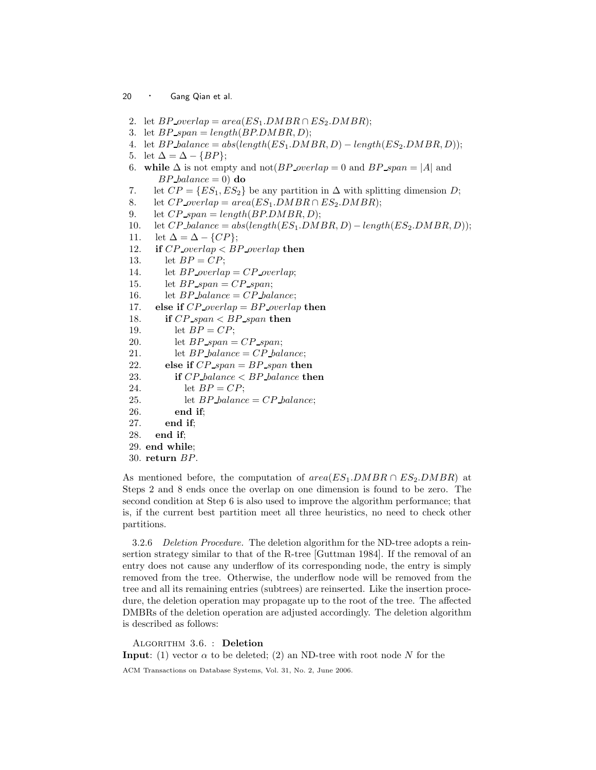2. let $BP\_overlap = area(ES_1.DMBR \cap ES_2.DMBR)$;
3. let $BP\_span = length(BP.DMBR, D)$;
4. let $BP\_balance = abs(length(ES_1.DMBR, D) - length(ES_2.DMBR, D))$;
5. let $\Delta = \Delta - \{BP\}$;
6. **while** $\Delta$ is not empty and not($BP\_overlap = 0$ and $BP\_span = |A|$ and $BP\_balance = 0$) **do**
7. let $CP = \{ES_1, ES_2\}$ be any partition in $\Delta$ with splitting dimension $D$;
8. let $CP\_overlap = area(ES_1.DMBR \cap ES_2.DMBR)$;
9. let $CP\_span = length(BP.DMBR, D)$;
10. let $CP\_balance = abs(length(ES_1.DMBR, D) - length(ES_2.DMBR, D))$;
11. let $\Delta = \Delta - \{CP\}$;
12. **if** $CP\_overlap < BP\_overlap$ **then**
13. let $BP = CP$;
14. let $BP\_overlap = CP\_overlap$;
15. let $BP\_span = CP\_span$;
16. let $BP\_balance = CP\_balance$;
17. **else if** $CP\_overlap = BP\_overlap$ **then**
18. **if** $CP\_span < BP\_span$ **then**
19. let $BP = CP$;
20. let $BP\_span = CP\_span$;
21. let $BP\_balance = CP\_balance$;
22. **else if** $CP\_span = BP\_span$ **then**
23. **if** $CP\_balance < BP\_balance$ **then**
24. let $BP = CP$;
25. let $BP\_balance = CP\_balance$;
26. **end if**;
27. **end if**;
28. **end if**;
29. **end while**;
30. **return** $BP$.

As mentioned before, the computation of $area(ES_1.DMBR \cap ES_2.DMBR)$ at Steps 2 and 8 ends once the overlap on one dimension is found to be zero. The second condition at Step 6 is also used to improve the algorithm performance; that is, if the current best partition meet all three heuristics, no need to check other partitions.

3.2.6 *Deletion Procedure.* The deletion algorithm for the ND-tree adopts a reinsertion strategy similar to that of the R-tree [Guttman 1984]. If the removal of an entry does not cause any underflow of its corresponding node, the entry is simply removed from the tree. Otherwise, the underflow node will be removed from the tree and all its remaining entries (subtrees) are reinserted. Like the insertion procedure, the deletion operation may propagate up to the root of the tree. The affected DMBRs of the deletion operation are adjusted accordingly. The deletion algorithm is described as follows:

ALGORITHM 3.6. : **Deletion**

**Input**: (1) vector $\alpha$ to be deleted; (2) an ND-tree with root node $N$ for the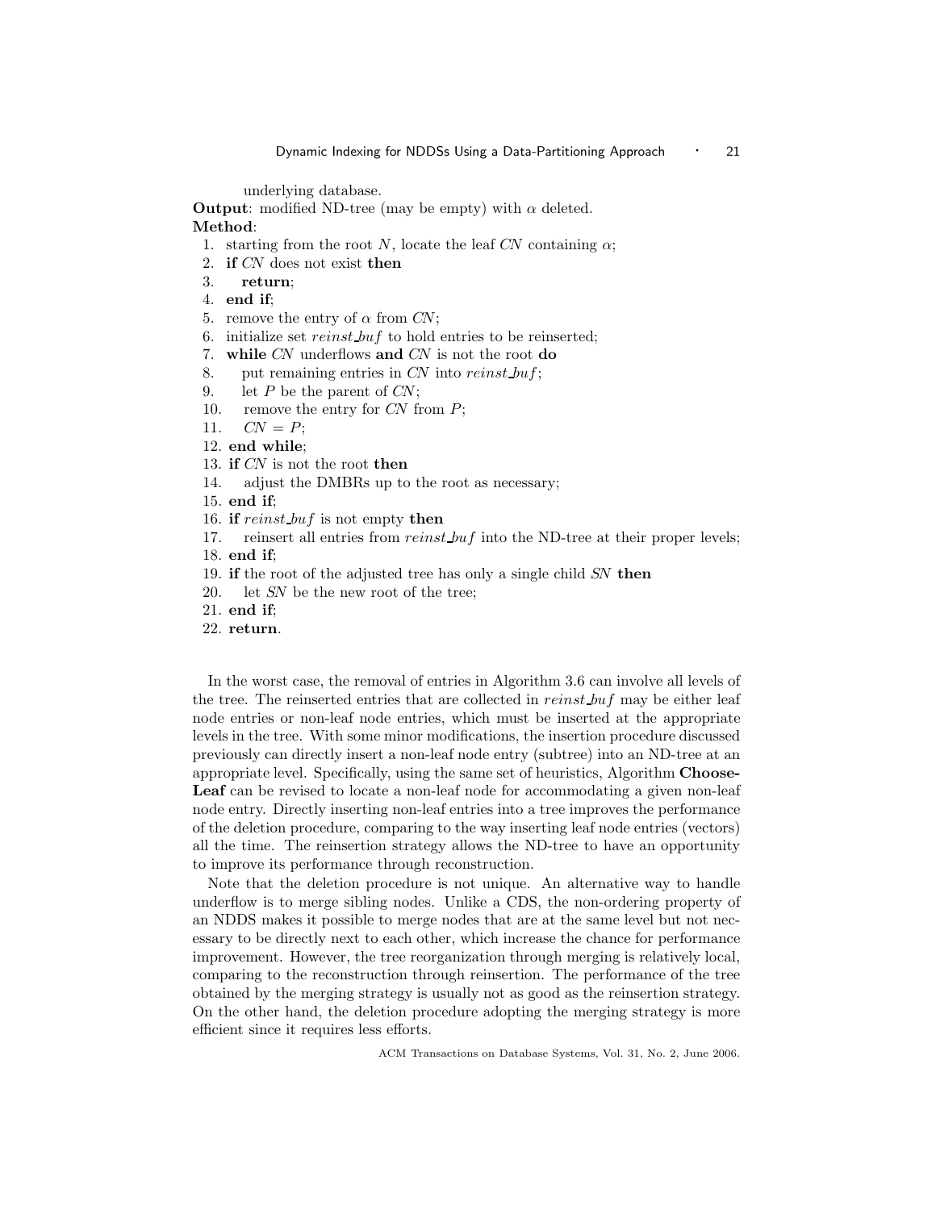underlying database.

**Output**: modified ND-tree (may be empty) with $\alpha$ deleted.

**Method**:

1. starting from the root $N$, locate the leaf *CN* containing $\alpha$;
2. **if** *CN* does not exist **then**
3. &nbsp;&nbsp;&nbsp;**return**;
4. **end if**;
5. remove the entry of $\alpha$ from *CN*;
6. initialize set *reinst_buf* to hold entries to be reinserted;
7. **while** *CN* underflows **and** *CN* is not the root **do**
8. &nbsp;&nbsp;&nbsp;put remaining entries in *CN* into *reinst_buf*;
9. &nbsp;&nbsp;&nbsp;let $P$ be the parent of *CN*;
10. &nbsp;&nbsp;&nbsp;remove the entry for *CN* from $P$;
11. &nbsp;&nbsp;&nbsp;$CN = P$;
12. **end while**;
13. **if** *CN* is not the root **then**
14. &nbsp;&nbsp;&nbsp;adjust the DMBRs up to the root as necessary;
15. **end if**;
16. **if** *reinst_buf* is not empty **then**
17. &nbsp;&nbsp;&nbsp;reinsert all entries from *reinst_buf* into the ND-tree at their proper levels;
18. **end if**;
19. **if** the root of the adjusted tree has only a single child *SN* **then**
20. &nbsp;&nbsp;&nbsp;let *SN* be the new root of the tree;
21. **end if**;
22. **return**.

In the worst case, the removal of entries in Algorithm 3.6 can involve all levels of the tree. The reinserted entries that are collected in *reinst_buf* may be either leaf node entries or non-leaf node entries, which must be inserted at the appropriate levels in the tree. With some minor modifications, the insertion procedure discussed previously can directly insert a non-leaf node entry (subtree) into an ND-tree at an appropriate level. Specifically, using the same set of heuristics, Algorithm **Choose-Leaf** can be revised to locate a non-leaf node for accommodating a given non-leaf node entry. Directly inserting non-leaf entries into a tree improves the performance of the deletion procedure, comparing to the way inserting leaf node entries (vectors) all the time. The reinsertion strategy allows the ND-tree to have an opportunity to improve its performance through reconstruction.

Note that the deletion procedure is not unique. An alternative way to handle underflow is to merge sibling nodes. Unlike a CDS, the non-ordering property of an NDDS makes it possible to merge nodes that are at the same level but not necessary to be directly next to each other, which increase the chance for performance improvement. However, the tree reorganization through merging is relatively local, comparing to the reconstruction through reinsertion. The performance of the tree obtained by the merging strategy is usually not as good as the reinsertion strategy. On the other hand, the deletion procedure adopting the merging strategy is more efficient since it requires less efforts.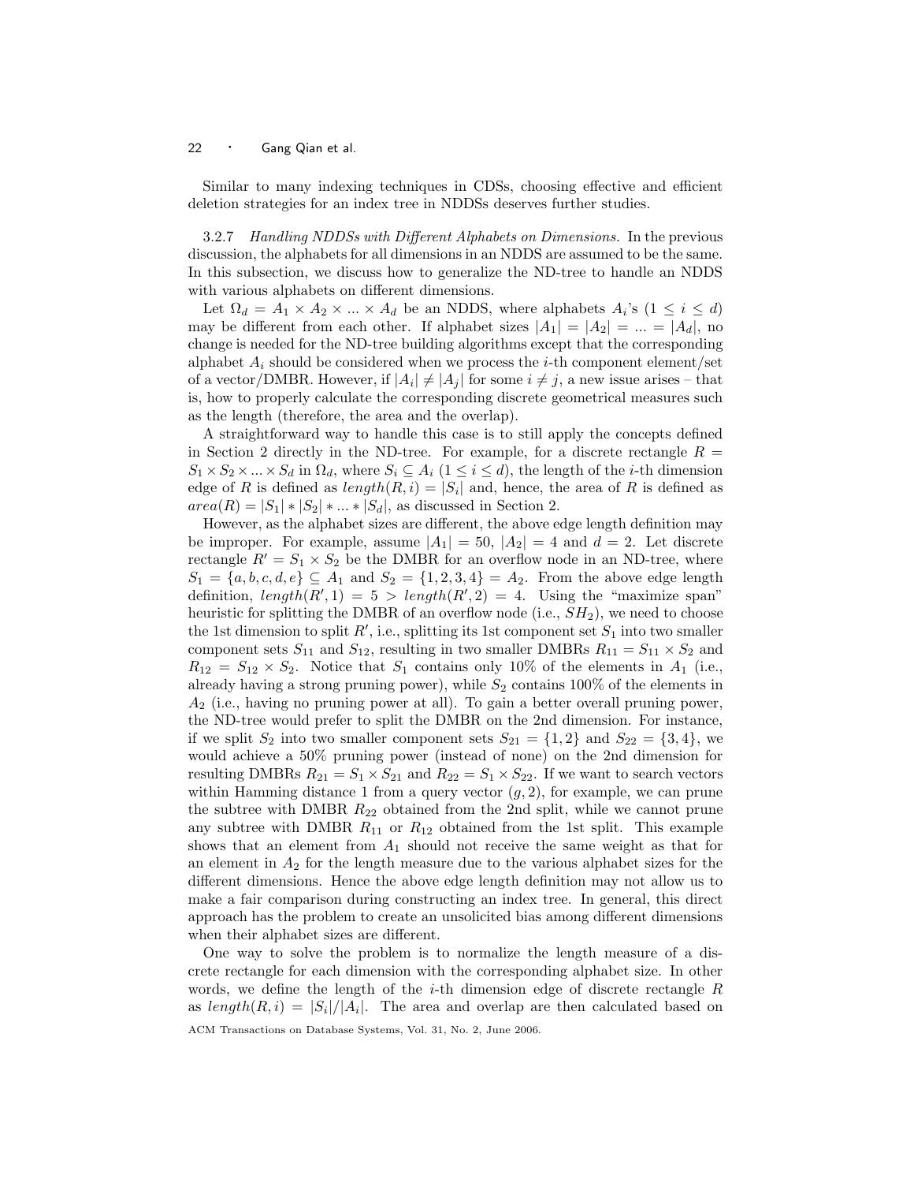Similar to many indexing techniques in CDSs, choosing effective and efficient deletion strategies for an index tree in NDDSs deserves further studies.

3.2.7 *Handling NDDSs with Different Alphabets on Dimensions.* In the previous discussion, the alphabets for all dimensions in an NDDS are assumed to be the same. In this subsection, we discuss how to generalize the ND-tree to handle an NDDS with various alphabets on different dimensions.

Let $\Omega_d = A_1 \times A_2 \times ... \times A_d$ be an NDDS, where alphabets $A_i$'s ($1 \leq i \leq d$) may be different from each other. If alphabet sizes $|A_1| = |A_2| = ... = |A_d|$, no change is needed for the ND-tree building algorithms except that the corresponding alphabet $A_i$ should be considered when we process the $i$-th component element/set of a vector/DMBR. However, if $|A_i| \neq |A_j|$ for some $i \neq j$, a new issue arises – that is, how to properly calculate the corresponding discrete geometrical measures such as the length (therefore, the area and the overlap).

A straightforward way to handle this case is to still apply the concepts defined in Section 2 directly in the ND-tree. For example, for a discrete rectangle $R = S_1 \times S_2 \times ... \times S_d$ in $\Omega_d$, where $S_i \subseteq A_i$ ($1 \leq i \leq d$), the length of the $i$-th dimension edge of $R$ is defined as $length(R, i) = |S_i|$ and, hence, the area of $R$ is defined as $area(R) = |S_1| * |S_2| * ... * |S_d|$, as discussed in Section 2.

However, as the alphabet sizes are different, the above edge length definition may be improper. For example, assume $|A_1| = 50$, $|A_2| = 4$ and $d = 2$. Let discrete rectangle $R' = S_1 \times S_2$ be the DMBR for an overflow node in an ND-tree, where $S_1 = \{a, b, c, d, e\} \subseteq A_1$ and $S_2 = \{1, 2, 3, 4\} = A_2$. From the above edge length definition, $length(R', 1) = 5 > length(R', 2) = 4$. Using the "maximize span" heuristic for splitting the DMBR of an overflow node (i.e., $SH_2$), we need to choose the 1st dimension to split $R'$, i.e., splitting its 1st component set $S_1$ into two smaller component sets $S_{11}$ and $S_{12}$, resulting in two smaller DMBRs $R_{11} = S_{11} \times S_2$ and $R_{12} = S_{12} \times S_2$. Notice that $S_1$ contains only 10% of the elements in $A_1$ (i.e., already having a strong pruning power), while $S_2$ contains 100% of the elements in $A_2$ (i.e., having no pruning power at all). To gain a better overall pruning power, the ND-tree would prefer to split the DMBR on the 2nd dimension. For instance, if we split $S_2$ into two smaller component sets $S_{21} = \{1, 2\}$ and $S_{22} = \{3, 4\}$, we would achieve a 50% pruning power (instead of none) on the 2nd dimension for resulting DMBRs $R_{21} = S_1 \times S_{21}$ and $R_{22} = S_1 \times S_{22}$. If we want to search vectors within Hamming distance 1 from a query vector $(g, 2)$, for example, we can prune the subtree with DMBR $R_{22}$ obtained from the 2nd split, while we cannot prune any subtree with DMBR $R_{11}$ or $R_{12}$ obtained from the 1st split. This example shows that an element from $A_1$ should not receive the same weight as that for an element in $A_2$ for the length measure due to the various alphabet sizes for the different dimensions. Hence the above edge length definition may not allow us to make a fair comparison during constructing an index tree. In general, this direct approach has the problem to create an unsolicited bias among different dimensions when their alphabet sizes are different.

One way to solve the problem is to normalize the length measure of a discrete rectangle for each dimension with the corresponding alphabet size. In other words, we define the length of the $i$-th dimension edge of discrete rectangle $R$ as $length(R, i) = |S_i|/|A_i|$. The area and overlap are then calculated based on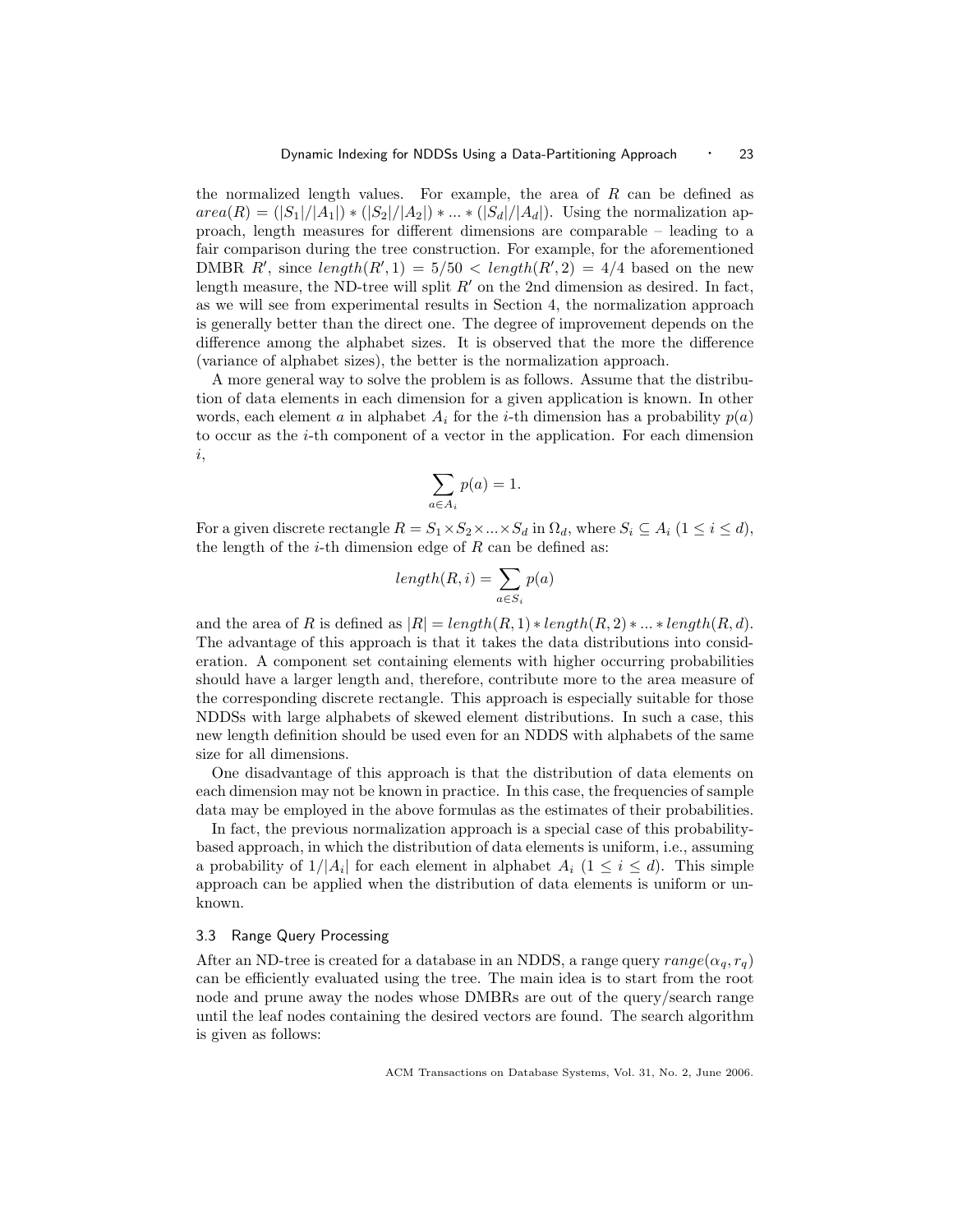the normalized length values. For example, the area of $R$ can be defined as $area(R) = (|S_1|/|A_1|) * (|S_2|/|A_2|) * ... * (|S_d|/|A_d|)$. Using the normalization approach, length measures for different dimensions are comparable – leading to a fair comparison during the tree construction. For example, for the aforementioned DMBR $R'$, since $length(R', 1) = 5/50 < length(R', 2) = 4/4$ based on the new length measure, the ND-tree will split $R'$ on the 2nd dimension as desired. In fact, as we will see from experimental results in Section 4, the normalization approach is generally better than the direct one. The degree of improvement depends on the difference among the alphabet sizes. It is observed that the more the difference (variance of alphabet sizes), the better is the normalization approach.

A more general way to solve the problem is as follows. Assume that the distribution of data elements in each dimension for a given application is known. In other words, each element $a$ in alphabet $A_i$ for the $i$-th dimension has a probability $p(a)$ to occur as the $i$-th component of a vector in the application. For each dimension $i$,

$$\sum_{a \in A_i} p(a) = 1.$$

For a given discrete rectangle $R = S_1 \times S_2 \times ... \times S_d$ in $\Omega_d$, where $S_i \subseteq A_i$ $(1 \leq i \leq d)$, the length of the $i$-th dimension edge of $R$ can be defined as:

$$length(R, i) = \sum_{a \in S_i} p(a)$$

and the area of $R$ is defined as $|R| = length(R, 1) * length(R, 2) * ... * length(R, d)$. The advantage of this approach is that it takes the data distributions into consideration. A component set containing elements with higher occurring probabilities should have a larger length and, therefore, contribute more to the area measure of the corresponding discrete rectangle. This approach is especially suitable for those NDDSs with large alphabets of skewed element distributions. In such a case, this new length definition should be used even for an NDDS with alphabets of the same size for all dimensions.

One disadvantage of this approach is that the distribution of data elements on each dimension may not be known in practice. In this case, the frequencies of sample data may be employed in the above formulas as the estimates of their probabilities.

In fact, the previous normalization approach is a special case of this probability-based approach, in which the distribution of data elements is uniform, i.e., assuming a probability of $1/|A_i|$ for each element in alphabet $A_i$ $(1 \leq i \leq d)$. This simple approach can be applied when the distribution of data elements is uniform or unknown.

### 3.3 Range Query Processing

After an ND-tree is created for a database in an NDDS, a range query $range(\alpha_q, r_q)$ can be efficiently evaluated using the tree. The main idea is to start from the root node and prune away the nodes whose DMBRs are out of the query/search range until the leaf nodes containing the desired vectors are found. The search algorithm is given as follows: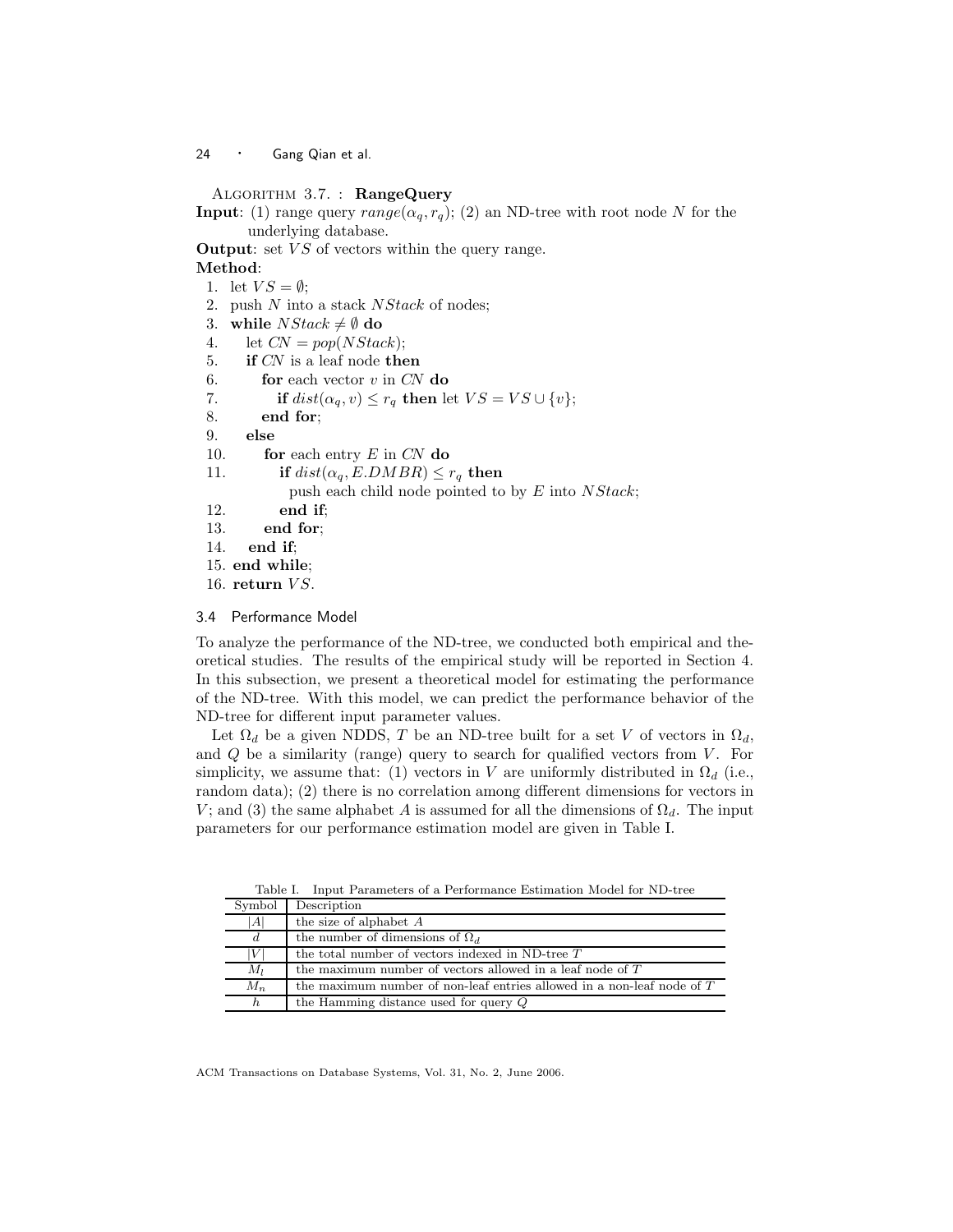ALGORITHM 3.7. : **RangeQuery**

**Input**: (1) range query $range(\alpha_q, r_q)$; (2) an ND-tree with root node $N$ for the underlying database.

**Output**: set $VS$ of vectors within the query range.

**Method**:

1. let $VS = \emptyset$;
2. push $N$ into a stack $NStack$ of nodes;
3. **while** $NStack \neq \emptyset$ **do**
4. let $CN = pop(NStack)$;
5. **if** $CN$ is a leaf node **then**
6. **for** each vector $v$ in $CN$ **do**
7. **if** $dist(\alpha_q, v) \leq r_q$ **then** let $VS = VS \cup \{v\}$;
8. **end for**;
9. **else**
10. **for** each entry $E$ in $CN$ **do**
11. **if** $dist(\alpha_q, E.DMBR) \leq r_q$ **then** push each child node pointed to by $E$ into $NStack$;
12. **end if**;
13. **end for**;
14. **end if**;
15. **end while**;
16. **return** $VS$.

### 3.4 Performance Model

To analyze the performance of the ND-tree, we conducted both empirical and theoretical studies. The results of the empirical study will be reported in Section 4. In this subsection, we present a theoretical model for estimating the performance of the ND-tree. With this model, we can predict the performance behavior of the ND-tree for different input parameter values.

Let $\Omega_d$ be a given NDDS, $T$ be an ND-tree built for a set $V$ of vectors in $\Omega_d$, and $Q$ be a similarity (range) query to search for qualified vectors from $V$. For simplicity, we assume that: (1) vectors in $V$ are uniformly distributed in $\Omega_d$ (i.e., random data); (2) there is no correlation among different dimensions for vectors in $V$; and (3) the same alphabet $A$ is assumed for all the dimensions of $\Omega_d$. The input parameters for our performance estimation model are given in Table I.

Table I. Input Parameters of a Performance Estimation Model for ND-tree

| Symbol | Description |
|---|---|
| $\lvert A\rvert$ | the size of alphabet $A$ |
| $d$ | the number of dimensions of $\Omega_d$ |
| $\lvert V\rvert$ | the total number of vectors indexed in ND-tree $T$ |
| $M_l$ | the maximum number of vectors allowed in a leaf node of $T$ |
| $M_n$ | the maximum number of non-leaf entries allowed in a non-leaf node of $T$ |
| $h$ | the Hamming distance used for query $Q$ |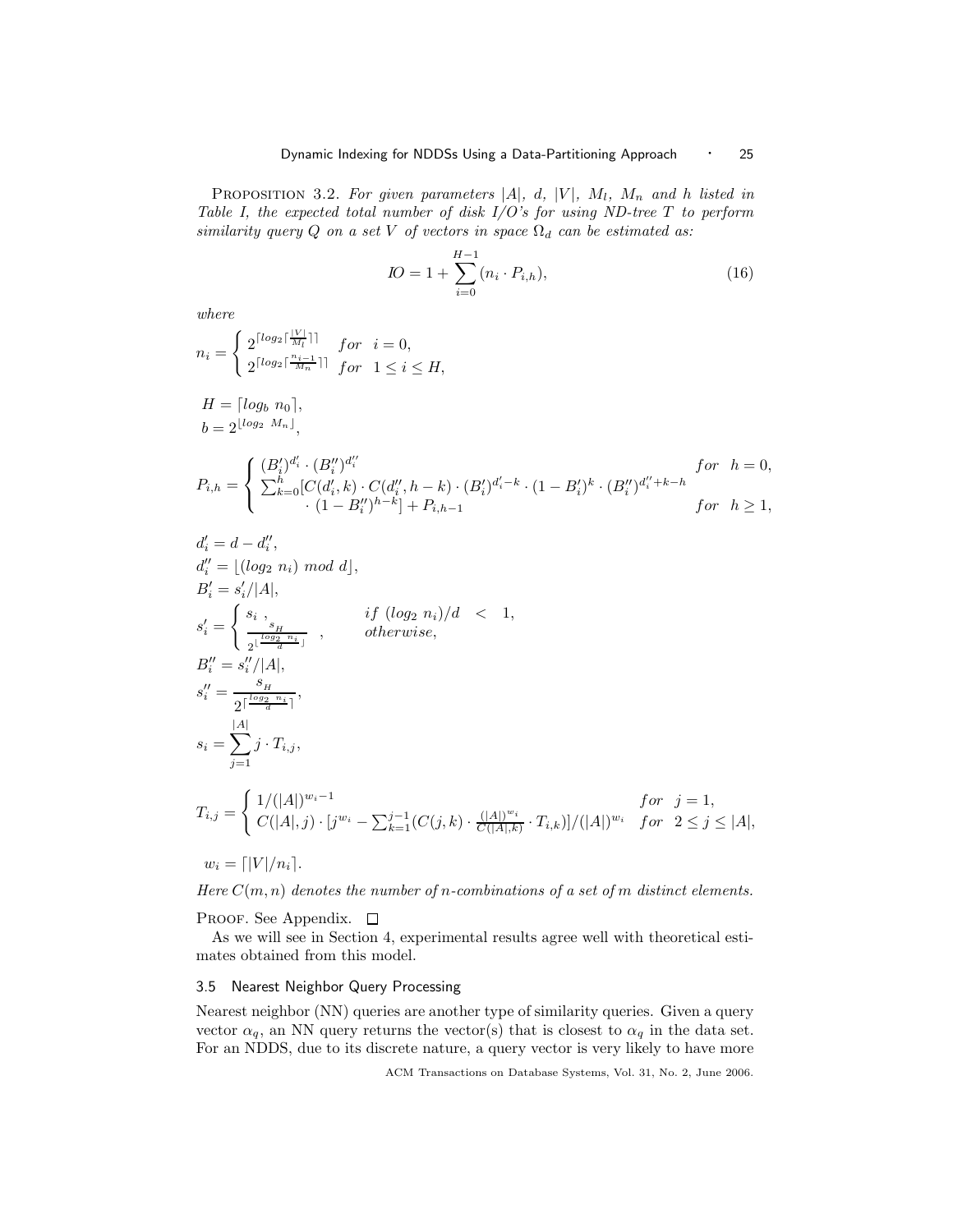PROPOSITION 3.2. *For given parameters $|A|$, $d$, $|V|$, $M_l$, $M_n$ and $h$ listed in Table I, the expected total number of disk I/O's for using ND-tree $T$ to perform similarity query $Q$ on a set $V$ of vectors in space $\Omega_d$ can be estimated as:*

$$IO = 1 + \sum_{i=0}^{H-1} (n_i \cdot P_{i,h}), \tag{16}$$

*where*

$$n_i = \begin{cases} 2^{\lceil log_2 \lceil \frac{|V|}{M_l} \rceil \rceil} & for \quad i = 0, \\ 2^{\lceil log_2 \lceil \frac{n_{i-1}}{M_n} \rceil \rceil} & for \quad 1 \le i \le H, \end{cases}$$

$$H = \lceil log_b \; n_0 \rceil,$$

$$b = 2^{\lfloor log_2 \; M_n \rfloor},$$

$$P_{i,h} = \begin{cases} (B_i')^{d_i'} \cdot (B_i'')^{d_i''} & for \quad h = 0, \\ \sum_{k=0}^{h} [C(d_i', k) \cdot C(d_i'', h-k) \cdot (B_i')^{d_i'-k} \cdot (1 - B_i')^k \cdot (B_i'')^{d_i''+k-h} & \\ \quad \cdot (1 - B_i'')^{h-k}] + P_{i,h-1} & for \quad h \ge 1, \end{cases}$$

$$d_i' = d - d_i'',$$

$$d_i'' = \lfloor (log_2 \; n_i) \; mod \; d \rfloor,$$

$$B_i' = s_i'/|A|,$$

$$s_i' = \begin{cases} s_i \;, & if \; (log_2 \; n_i)/d \quad < \quad 1, \\ \frac{s_H}{2^{\lfloor \frac{log_2 \; n_i}{d} \rfloor}} \;, & otherwise, \end{cases}$$

$$B_i'' = s_i''/|A|,$$

$$s_i'' = \frac{s_H}{2^{\lceil \frac{log_2 \; n_i}{d} \rceil}},$$

$$s_i = \sum_{j=1}^{|A|} j \cdot T_{i,j},$$

$$T_{i,j} = \begin{cases} 1/(|A|)^{w_i - 1} & for \quad j = 1, \\ C(|A|, j) \cdot [j^{w_i} - \sum_{k=1}^{j-1} (C(j,k) \cdot \frac{(|A|)^{w_i}}{C(|A|,k)} \cdot T_{i,k})]/(|A|)^{w_i} & for \quad 2 \le j \le |A|, \end{cases}$$

$$w_i = \lceil |V|/n_i \rceil.$$

*Here $C(m,n)$ denotes the number of $n$-combinations of a set of $m$ distinct elements.*

PROOF. See Appendix. □

As we will see in Section 4, experimental results agree well with theoretical estimates obtained from this model.

### 3.5 Nearest Neighbor Query Processing

Nearest neighbor (NN) queries are another type of similarity queries. Given a query vector $\alpha_q$, an NN query returns the vector(s) that is closest to $\alpha_q$ in the data set. For an NDDS, due to its discrete nature, a query vector is very likely to have more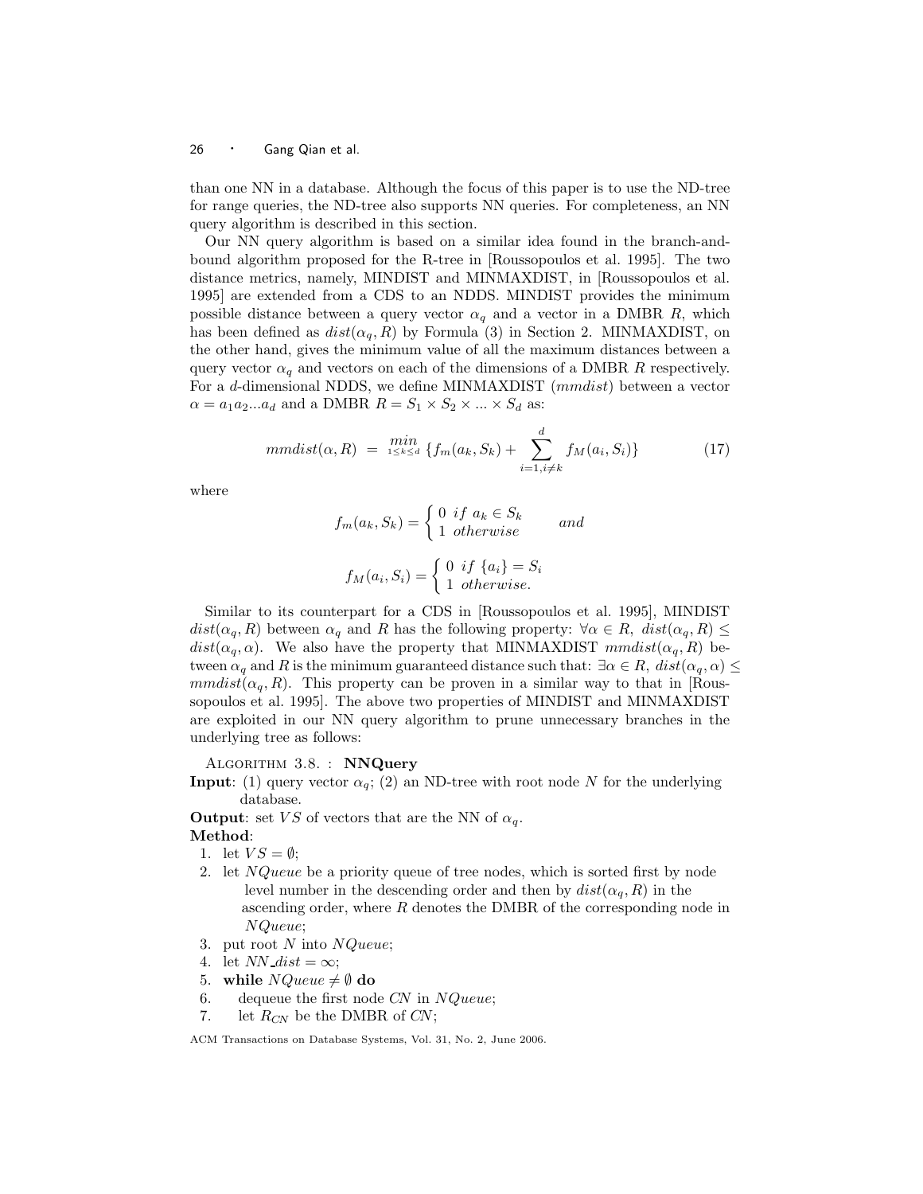than one NN in a database. Although the focus of this paper is to use the ND-tree for range queries, the ND-tree also supports NN queries. For completeness, an NN query algorithm is described in this section.

Our NN query algorithm is based on a similar idea found in the branch-and-bound algorithm proposed for the R-tree in [Roussopoulos et al. 1995]. The two distance metrics, namely, MINDIST and MINMAXDIST, in [Roussopoulos et al. 1995] are extended from a CDS to an NDDS. MINDIST provides the minimum possible distance between a query vector $\alpha_q$ and a vector in a DMBR $R$, which has been defined as $dist(\alpha_q, R)$ by Formula (3) in Section 2. MINMAXDIST, on the other hand, gives the minimum value of all the maximum distances between a query vector $\alpha_q$ and vectors on each of the dimensions of a DMBR $R$ respectively. For a $d$-dimensional NDDS, we define MINMAXDIST ($mmdist$) between a vector $\alpha = a_1 a_2 ... a_d$ and a DMBR $R = S_1 \times S_2 \times ... \times S_d$ as:

$$mmdist(\alpha, R) \;=\; \min_{1 \le k \le d} \{ f_m(a_k, S_k) + \sum_{i=1, i \neq k}^{d} f_M(a_i, S_i) \} \tag{17}$$

where

$$f_m(a_k, S_k) = \begin{cases} 0 & if\ a_k \in S_k \\ 1 & otherwise \end{cases} \qquad and$$

$$f_M(a_i, S_i) = \begin{cases} 0 & if\ \{a_i\} = S_i \\ 1 & otherwise. \end{cases}$$

Similar to its counterpart for a CDS in [Roussopoulos et al. 1995], MINDIST $dist(\alpha_q, R)$ between $\alpha_q$ and $R$ has the following property: $\forall \alpha \in R,\ dist(\alpha_q, R) \le dist(\alpha_q, \alpha)$. We also have the property that MINMAXDIST $mmdist(\alpha_q, R)$ between $\alpha_q$ and $R$ is the minimum guaranteed distance such that: $\exists \alpha \in R,\ dist(\alpha_q, \alpha) \le mmdist(\alpha_q, R)$. This property can be proven in a similar way to that in [Roussopoulos et al. 1995]. The above two properties of MINDIST and MINMAXDIST are exploited in our NN query algorithm to prune unnecessary branches in the underlying tree as follows:

Algorithm 3.8. : **NNQuery**

**Input**: (1) query vector $\alpha_q$; (2) an ND-tree with root node $N$ for the underlying database.

**Output**: set $VS$ of vectors that are the NN of $\alpha_q$.

**Method**:

1. let $VS = \emptyset$;
2. let $NQueue$ be a priority queue of tree nodes, which is sorted first by node level number in the descending order and then by $dist(\alpha_q, R)$ in the ascending order, where $R$ denotes the DMBR of the corresponding node in $NQueue$;
3. put root $N$ into $NQueue$;
4. let $NN\_dist = \infty$;
5. **while** $NQueue \neq \emptyset$ **do**
6. dequeue the first node *CN* in $NQueue$;
7. let $R_{CN}$ be the DMBR of *CN*;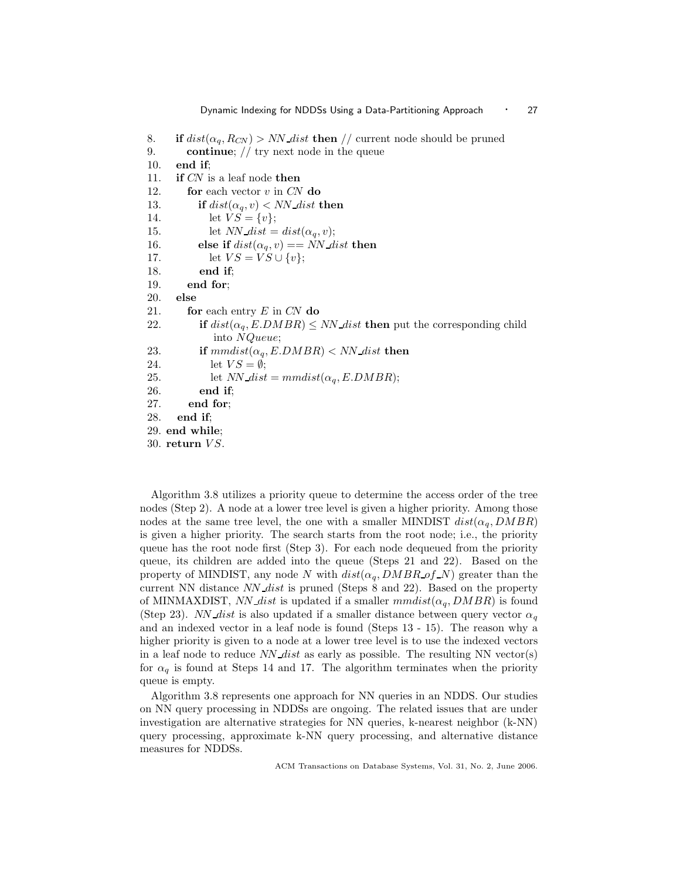```
8.    if dist(α_q, R_CN) > NN_dist then // current node should be pruned
9.       continue; // try next node in the queue
10.   end if;
11.   if CN is a leaf node then
12.      for each vector v in CN do
13.         if dist(α_q, v) < NN_dist then
14.            let VS = {v};
15.            let NN_dist = dist(α_q, v);
16.         else if dist(α_q, v) == NN_dist then
17.            let VS = VS ∪ {v};
18.         end if;
19.      end for;
20.   else
21.      for each entry E in CN do
22.         if dist(α_q, E.DMBR) ≤ NN_dist then put the corresponding child
               into NQueue;
23.         if mmdist(α_q, E.DMBR) < NN_dist then
24.            let VS = ∅;
25.            let NN_dist = mmdist(α_q, E.DMBR);
26.         end if;
27.      end for;
28.   end if;
29. end while;
30. return VS.
```

Algorithm 3.8 utilizes a priority queue to determine the access order of the tree nodes (Step 2). A node at a lower tree level is given a higher priority. Among those nodes at the same tree level, the one with a smaller MINDIST $dist(\alpha_q, DMBR)$ is given a higher priority. The search starts from the root node; i.e., the priority queue has the root node first (Step 3). For each node dequeued from the priority queue, its children are added into the queue (Steps 21 and 22). Based on the property of MINDIST, any node $N$ with $dist(\alpha_q, DMBR\_of\_N)$ greater than the current NN distance $NN\_dist$ is pruned (Steps 8 and 22). Based on the property of MINMAXDIST, $NN\_dist$ is updated if a smaller $mmdist(\alpha_q, DMBR)$ is found (Step 23). $NN\_dist$ is also updated if a smaller distance between query vector $\alpha_q$ and an indexed vector in a leaf node is found (Steps 13 - 15). The reason why a higher priority is given to a node at a lower tree level is to use the indexed vectors in a leaf node to reduce $NN\_dist$ as early as possible. The resulting NN vector(s) for $\alpha_q$ is found at Steps 14 and 17. The algorithm terminates when the priority queue is empty.

Algorithm 3.8 represents one approach for NN queries in an NDDS. Our studies on NN query processing in NDDSs are ongoing. The related issues that are under investigation are alternative strategies for NN queries, k-nearest neighbor (k-NN) query processing, approximate k-NN query processing, and alternative distance measures for NDDSs.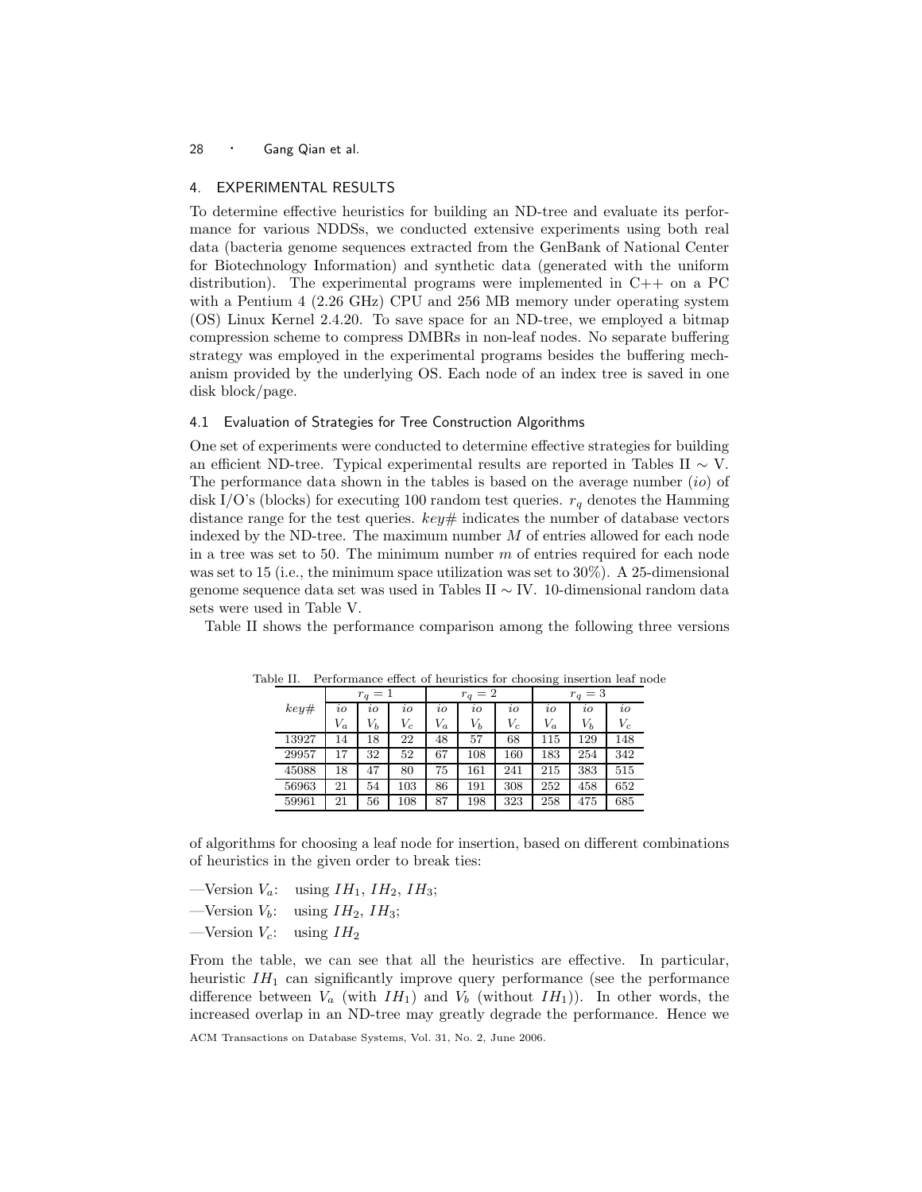## 4. EXPERIMENTAL RESULTS

To determine effective heuristics for building an ND-tree and evaluate its performance for various NDDSs, we conducted extensive experiments using both real data (bacteria genome sequences extracted from the GenBank of National Center for Biotechnology Information) and synthetic data (generated with the uniform distribution). The experimental programs were implemented in C++ on a PC with a Pentium 4 (2.26 GHz) CPU and 256 MB memory under operating system (OS) Linux Kernel 2.4.20. To save space for an ND-tree, we employed a bitmap compression scheme to compress DMBRs in non-leaf nodes. No separate buffering strategy was employed in the experimental programs besides the buffering mechanism provided by the underlying OS. Each node of an index tree is saved in one disk block/page.

### 4.1 Evaluation of Strategies for Tree Construction Algorithms

One set of experiments were conducted to determine effective strategies for building an efficient ND-tree. Typical experimental results are reported in Tables II $\sim$ V. The performance data shown in the tables is based on the average number ($io$) of disk I/O's (blocks) for executing 100 random test queries. $r_q$ denotes the Hamming distance range for the test queries. $key\#$ indicates the number of database vectors indexed by the ND-tree. The maximum number $M$ of entries allowed for each node in a tree was set to 50. The minimum number $m$ of entries required for each node was set to 15 (i.e., the minimum space utilization was set to 30%). A 25-dimensional genome sequence data set was used in Tables II $\sim$ IV. 10-dimensional random data sets were used in Table V.

Table II shows the performance comparison among the following three versions

Table II. Performance effect of heuristics for choosing insertion leaf node

| $key\#$ | $r_q = 1$ | | | $r_q = 2$ | | | $r_q = 3$ | | |
|---|---|---|---|---|---|---|---|---|---|
| | $io$ $V_a$ | $io$ $V_b$ | $io$ $V_c$ | $io$ $V_a$ | $io$ $V_b$ | $io$ $V_c$ | $io$ $V_a$ | $io$ $V_b$ | $io$ $V_c$ |
| 13927 | 14 | 18 | 22 | 48 | 57 | 68 | 115 | 129 | 148 |
| 29957 | 17 | 32 | 52 | 67 | 108 | 160 | 183 | 254 | 342 |
| 45088 | 18 | 47 | 80 | 75 | 161 | 241 | 215 | 383 | 515 |
| 56963 | 21 | 54 | 103 | 86 | 191 | 308 | 252 | 458 | 652 |
| 59961 | 21 | 56 | 108 | 87 | 198 | 323 | 258 | 475 | 685 |

of algorithms for choosing a leaf node for insertion, based on different combinations of heuristics in the given order to break ties:

—Version $V_a$: using $IH_1$, $IH_2$, $IH_3$;

—Version $V_b$: using $IH_2$, $IH_3$;

—Version $V_c$: using $IH_2$

From the table, we can see that all the heuristics are effective. In particular, heuristic $IH_1$ can significantly improve query performance (see the performance difference between $V_a$ (with $IH_1$) and $V_b$ (without $IH_1$)). In other words, the increased overlap in an ND-tree may greatly degrade the performance. Hence we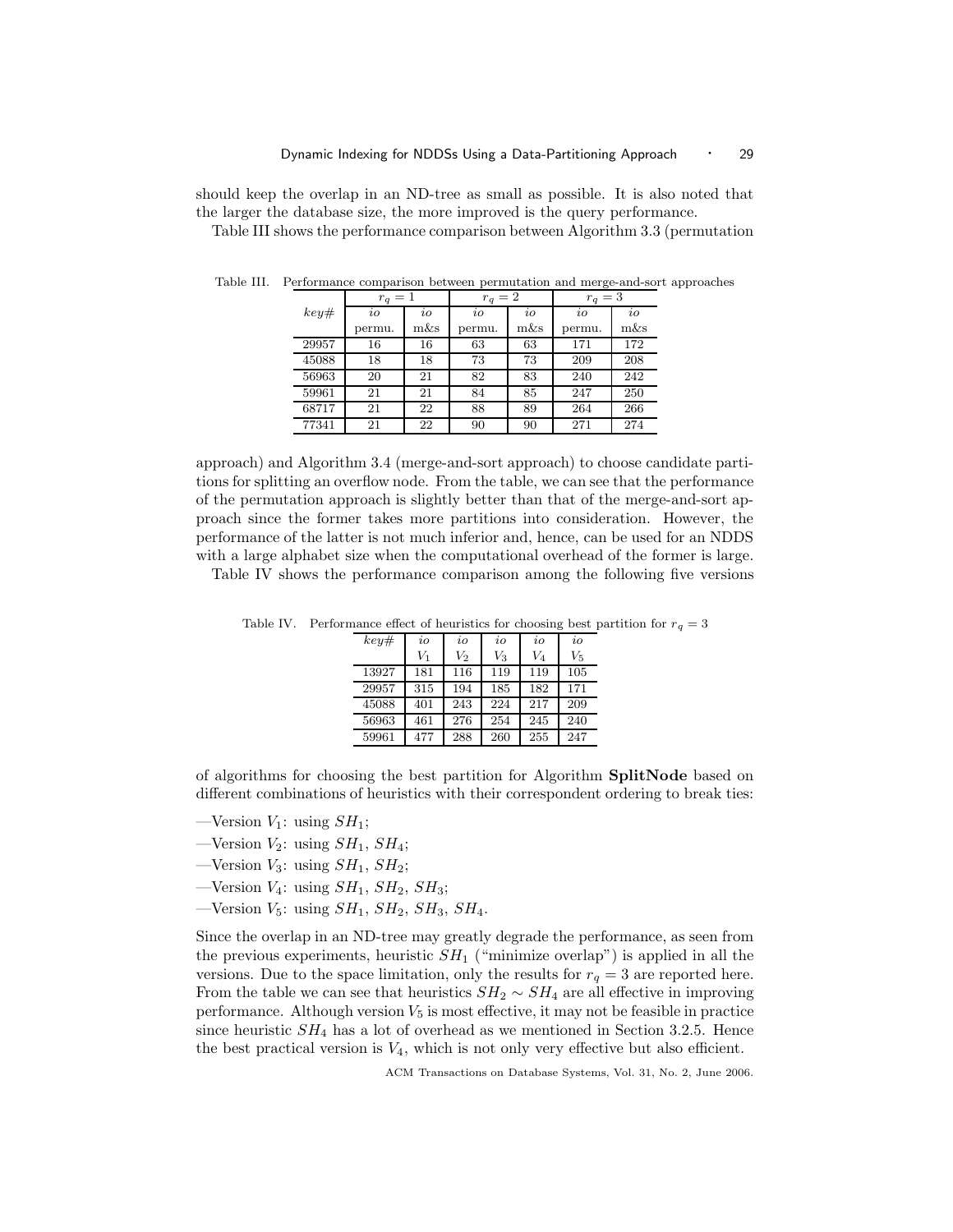should keep the overlap in an ND-tree as small as possible. It is also noted that the larger the database size, the more improved is the query performance.

Table III shows the performance comparison between Algorithm 3.3 (permutation approach) and Algorithm 3.4 (merge-and-sort approach) to choose candidate partitions for splitting an overflow node. From the table, we can see that the performance of the permutation approach is slightly better than that of the merge-and-sort approach since the former takes more partitions into consideration. However, the performance of the latter is not much inferior and, hence, can be used for an NDDS with a large alphabet size when the computational overhead of the former is large.

Table III. Performance comparison between permutation and merge-and-sort approaches

| | $r_q = 1$ | | $r_q = 2$ | | $r_q = 3$ | |
|---|---|---|---|---|---|---|
| $key\#$ | $io$ permu. | $io$ m&s | $io$ permu. | $io$ m&s | $io$ permu. | $io$ m&s |
| 29957 | 16 | 16 | 63 | 63 | 171 | 172 |
| 45088 | 18 | 18 | 73 | 73 | 209 | 208 |
| 56963 | 20 | 21 | 82 | 83 | 240 | 242 |
| 59961 | 21 | 21 | 84 | 85 | 247 | 250 |
| 68717 | 21 | 22 | 88 | 89 | 264 | 266 |
| 77341 | 21 | 22 | 90 | 90 | 271 | 274 |

Table IV shows the performance comparison among the following five versions of algorithms for choosing the best partition for Algorithm **SplitNode** based on different combinations of heuristics with their correspondent ordering to break ties:

Table IV. Performance effect of heuristics for choosing best partition for $r_q = 3$

| $key\#$ | $io$ $V_1$ | $io$ $V_2$ | $io$ $V_3$ | $io$ $V_4$ | $io$ $V_5$ |
|---|---|---|---|---|---|
| 13927 | 181 | 116 | 119 | 119 | 105 |
| 29957 | 315 | 194 | 185 | 182 | 171 |
| 45088 | 401 | 243 | 224 | 217 | 209 |
| 56963 | 461 | 276 | 254 | 245 | 240 |
| 59961 | 477 | 288 | 260 | 255 | 247 |

—Version $V_1$: using $SH_1$;
—Version $V_2$: using $SH_1$, $SH_4$;
—Version $V_3$: using $SH_1$, $SH_2$;
—Version $V_4$: using $SH_1$, $SH_2$, $SH_3$;
—Version $V_5$: using $SH_1$, $SH_2$, $SH_3$, $SH_4$.

Since the overlap in an ND-tree may greatly degrade the performance, as seen from the previous experiments, heuristic $SH_1$ ("minimize overlap") is applied in all the versions. Due to the space limitation, only the results for $r_q = 3$ are reported here. From the table we can see that heuristics $SH_2 \sim SH_4$ are all effective in improving performance. Although version $V_5$ is most effective, it may not be feasible in practice since heuristic $SH_4$ has a lot of overhead as we mentioned in Section 3.2.5. Hence the best practical version is $V_4$, which is not only very effective but also efficient.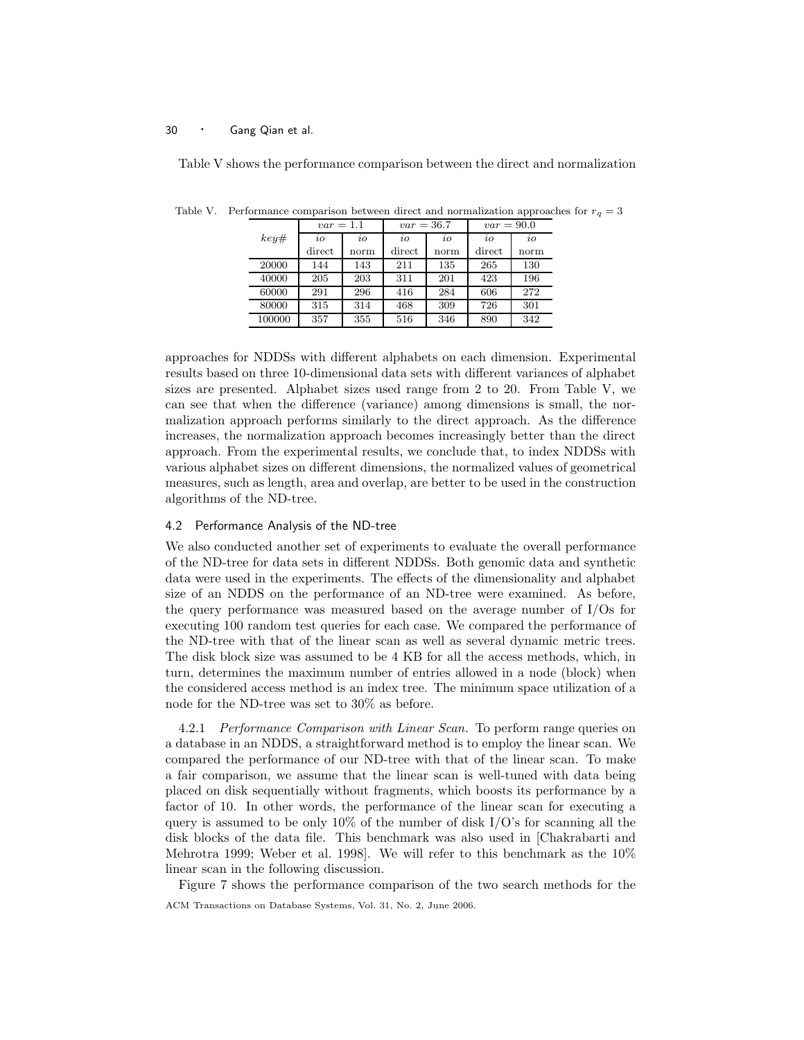Table V shows the performance comparison between the direct and normalization

Table V. Performance comparison between direct and normalization approaches for $r_q = 3$

| $key\#$ | $var = 1.1$ | | $var = 36.7$ | | $var = 90.0$ | |
|---|---|---|---|---|---|---|
| | $io$ direct | $io$ norm | $io$ direct | $io$ norm | $io$ direct | $io$ norm |
| 20000 | 144 | 143 | 211 | 135 | 265 | 130 |
| 40000 | 205 | 203 | 311 | 201 | 423 | 196 |
| 60000 | 291 | 296 | 416 | 284 | 606 | 272 |
| 80000 | 315 | 314 | 468 | 309 | 726 | 301 |
| 100000 | 357 | 355 | 516 | 346 | 890 | 342 |

approaches for NDDSs with different alphabets on each dimension. Experimental results based on three 10-dimensional data sets with different variances of alphabet sizes are presented. Alphabet sizes used range from 2 to 20. From Table V, we can see that when the difference (variance) among dimensions is small, the normalization approach performs similarly to the direct approach. As the difference increases, the normalization approach becomes increasingly better than the direct approach. From the experimental results, we conclude that, to index NDDSs with various alphabet sizes on different dimensions, the normalized values of geometrical measures, such as length, area and overlap, are better to be used in the construction algorithms of the ND-tree.

### 4.2 Performance Analysis of the ND-tree

We also conducted another set of experiments to evaluate the overall performance of the ND-tree for data sets in different NDDSs. Both genomic data and synthetic data were used in the experiments. The effects of the dimensionality and alphabet size of an NDDS on the performance of an ND-tree were examined. As before, the query performance was measured based on the average number of I/Os for executing 100 random test queries for each case. We compared the performance of the ND-tree with that of the linear scan as well as several dynamic metric trees. The disk block size was assumed to be 4 KB for all the access methods, which, in turn, determines the maximum number of entries allowed in a node (block) when the considered access method is an index tree. The minimum space utilization of a node for the ND-tree was set to 30% as before.

4.2.1 *Performance Comparison with Linear Scan.* To perform range queries on a database in an NDDS, a straightforward method is to employ the linear scan. We compared the performance of our ND-tree with that of the linear scan. To make a fair comparison, we assume that the linear scan is well-tuned with data being placed on disk sequentially without fragments, which boosts its performance by a factor of 10. In other words, the performance of the linear scan for executing a query is assumed to be only 10% of the number of disk I/O's for scanning all the disk blocks of the data file. This benchmark was also used in [Chakrabarti and Mehrotra 1999; Weber et al. 1998]. We will refer to this benchmark as the 10% linear scan in the following discussion.

Figure 7 shows the performance comparison of the two search methods for the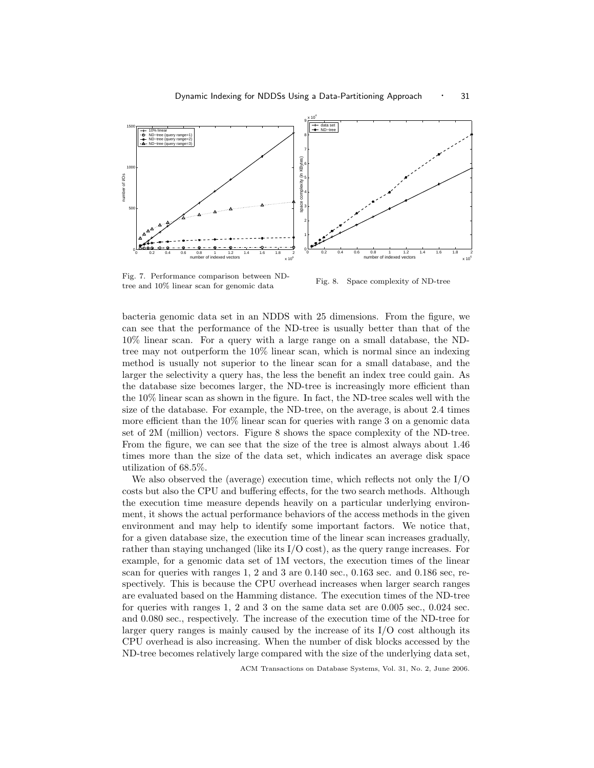Fig. 7. Performance comparison between ND-tree and 10% linear scan for genomic data

Fig. 8. Space complexity of ND-tree

bacteria genomic data set in an NDDS with 25 dimensions. From the figure, we can see that the performance of the ND-tree is usually better than that of the 10% linear scan. For a query with a large range on a small database, the ND-tree may not outperform the 10% linear scan, which is normal since an indexing method is usually not superior to the linear scan for a small database, and the larger the selectivity a query has, the less the benefit an index tree could gain. As the database size becomes larger, the ND-tree is increasingly more efficient than the 10% linear scan as shown in the figure. In fact, the ND-tree scales well with the size of the database. For example, the ND-tree, on the average, is about 2.4 times more efficient than the 10% linear scan for queries with range 3 on a genomic data set of 2M (million) vectors. Figure 8 shows the space complexity of the ND-tree. From the figure, we can see that the size of the tree is almost always about 1.46 times more than the size of the data set, which indicates an average disk space utilization of 68.5%.

We also observed the (average) execution time, which reflects not only the I/O costs but also the CPU and buffering effects, for the two search methods. Although the execution time measure depends heavily on a particular underlying environment, it shows the actual performance behaviors of the access methods in the given environment and may help to identify some important factors. We notice that, for a given database size, the execution time of the linear scan increases gradually, rather than staying unchanged (like its I/O cost), as the query range increases. For example, for a genomic data set of 1M vectors, the execution times of the linear scan for queries with ranges 1, 2 and 3 are 0.140 sec., 0.163 sec. and 0.186 sec, respectively. This is because the CPU overhead increases when larger search ranges are evaluated based on the Hamming distance. The execution times of the ND-tree for queries with ranges 1, 2 and 3 on the same data set are 0.005 sec., 0.024 sec. and 0.080 sec., respectively. The increase of the execution time of the ND-tree for larger query ranges is mainly caused by the increase of its I/O cost although its CPU overhead is also increasing. When the number of disk blocks accessed by the ND-tree becomes relatively large compared with the size of the underlying data set,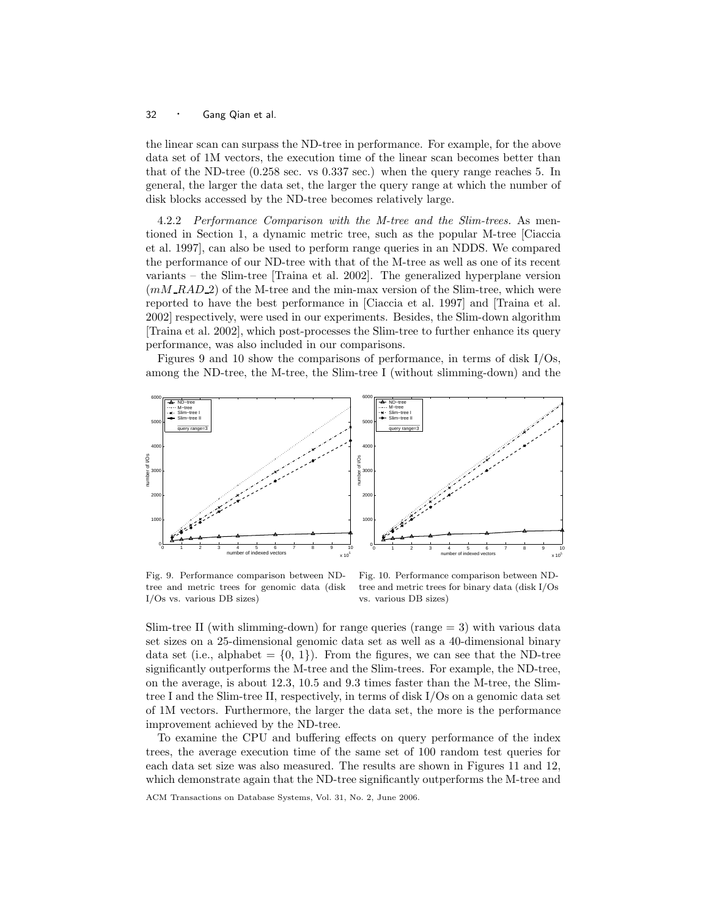the linear scan can surpass the ND-tree in performance. For example, for the above data set of 1M vectors, the execution time of the linear scan becomes better than that of the ND-tree (0.258 sec. vs 0.337 sec.) when the query range reaches 5. In general, the larger the data set, the larger the query range at which the number of disk blocks accessed by the ND-tree becomes relatively large.

4.2.2 *Performance Comparison with the M-tree and the Slim-trees.* As mentioned in Section 1, a dynamic metric tree, such as the popular M-tree [Ciaccia et al. 1997], can also be used to perform range queries in an NDDS. We compared the performance of our ND-tree with that of the M-tree as well as one of its recent variants – the Slim-tree [Traina et al. 2002]. The generalized hyperplane version ($mM\_RAD\_2$) of the M-tree and the min-max version of the Slim-tree, which were reported to have the best performance in [Ciaccia et al. 1997] and [Traina et al. 2002] respectively, were used in our experiments. Besides, the Slim-down algorithm [Traina et al. 2002], which post-processes the Slim-tree to further enhance its query performance, was also included in our comparisons.

Figures 9 and 10 show the comparisons of performance, in terms of disk I/Os, among the ND-tree, the M-tree, the Slim-tree I (without slimming-down) and the Slim-tree II (with slimming-down) for range queries (range = 3) with various data set sizes on a 25-dimensional genomic data set as well as a 40-dimensional binary data set (i.e., alphabet = {0, 1}). From the figures, we can see that the ND-tree significantly outperforms the M-tree and the Slim-trees. For example, the ND-tree, on the average, is about 12.3, 10.5 and 9.3 times faster than the M-tree, the Slim-tree I and the Slim-tree II, respectively, in terms of disk I/Os on a genomic data set of 1M vectors. Furthermore, the larger the data set, the more is the performance improvement achieved by the ND-tree.

Fig. 9. Performance comparison between ND-tree and metric trees for genomic data (disk I/Os vs. various DB sizes)

Fig. 10. Performance comparison between ND-tree and metric trees for binary data (disk I/Os vs. various DB sizes)

To examine the CPU and buffering effects on query performance of the index trees, the average execution time of the same set of 100 random test queries for each data set size was also measured. The results are shown in Figures 11 and 12, which demonstrate again that the ND-tree significantly outperforms the M-tree and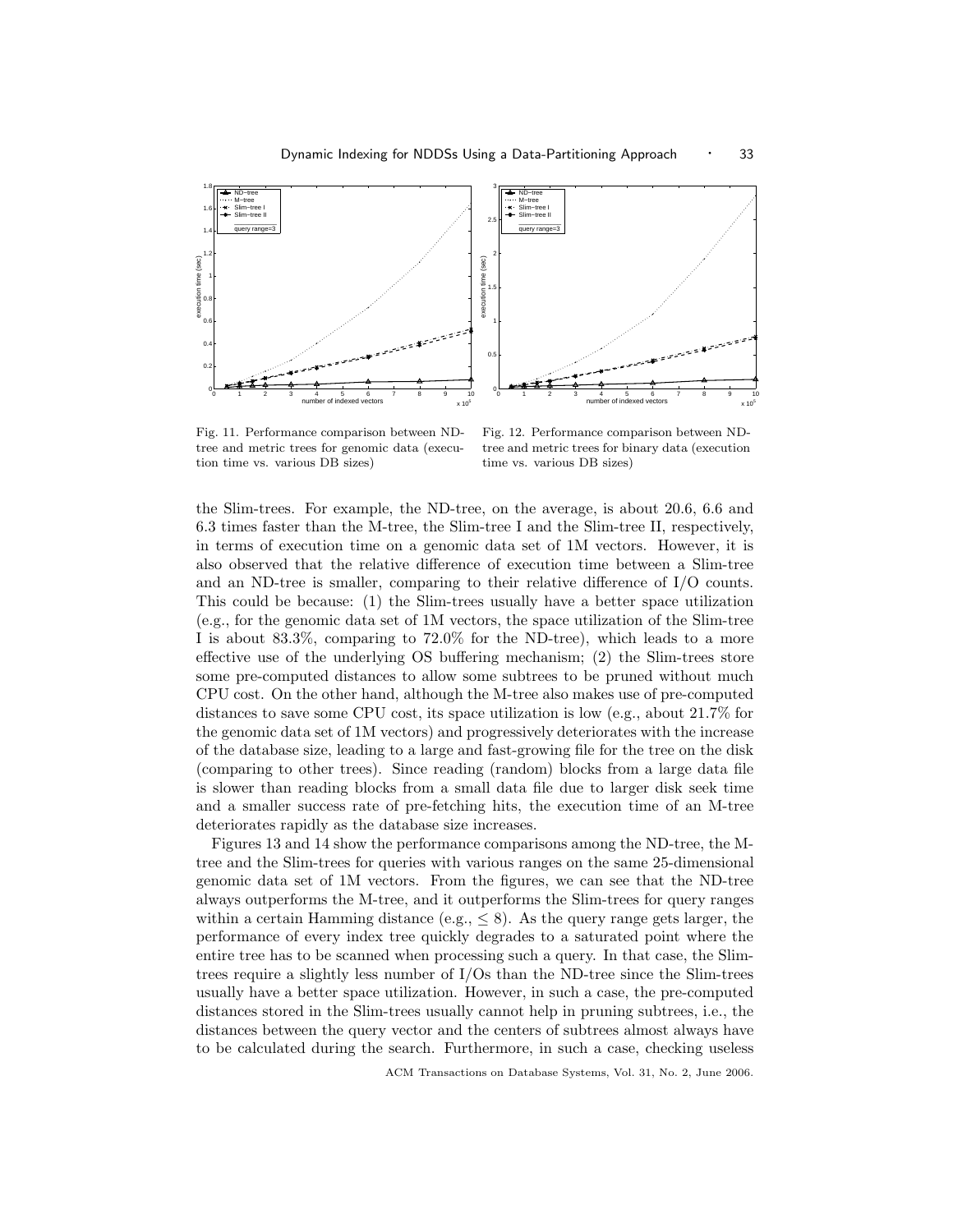Fig. 11. Performance comparison between ND-tree and metric trees for genomic data (execution time vs. various DB sizes)

Fig. 12. Performance comparison between ND-tree and metric trees for binary data (execution time vs. various DB sizes)

the Slim-trees. For example, the ND-tree, on the average, is about 20.6, 6.6 and 6.3 times faster than the M-tree, the Slim-tree I and the Slim-tree II, respectively, in terms of execution time on a genomic data set of 1M vectors. However, it is also observed that the relative difference of execution time between a Slim-tree and an ND-tree is smaller, comparing to their relative difference of I/O counts. This could be because: (1) the Slim-trees usually have a better space utilization (e.g., for the genomic data set of 1M vectors, the space utilization of the Slim-tree I is about 83.3%, comparing to 72.0% for the ND-tree), which leads to a more effective use of the underlying OS buffering mechanism; (2) the Slim-trees store some pre-computed distances to allow some subtrees to be pruned without much CPU cost. On the other hand, although the M-tree also makes use of pre-computed distances to save some CPU cost, its space utilization is low (e.g., about 21.7% for the genomic data set of 1M vectors) and progressively deteriorates with the increase of the database size, leading to a large and fast-growing file for the tree on the disk (comparing to other trees). Since reading (random) blocks from a large data file is slower than reading blocks from a small data file due to larger disk seek time and a smaller success rate of pre-fetching hits, the execution time of an M-tree deteriorates rapidly as the database size increases.

Figures 13 and 14 show the performance comparisons among the ND-tree, the M-tree and the Slim-trees for queries with various ranges on the same 25-dimensional genomic data set of 1M vectors. From the figures, we can see that the ND-tree always outperforms the M-tree, and it outperforms the Slim-trees for query ranges within a certain Hamming distance (e.g., $\leq 8$). As the query range gets larger, the performance of every index tree quickly degrades to a saturated point where the entire tree has to be scanned when processing such a query. In that case, the Slim-trees require a slightly less number of I/Os than the ND-tree since the Slim-trees usually have a better space utilization. However, in such a case, the pre-computed distances stored in the Slim-trees usually cannot help in pruning subtrees, i.e., the distances between the query vector and the centers of subtrees almost always have to be calculated during the search. Furthermore, in such a case, checking useless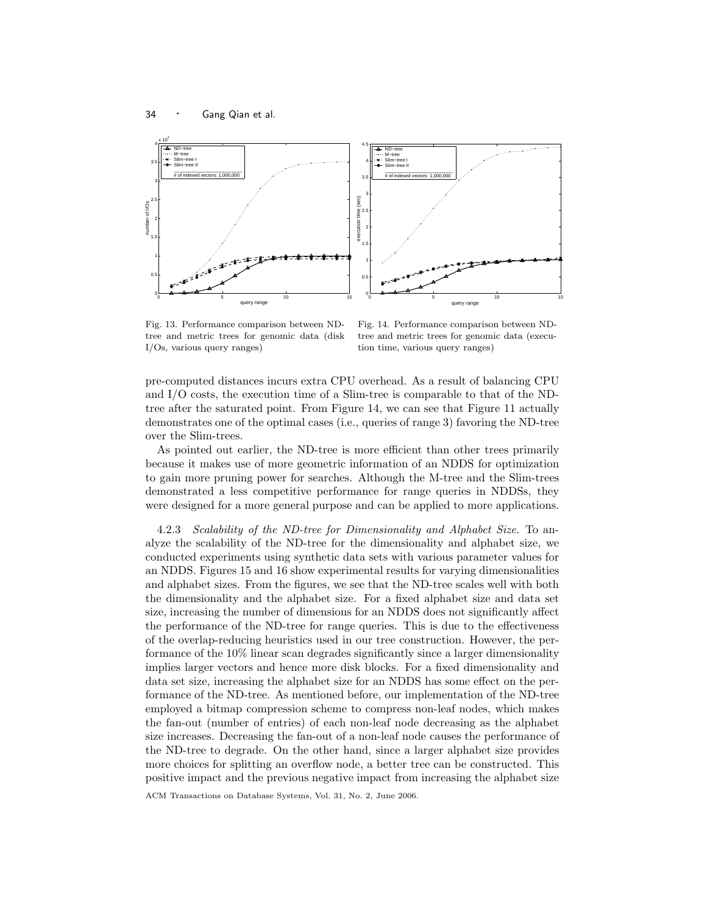Fig. 13. Performance comparison between ND-tree and metric trees for genomic data (disk I/Os, various query ranges)

Fig. 14. Performance comparison between ND-tree and metric trees for genomic data (execution time, various query ranges)

pre-computed distances incurs extra CPU overhead. As a result of balancing CPU and I/O costs, the execution time of a Slim-tree is comparable to that of the ND-tree after the saturated point. From Figure 14, we can see that Figure 11 actually demonstrates one of the optimal cases (i.e., queries of range 3) favoring the ND-tree over the Slim-trees.

As pointed out earlier, the ND-tree is more efficient than other trees primarily because it makes use of more geometric information of an NDDS for optimization to gain more pruning power for searches. Although the M-tree and the Slim-trees demonstrated a less competitive performance for range queries in NDDSs, they were designed for a more general purpose and can be applied to more applications.

4.2.3 *Scalability of the ND-tree for Dimensionality and Alphabet Size.* To analyze the scalability of the ND-tree for the dimensionality and alphabet size, we conducted experiments using synthetic data sets with various parameter values for an NDDS. Figures 15 and 16 show experimental results for varying dimensionalities and alphabet sizes. From the figures, we see that the ND-tree scales well with both the dimensionality and the alphabet size. For a fixed alphabet size and data set size, increasing the number of dimensions for an NDDS does not significantly affect the performance of the ND-tree for range queries. This is due to the effectiveness of the overlap-reducing heuristics used in our tree construction. However, the performance of the 10% linear scan degrades significantly since a larger dimensionality implies larger vectors and hence more disk blocks. For a fixed dimensionality and data set size, increasing the alphabet size for an NDDS has some effect on the performance of the ND-tree. As mentioned before, our implementation of the ND-tree employed a bitmap compression scheme to compress non-leaf nodes, which makes the fan-out (number of entries) of each non-leaf node decreasing as the alphabet size increases. Decreasing the fan-out of a non-leaf node causes the performance of the ND-tree to degrade. On the other hand, since a larger alphabet size provides more choices for splitting an overflow node, a better tree can be constructed. This positive impact and the previous negative impact from increasing the alphabet size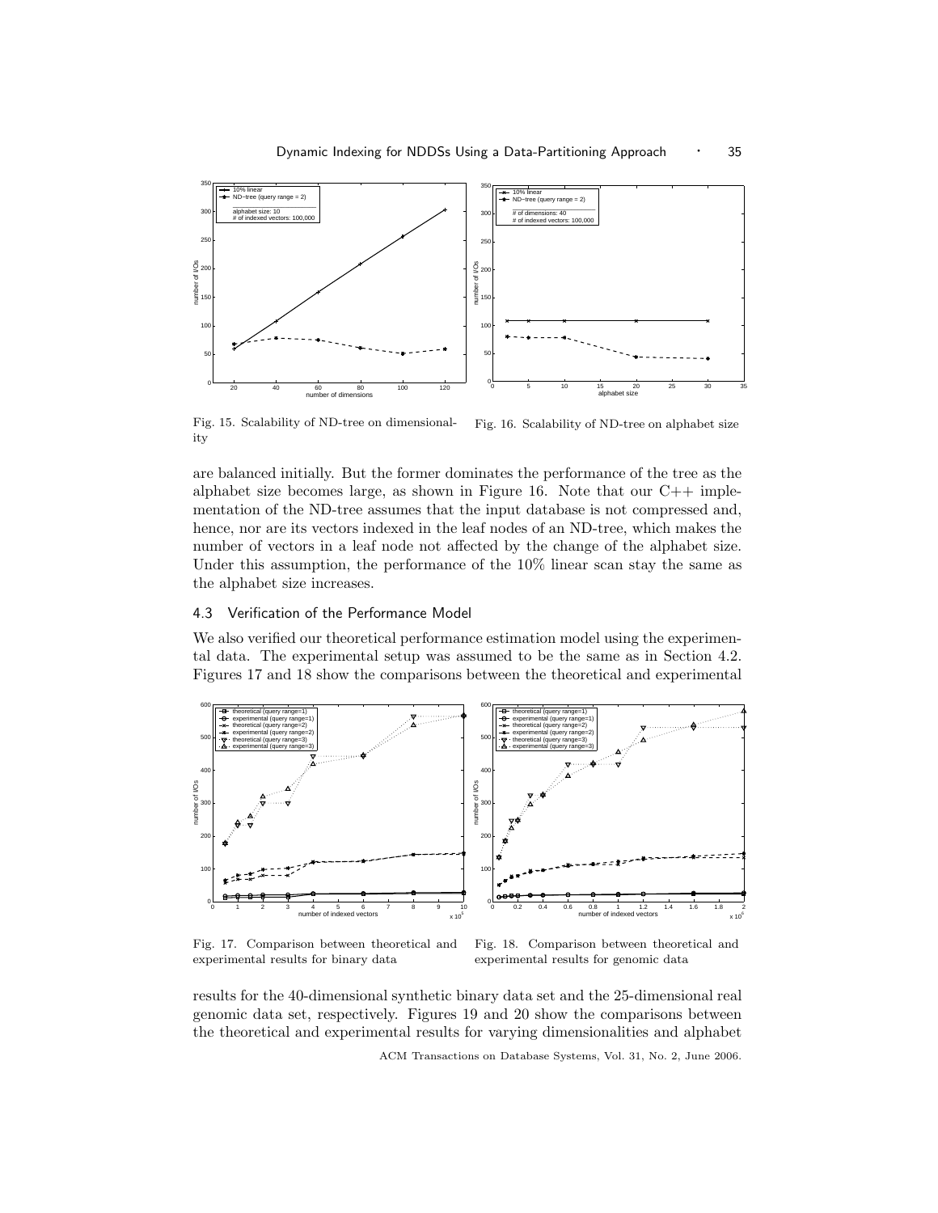Fig. 15. Scalability of ND-tree on dimensionality

Fig. 16. Scalability of ND-tree on alphabet size

are balanced initially. But the former dominates the performance of the tree as the alphabet size becomes large, as shown in Figure 16. Note that our C++ implementation of the ND-tree assumes that the input database is not compressed and, hence, nor are its vectors indexed in the leaf nodes of an ND-tree, which makes the number of vectors in a leaf node not affected by the change of the alphabet size. Under this assumption, the performance of the 10% linear scan stay the same as the alphabet size increases.

### 4.3 Verification of the Performance Model

We also verified our theoretical performance estimation model using the experimental data. The experimental setup was assumed to be the same as in Section 4.2. Figures 17 and 18 show the comparisons between the theoretical and experimental

Fig. 17. Comparison between theoretical and experimental results for binary data

Fig. 18. Comparison between theoretical and experimental results for genomic data

results for the 40-dimensional synthetic binary data set and the 25-dimensional real genomic data set, respectively. Figures 19 and 20 show the comparisons between the theoretical and experimental results for varying dimensionalities and alphabet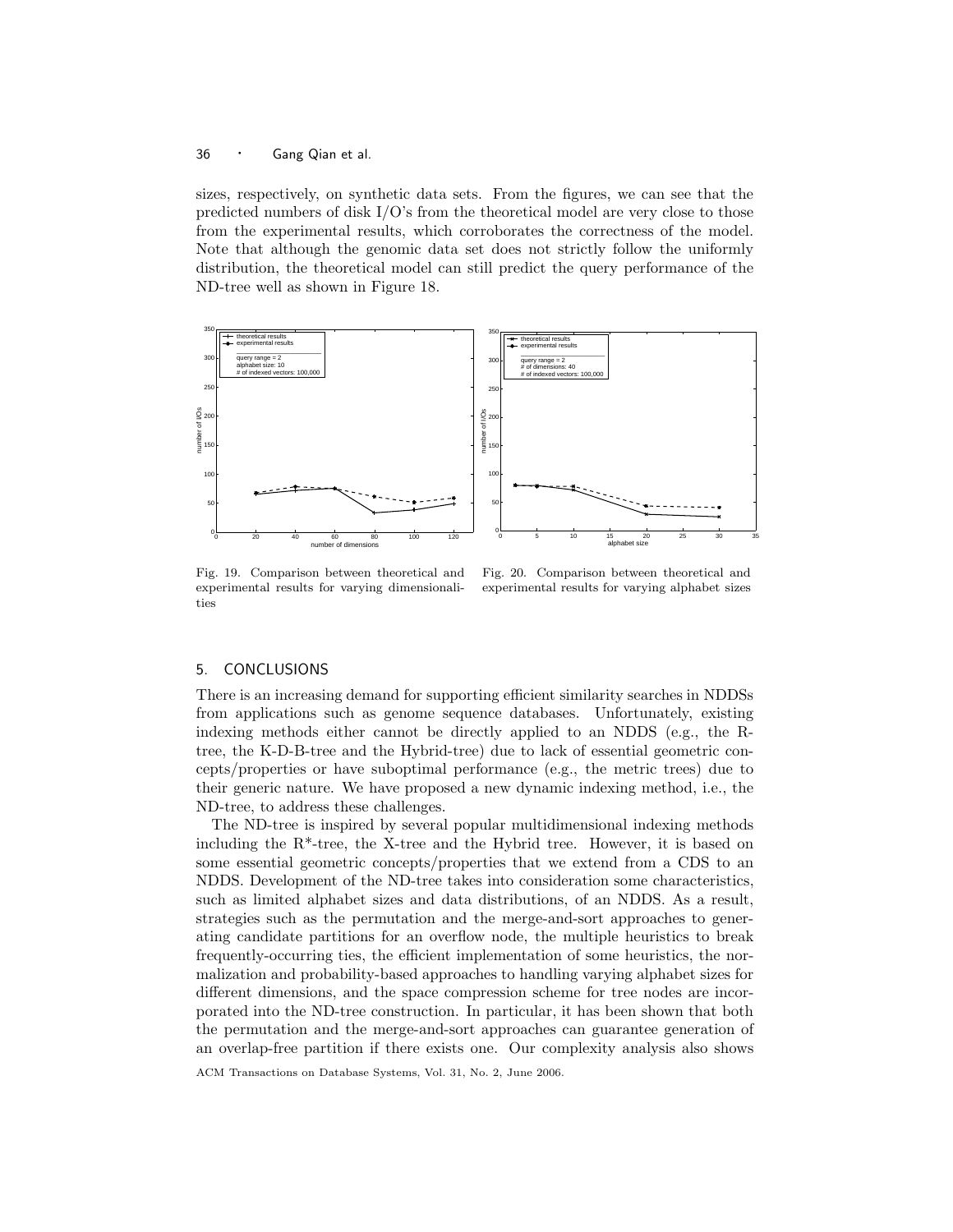sizes, respectively, on synthetic data sets. From the figures, we can see that the predicted numbers of disk I/O's from the theoretical model are very close to those from the experimental results, which corroborates the correctness of the model. Note that although the genomic data set does not strictly follow the uniformly distribution, the theoretical model can still predict the query performance of the ND-tree well as shown in Figure 18.

Fig. 19. Comparison between theoretical and experimental results for varying dimensionalities

Fig. 20. Comparison between theoretical and experimental results for varying alphabet sizes

## 5. CONCLUSIONS

There is an increasing demand for supporting efficient similarity searches in NDDSs from applications such as genome sequence databases. Unfortunately, existing indexing methods either cannot be directly applied to an NDDS (e.g., the R-tree, the K-D-B-tree and the Hybrid-tree) due to lack of essential geometric concepts/properties or have suboptimal performance (e.g., the metric trees) due to their generic nature. We have proposed a new dynamic indexing method, i.e., the ND-tree, to address these challenges.

The ND-tree is inspired by several popular multidimensional indexing methods including the R*-tree, the X-tree and the Hybrid tree. However, it is based on some essential geometric concepts/properties that we extend from a CDS to an NDDS. Development of the ND-tree takes into consideration some characteristics, such as limited alphabet sizes and data distributions, of an NDDS. As a result, strategies such as the permutation and the merge-and-sort approaches to generating candidate partitions for an overflow node, the multiple heuristics to break frequently-occurring ties, the efficient implementation of some heuristics, the normalization and probability-based approaches to handling varying alphabet sizes for different dimensions, and the space compression scheme for tree nodes are incorporated into the ND-tree construction. In particular, it has been shown that both the permutation and the merge-and-sort approaches can guarantee generation of an overlap-free partition if there exists one. Our complexity analysis also shows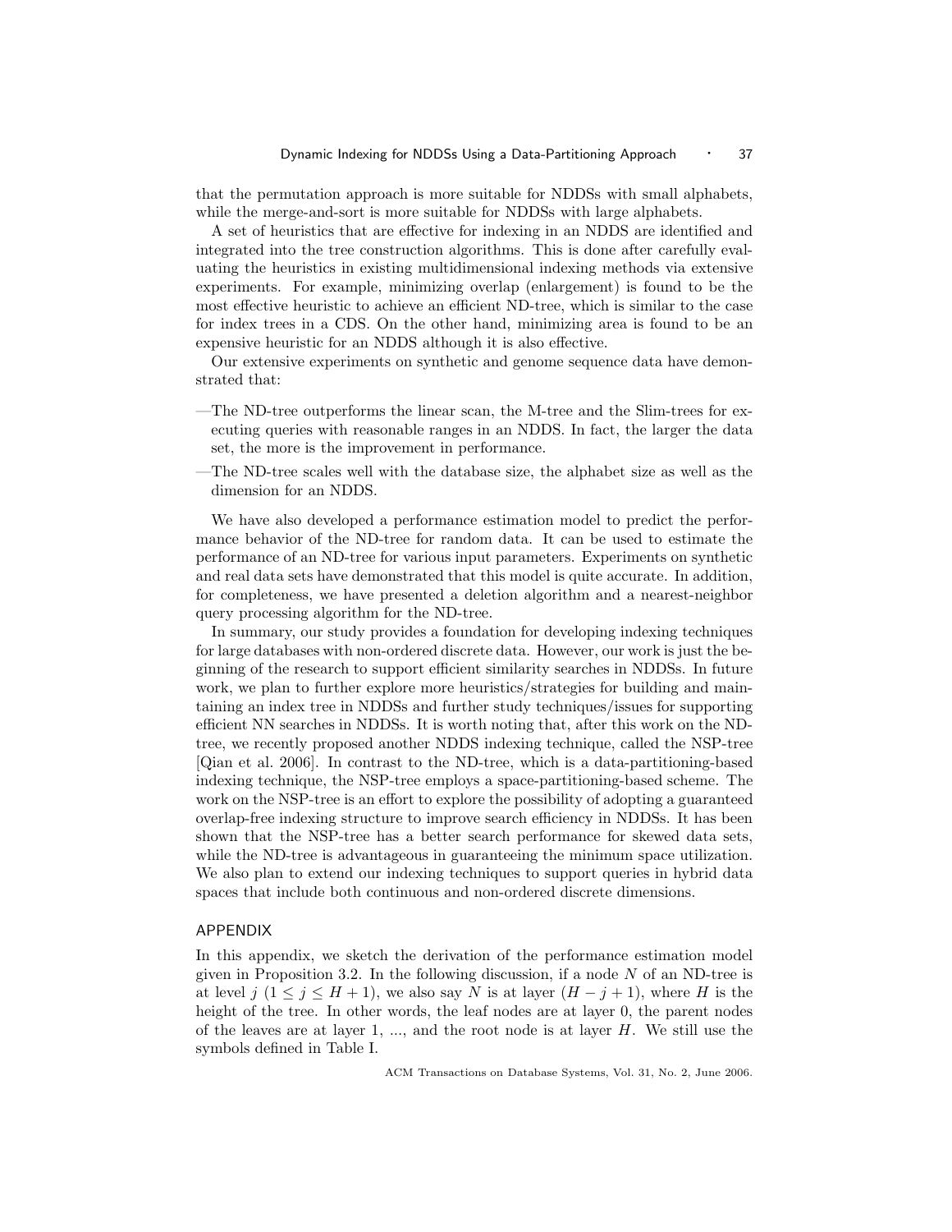that the permutation approach is more suitable for NDDSs with small alphabets, while the merge-and-sort is more suitable for NDDSs with large alphabets.

A set of heuristics that are effective for indexing in an NDDS are identified and integrated into the tree construction algorithms. This is done after carefully evaluating the heuristics in existing multidimensional indexing methods via extensive experiments. For example, minimizing overlap (enlargement) is found to be the most effective heuristic to achieve an efficient ND-tree, which is similar to the case for index trees in a CDS. On the other hand, minimizing area is found to be an expensive heuristic for an NDDS although it is also effective.

Our extensive experiments on synthetic and genome sequence data have demonstrated that:

—The ND-tree outperforms the linear scan, the M-tree and the Slim-trees for executing queries with reasonable ranges in an NDDS. In fact, the larger the data set, the more is the improvement in performance.

—The ND-tree scales well with the database size, the alphabet size as well as the dimension for an NDDS.

We have also developed a performance estimation model to predict the performance behavior of the ND-tree for random data. It can be used to estimate the performance of an ND-tree for various input parameters. Experiments on synthetic and real data sets have demonstrated that this model is quite accurate. In addition, for completeness, we have presented a deletion algorithm and a nearest-neighbor query processing algorithm for the ND-tree.

In summary, our study provides a foundation for developing indexing techniques for large databases with non-ordered discrete data. However, our work is just the beginning of the research to support efficient similarity searches in NDDSs. In future work, we plan to further explore more heuristics/strategies for building and maintaining an index tree in NDDSs and further study techniques/issues for supporting efficient NN searches in NDDSs. It is worth noting that, after this work on the ND-tree, we recently proposed another NDDS indexing technique, called the NSP-tree [Qian et al. 2006]. In contrast to the ND-tree, which is a data-partitioning-based indexing technique, the NSP-tree employs a space-partitioning-based scheme. The work on the NSP-tree is an effort to explore the possibility of adopting a guaranteed overlap-free indexing structure to improve search efficiency in NDDSs. It has been shown that the NSP-tree has a better search performance for skewed data sets, while the ND-tree is advantageous in guaranteeing the minimum space utilization. We also plan to extend our indexing techniques to support queries in hybrid data spaces that include both continuous and non-ordered discrete dimensions.

## APPENDIX

In this appendix, we sketch the derivation of the performance estimation model given in Proposition 3.2. In the following discussion, if a node $N$ of an ND-tree is at level $j$ ($1 \leq j \leq H+1$), we also say $N$ is at layer $(H - j + 1)$, where $H$ is the height of the tree. In other words, the leaf nodes are at layer 0, the parent nodes of the leaves are at layer 1, ..., and the root node is at layer $H$. We still use the symbols defined in Table I.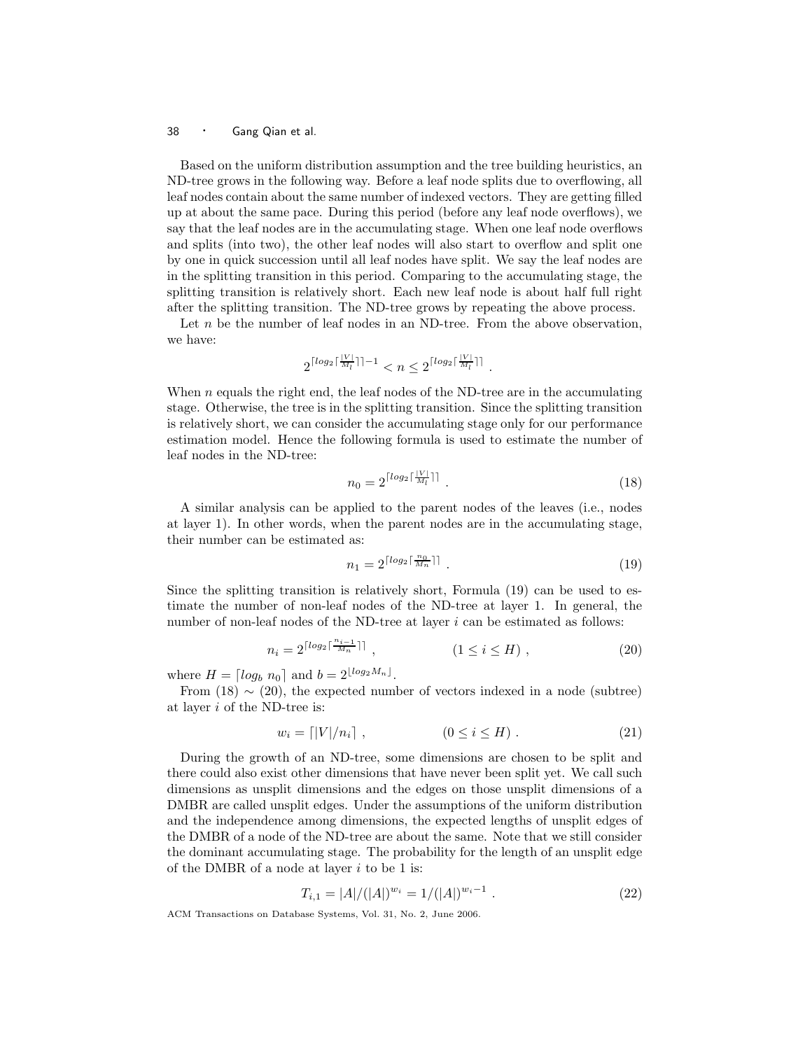Based on the uniform distribution assumption and the tree building heuristics, an ND-tree grows in the following way. Before a leaf node splits due to overflowing, all leaf nodes contain about the same number of indexed vectors. They are getting filled up at about the same pace. During this period (before any leaf node overflows), we say that the leaf nodes are in the accumulating stage. When one leaf node overflows and splits (into two), the other leaf nodes will also start to overflow and split one by one in quick succession until all leaf nodes have split. We say the leaf nodes are in the splitting transition in this period. Comparing to the accumulating stage, the splitting transition is relatively short. Each new leaf node is about half full right after the splitting transition. The ND-tree grows by repeating the above process.

Let $n$ be the number of leaf nodes in an ND-tree. From the above observation, we have:

$$2^{\lceil log_2 \lceil \frac{|V|}{M_l} \rceil \rceil - 1} < n \leq 2^{\lceil log_2 \lceil \frac{|V|}{M_l} \rceil \rceil} .$$

When $n$ equals the right end, the leaf nodes of the ND-tree are in the accumulating stage. Otherwise, the tree is in the splitting transition. Since the splitting transition is relatively short, we can consider the accumulating stage only for our performance estimation model. Hence the following formula is used to estimate the number of leaf nodes in the ND-tree:

$$n_0 = 2^{\lceil log_2 \lceil \frac{|V|}{M_l} \rceil \rceil} . \tag{18}$$

A similar analysis can be applied to the parent nodes of the leaves (i.e., nodes at layer 1). In other words, when the parent nodes are in the accumulating stage, their number can be estimated as:

$$n_1 = 2^{\lceil log_2 \lceil \frac{n_0}{M_n} \rceil \rceil} . \tag{19}$$

Since the splitting transition is relatively short, Formula (19) can be used to estimate the number of non-leaf nodes of the ND-tree at layer 1. In general, the number of non-leaf nodes of the ND-tree at layer $i$ can be estimated as follows:

$$n_i = 2^{\lceil log_2 \lceil \frac{n_{i-1}}{M_n} \rceil \rceil} , \qquad (1 \leq i \leq H) , \tag{20}$$

where $H = \lceil log_b \, n_0 \rceil$ and $b = 2^{\lfloor log_2 M_n \rfloor}$.

From (18) $\sim$ (20), the expected number of vectors indexed in a node (subtree) at layer $i$ of the ND-tree is:

$$w_i = \lceil |V|/n_i \rceil , \qquad (0 \leq i \leq H) . \tag{21}$$

During the growth of an ND-tree, some dimensions are chosen to be split and there could also exist other dimensions that have never been split yet. We call such dimensions as unsplit dimensions and the edges on those unsplit dimensions of a DMBR are called unsplit edges. Under the assumptions of the uniform distribution and the independence among dimensions, the expected lengths of unsplit edges of the DMBR of a node of the ND-tree are about the same. Note that we still consider the dominant accumulating stage. The probability for the length of an unsplit edge of the DMBR of a node at layer $i$ to be 1 is:

$$T_{i,1} = |A|/(|A|)^{w_i} = 1/(|A|)^{w_i - 1} . \tag{22}$$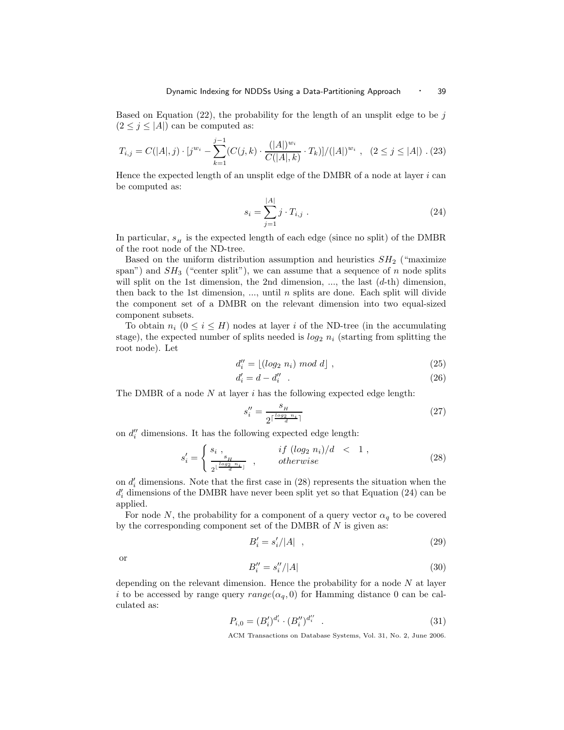Based on Equation (22), the probability for the length of an unsplit edge to be $j$ $(2 \leq j \leq |A|)$ can be computed as:

$$T_{i,j} = C(|A|, j) \cdot [j^{w_i} - \sum_{k=1}^{j-1} (C(j,k) \cdot \frac{(|A|)^{w_i}}{C(|A|, k)} \cdot T_k)] / (|A|)^{w_i} \ , \quad (2 \leq j \leq |A|) \ . \tag{23}$$

Hence the expected length of an unsplit edge of the DMBR of a node at layer $i$ can be computed as:

$$s_i = \sum_{j=1}^{|A|} j \cdot T_{i,j} \ . \tag{24}$$

In particular, $s_H$ is the expected length of each edge (since no split) of the DMBR of the root node of the ND-tree.

Based on the uniform distribution assumption and heuristics $SH_2$ ("maximize span") and $SH_3$ ("center split"), we can assume that a sequence of $n$ node splits will split on the 1st dimension, the 2nd dimension, ..., the last ($d$-th) dimension, then back to the 1st dimension, ..., until $n$ splits are done. Each split will divide the component set of a DMBR on the relevant dimension into two equal-sized component subsets.

To obtain $n_i$ $(0 \leq i \leq H)$ nodes at layer $i$ of the ND-tree (in the accumulating stage), the expected number of splits needed is $log_2 \ n_i$ (starting from splitting the root node). Let

$$d''_i = \lfloor (log_2 \ n_i) \ mod \ d \rfloor \ , \tag{25}$$

$$d'_i = d - d''_i \ . \tag{26}$$

The DMBR of a node $N$ at layer $i$ has the following expected edge length:

$$s''_i = \frac{s_H}{2^{\lceil \frac{log_2 \ n_i}{d} \rceil}} \tag{27}$$

on $d''_i$ dimensions. It has the following expected edge length:

$$s'_i = \begin{cases} s_i \ , & if \ (log_2 \ n_i)/d \ < \ 1 \ , \\ \frac{s_H}{2^{\lfloor \frac{log_2 \ n_i}{d} \rfloor}} \ , & otherwise \end{cases} \tag{28}$$

on $d'_i$ dimensions. Note that the first case in (28) represents the situation when the $d'_i$ dimensions of the DMBR have never been split yet so that Equation (24) can be applied.

For node $N$, the probability for a component of a query vector $\alpha_q$ to be covered by the corresponding component set of the DMBR of $N$ is given as:

$$B'_i = s'_i / |A| \ , \tag{29}$$

or

$$B''_i = s''_i / |A| \tag{30}$$

depending on the relevant dimension. Hence the probability for a node $N$ at layer $i$ to be accessed by range query $range(\alpha_q, 0)$ for Hamming distance 0 can be calculated as:

$$P_{i,0} = (B'_i)^{d'_i} \cdot (B''_i)^{d''_i} \ . \tag{31}$$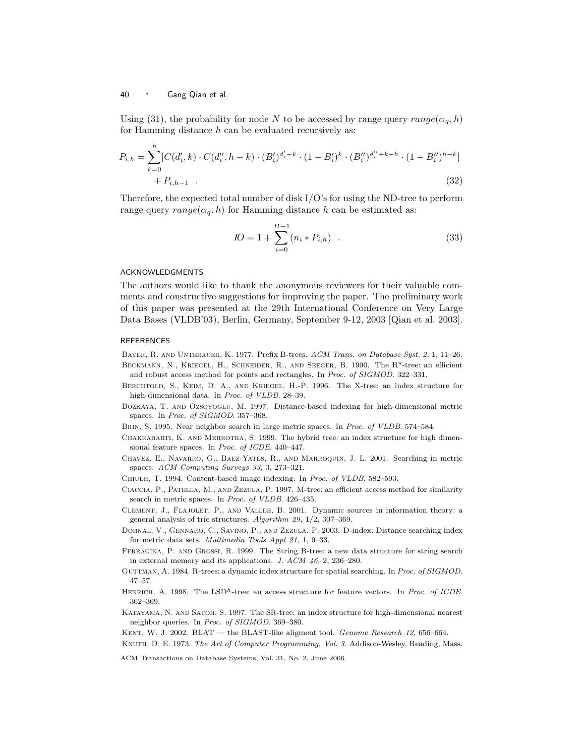Using (31), the probability for node $N$ to be accessed by range query $range(\alpha_q, h)$ for Hamming distance $h$ can be evaluated recursively as:

$$P_{i,h} = \sum_{k=0}^{h} [C(d_i', k) \cdot C(d_i'', h-k) \cdot (B_i')^{d_i'-k} \cdot (1-B_i')^k \cdot (B_i'')^{d_i''+k-h} \cdot (1-B_i'')^{h-k}] + P_{i,h-1} \quad . \tag{32}$$

Therefore, the expected total number of disk I/O's for using the ND-tree to perform range query $range(\alpha_q, h)$ for Hamming distance $h$ can be estimated as:

$$IO = 1 + \sum_{i=0}^{H-1} (n_i * P_{i,h}) \quad . \tag{33}$$

## ACKNOWLEDGMENTS

The authors would like to thank the anonymous reviewers for their valuable comments and constructive suggestions for improving the paper. The preliminary work of this paper was presented at the 29th International Conference on Very Large Data Bases (VLDB'03), Berlin, Germany, September 9-12, 2003 [Qian et al. 2003].

## REFERENCES

Bayer, R. and Unterauer, K. 1977. Prefix B-trees. *ACM Trans. on Database Syst. 2,* 1, 11–26.

Beckmann, N., Kriegel, H., Schneider, R., and Seeger, B. 1990. The R*-tree: an efficient and robust access method for points and rectangles. In *Proc. of SIGMOD*. 322–331.

Berchtold, S., Keim, D. A., and Kriegel, H.-P. 1996. The X-tree: an index structure for high-dimensional data. In *Proc. of VLDB*. 28–39.

Bozkaya, T. and Ozsoyoglu, M. 1997. Distance-based indexing for high-dimensional metric spaces. In *Proc. of SIGMOD*. 357–368.

Brin, S. 1995. Near neighbor search in large metric spaces. In *Proc. of VLDB*. 574–584.

Chakrabarti, K. and Mehrotra, S. 1999. The hybrid tree: an index structure for high dimensional feature spaces. In *Proc. of ICDE*. 440–447.

Chavez, E., Navarro, G., Baez-Yates, R., and Marroquin, J. L. 2001. Searching in metric spaces. *ACM Computing Surveys 33,* 3, 273–321.

Chiueh, T. 1994. Content-based image indexing. In *Proc. of VLDB*. 582–593.

Ciaccia, P., Patella, M., and Zezula, P. 1997. M-tree: an efficient access method for similarity search in metric spaces. In *Proc. of VLDB*. 426–435.

Clement, J., Flajolet, P., and Vallee, B. 2001. Dynamic sources in information theory: a general analysis of trie structures. *Algorithm 29,* 1/2, 307–369.

Dohnal, V., Gennaro, C., Savino, P., and Zezula, P. 2003. D-index: Distance searching index for metric data sets. *Multimedia Tools Appl 21,* 1, 9–33.

Ferragina, P. and Grossi, R. 1999. The String B-tree: a new data structure for string search in external memory and its applications. *J. ACM 46,* 2, 236–280.

Guttman, A. 1984. R-trees: a dynamic index structure for spatial searching. In *Proc. of SIGMOD*. 47–57.

Henrich, A. 1998. The LSD$^h$-tree: an access structure for feature vectors. In *Proc. of ICDE*. 362–369.

Katayama, N. and Satoh, S. 1997. The SR-tree: an index structure for high-dimensional nearest neighbor queries. In *Proc. of SIGMOD*. 369–380.

Kent, W. J. 2002. BLAT — the BLAST-like aligment tool. *Genome Research 12*, 656–664.

Knuth, D. E. 1973. *The Art of Computer Programming, Vol. 3.* Addison-Wesley, Reading, Mass.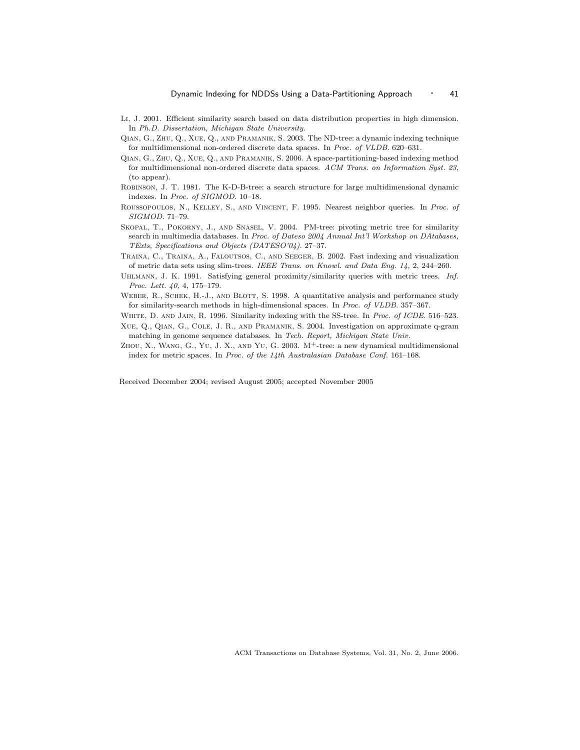Li, J. 2001. Efficient similarity search based on data distribution properties in high dimension. In *Ph.D. Dissertation, Michigan State University*.

Qian, G., Zhu, Q., Xue, Q., and Pramanik, S. 2003. The ND-tree: a dynamic indexing technique for multidimensional non-ordered discrete data spaces. In *Proc. of VLDB*. 620–631.

Qian, G., Zhu, Q., Xue, Q., and Pramanik, S. 2006. A space-partitioning-based indexing method for multidimensional non-ordered discrete data spaces. *ACM Trans. on Information Syst. 23*, (to appear).

Robinson, J. T. 1981. The K-D-B-tree: a search structure for large multidimensional dynamic indexes. In *Proc. of SIGMOD*. 10–18.

Roussopoulos, N., Kelley, S., and Vincent, F. 1995. Nearest neighbor queries. In *Proc. of SIGMOD*. 71–79.

Skopal, T., Pokorny, J., and Snasel, V. 2004. PM-tree: pivoting metric tree for similarity search in multimedia databases. In *Proc. of Dateso 2004 Annual Int'l Workshop on DAtabases, TExts, Specifications and Objects (DATESO'04)*. 27–37.

Traina, C., Traina, A., Faloutsos, C., and Seeger, B. 2002. Fast indexing and visualization of metric data sets using slim-trees. *IEEE Trans. on Knowl. and Data Eng. 14,* 2, 244–260.

Uhlmann, J. K. 1991. Satisfying general proximity/similarity queries with metric trees. *Inf. Proc. Lett. 40,* 4, 175–179.

Weber, R., Schek, H.-J., and Blott, S. 1998. A quantitative analysis and performance study for similarity-search methods in high-dimensional spaces. In *Proc. of VLDB*. 357–367.

White, D. and Jain, R. 1996. Similarity indexing with the SS-tree. In *Proc. of ICDE*. 516–523.

Xue, Q., Qian, G., Cole, J. R., and Pramanik, S. 2004. Investigation on approximate q-gram matching in genome sequence databases. In *Tech. Report, Michigan State Univ.*

Zhou, X., Wang, G., Yu, J. X., and Yu, G. 2003. $M^+$-tree: a new dynamical multidimensional index for metric spaces. In *Proc. of the 14th Australasian Database Conf.* 161–168.

Received December 2004; revised August 2005; accepted November 2005